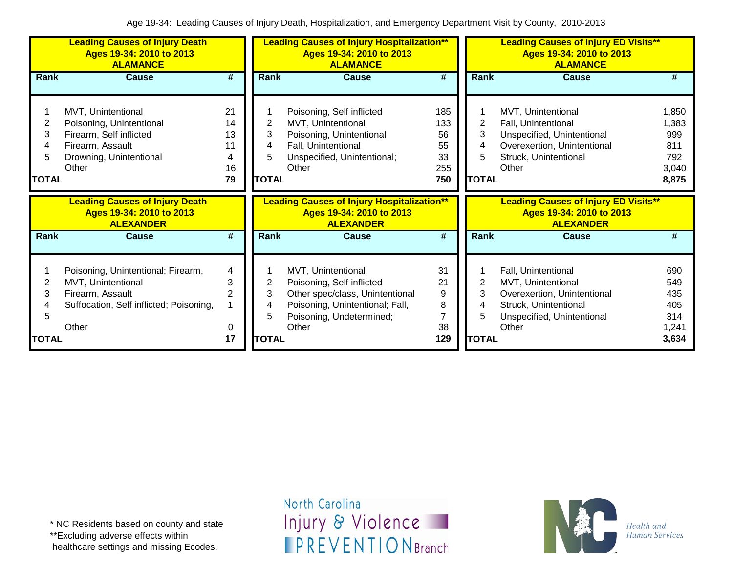Age 19-34: Leading Causes of Injury Death, Hospitalization, and Emergency Department Visit by County, 2010-2013

**Leading Causes of Injury Death**
**Ages 19-34: 2010 to 2013**
**ALAMANCE**

| Rank | Cause | # |
|---|---|---|
| 1 | MVT, Unintentional | 21 |
| 2 | Poisoning, Unintentional | 14 |
| 3 | Firearm, Self inflicted | 13 |
| 4 | Firearm, Assault | 11 |
| 5 | Drowning, Unintentional | 4 |
| | Other | 16 |
| **TOTAL** | | **79** |

**Leading Causes of Injury Hospitalization****
**Ages 19-34: 2010 to 2013**
**ALAMANCE**

| Rank | Cause | # |
|---|---|---|
| 1 | Poisoning, Self inflicted | 185 |
| 2 | MVT, Unintentional | 133 |
| 3 | Poisoning, Unintentional | 56 |
| 4 | Fall, Unintentional | 55 |
| 5 | Unspecified, Unintentional; | 33 |
| | Other | 255 |
| **TOTAL** | | **750** |

**Leading Causes of Injury ED Visits****
**Ages 19-34: 2010 to 2013**
**ALAMANCE**

| Rank | Cause | # |
|---|---|---|
| 1 | MVT, Unintentional | 1,850 |
| 2 | Fall, Unintentional | 1,383 |
| 3 | Unspecified, Unintentional | 999 |
| 4 | Overexertion, Unintentional | 811 |
| 5 | Struck, Unintentional | 792 |
| | Other | 3,040 |
| **TOTAL** | | **8,875** |

**Leading Causes of Injury Death**
**Ages 19-34: 2010 to 2013**
**ALEXANDER**

| Rank | Cause | # |
|---|---|---|
| 1 | Poisoning, Unintentional; Firearm, | 4 |
| 2 | MVT, Unintentional | 3 |
| 3 | Firearm, Assault | 2 |
| 4 | Suffocation, Self inflicted; Poisoning, | 1 |
| 5 | | |
| | Other | 0 |
| **TOTAL** | | **17** |

**Leading Causes of Injury Hospitalization****
**Ages 19-34: 2010 to 2013**
**ALEXANDER**

| Rank | Cause | # |
|---|---|---|
| 1 | MVT, Unintentional | 31 |
| 2 | Poisoning, Self inflicted | 21 |
| 3 | Other spec/class, Unintentional | 9 |
| 4 | Poisoning, Unintentional; Fall, | 8 |
| 5 | Poisoning, Undetermined; | 7 |
| | Other | 38 |
| **TOTAL** | | **129** |

**Leading Causes of Injury ED Visits****
**Ages 19-34: 2010 to 2013**
**ALEXANDER**

| Rank | Cause | # |
|---|---|---|
| 1 | Fall, Unintentional | 690 |
| 2 | MVT, Unintentional | 549 |
| 3 | Overexertion, Unintentional | 435 |
| 4 | Struck, Unintentional | 405 |
| 5 | Unspecified, Unintentional | 314 |
| | Other | 1,241 |
| **TOTAL** | | **3,634** |

* NC Residents based on county and state
**Excluding adverse effects within healthcare settings and missing Ecodes.

North Carolina Injury & Violence PREVENTION Branch

NC Health and Human Services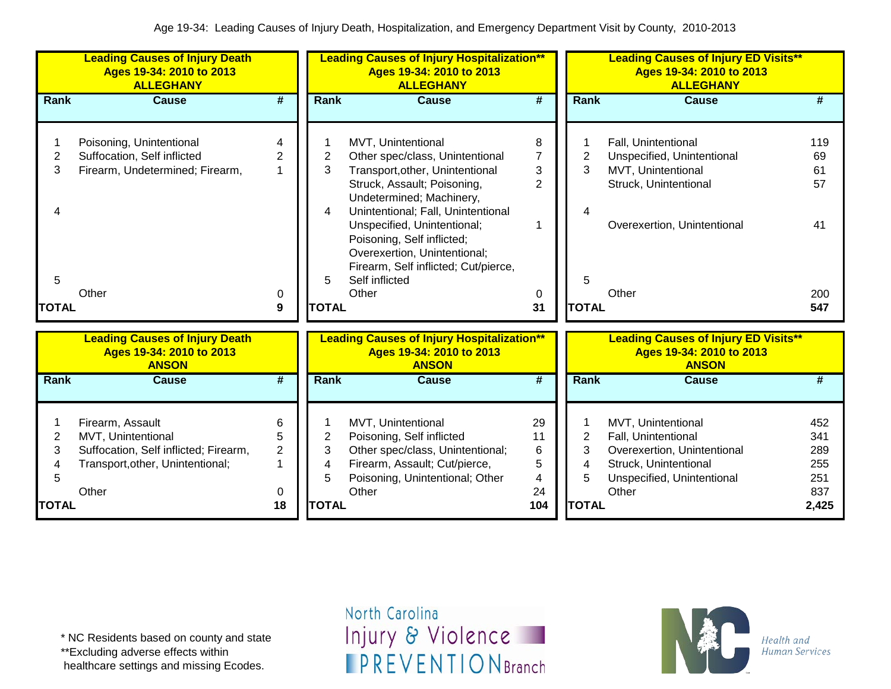Age 19-34: Leading Causes of Injury Death, Hospitalization, and Emergency Department Visit by County, 2010-2013

**Leading Causes of Injury Death**
**Ages 19-34: 2010 to 2013**
**ALLEGHANY**

| Rank | Cause | # |
|---|---|---|
| 1 | Poisoning, Unintentional | 4 |
| 2 | Suffocation, Self inflicted | 2 |
| 3 | Firearm, Undetermined; Firearm, | 1 |
| 4 | | |
| 5 | | |
| | Other | 0 |
| **TOTAL** | | **9** |

**Leading Causes of Injury Hospitalization****
**Ages 19-34: 2010 to 2013**
**ALLEGHANY**

| Rank | Cause | # |
|---|---|---|
| 1 | MVT, Unintentional | 8 |
| 2 | Other spec/class, Unintentional | 7 |
| 3 | Transport,other, Unintentional | 3 |
| 4 | Struck, Assault; Poisoning, Undetermined; Machinery, Unintentional; Fall, Unintentional | 2 |
| 5 | Unspecified, Unintentional; Poisoning, Self inflicted; Overexertion, Unintentional; Firearm, Self inflicted; Cut/pierce, Self inflicted | 1 |
| | Other | 0 |
| **TOTAL** | | **31** |

**Leading Causes of Injury ED Visits****
**Ages 19-34: 2010 to 2013**
**ALLEGHANY**

| Rank | Cause | # |
|---|---|---|
| 1 | Fall, Unintentional | 119 |
| 2 | Unspecified, Unintentional | 69 |
| 3 | MVT, Unintentional | 61 |
| | Struck, Unintentional | 57 |
| 4 | Overexertion, Unintentional | 41 |
| 5 | | |
| | Other | 200 |
| **TOTAL** | | **547** |

**Leading Causes of Injury Death**
**Ages 19-34: 2010 to 2013**
**ANSON**

| Rank | Cause | # |
|---|---|---|
| 1 | Firearm, Assault | 6 |
| 2 | MVT, Unintentional | 5 |
| 3 | Suffocation, Self inflicted; Firearm, | 2 |
| 4 | Transport,other, Unintentional; | 1 |
| 5 | | |
| | Other | 0 |
| **TOTAL** | | **18** |

**Leading Causes of Injury Hospitalization****
**Ages 19-34: 2010 to 2013**
**ANSON**

| Rank | Cause | # |
|---|---|---|
| 1 | MVT, Unintentional | 29 |
| 2 | Poisoning, Self inflicted | 11 |
| 3 | Other spec/class, Unintentional; | 6 |
| 4 | Firearm, Assault; Cut/pierce, | 5 |
| 5 | Poisoning, Unintentional; Other | 4 |
| | Other | 24 |
| **TOTAL** | | **104** |

**Leading Causes of Injury ED Visits****
**Ages 19-34: 2010 to 2013**
**ANSON**

| Rank | Cause | # |
|---|---|---|
| 1 | MVT, Unintentional | 452 |
| 2 | Fall, Unintentional | 341 |
| 3 | Overexertion, Unintentional | 289 |
| 4 | Struck, Unintentional | 255 |
| 5 | Unspecified, Unintentional | 251 |
| | Other | 837 |
| **TOTAL** | | **2,425** |

* NC Residents based on county and state
**Excluding adverse effects within healthcare settings and missing Ecodes.

North Carolina Injury & Violence PREVENTION Branch

Health and Human Services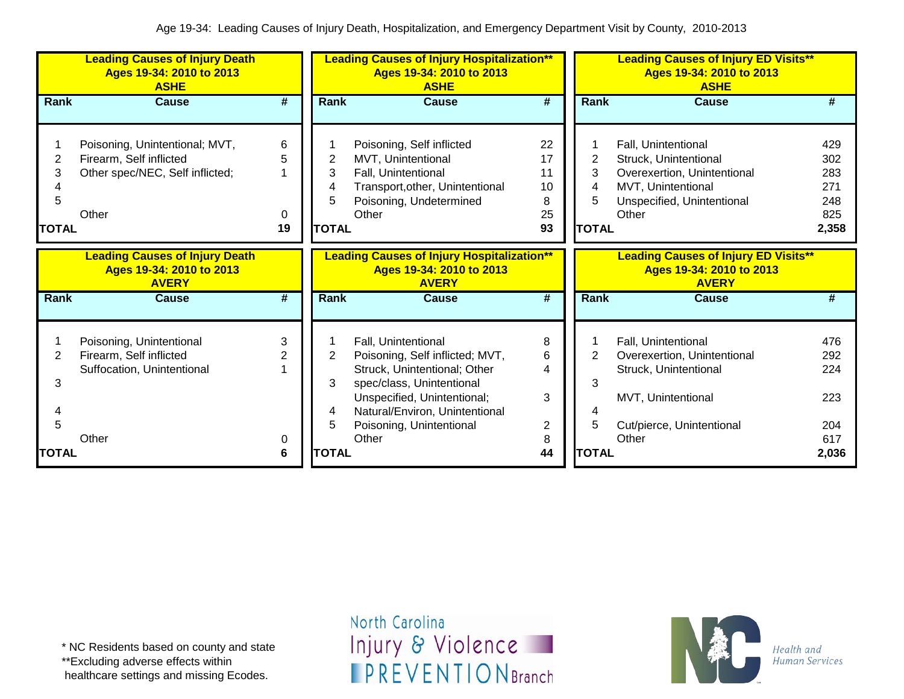Age 19-34: Leading Causes of Injury Death, Hospitalization, and Emergency Department Visit by County, 2010-2013

**Leading Causes of Injury Death**
**Ages 19-34: 2010 to 2013**
**ASHE**

| Rank | Cause | # |
|---|---|---|
| 1 | Poisoning, Unintentional; MVT, | 6 |
| 2 | Firearm, Self inflicted | 5 |
| 3 | Other spec/NEC, Self inflicted; | 1 |
| 4 | | |
| 5 | | |
| | Other | 0 |
| **TOTAL** | | **19** |

**Leading Causes of Injury Hospitalization****
**Ages 19-34: 2010 to 2013**
**ASHE**

| Rank | Cause | # |
|---|---|---|
| 1 | Poisoning, Self inflicted | 22 |
| 2 | MVT, Unintentional | 17 |
| 3 | Fall, Unintentional | 11 |
| 4 | Transport,other, Unintentional | 10 |
| 5 | Poisoning, Undetermined | 8 |
| | Other | 25 |
| **TOTAL** | | **93** |

**Leading Causes of Injury ED Visits****
**Ages 19-34: 2010 to 2013**
**ASHE**

| Rank | Cause | # |
|---|---|---|
| 1 | Fall, Unintentional | 429 |
| 2 | Struck, Unintentional | 302 |
| 3 | Overexertion, Unintentional | 283 |
| 4 | MVT, Unintentional | 271 |
| 5 | Unspecified, Unintentional | 248 |
| | Other | 825 |
| **TOTAL** | | **2,358** |

**Leading Causes of Injury Death**
**Ages 19-34: 2010 to 2013**
**AVERY**

| Rank | Cause | # |
|---|---|---|
| 1 | Poisoning, Unintentional | 3 |
| 2 | Firearm, Self inflicted | 2 |
| | Suffocation, Unintentional | 1 |
| 3 | | |
| 4 | | |
| 5 | | |
| | Other | 0 |
| **TOTAL** | | **6** |

**Leading Causes of Injury Hospitalization****
**Ages 19-34: 2010 to 2013**
**AVERY**

| Rank | Cause | # |
|---|---|---|
| 1 | Fall, Unintentional | 8 |
| 2 | Poisoning, Self inflicted; MVT, | 6 |
| | Struck, Unintentional; Other | 4 |
| 3 | spec/class, Unintentional | |
| | Unspecified, Unintentional; | 3 |
| 4 | Natural/Environ, Unintentional | |
| 5 | Poisoning, Unintentional | 2 |
| | Other | 8 |
| **TOTAL** | | **44** |

**Leading Causes of Injury ED Visits****
**Ages 19-34: 2010 to 2013**
**AVERY**

| Rank | Cause | # |
|---|---|---|
| 1 | Fall, Unintentional | 476 |
| 2 | Overexertion, Unintentional | 292 |
| | Struck, Unintentional | 224 |
| 3 | | |
| | MVT, Unintentional | 223 |
| 4 | | |
| 5 | Cut/pierce, Unintentional | 204 |
| | Other | 617 |
| **TOTAL** | | **2,036** |

\* NC Residents based on county and state
**Excluding adverse effects within healthcare settings and missing Ecodes.

North Carolina Injury & Violence PREVENTION Branch

Health and Human Services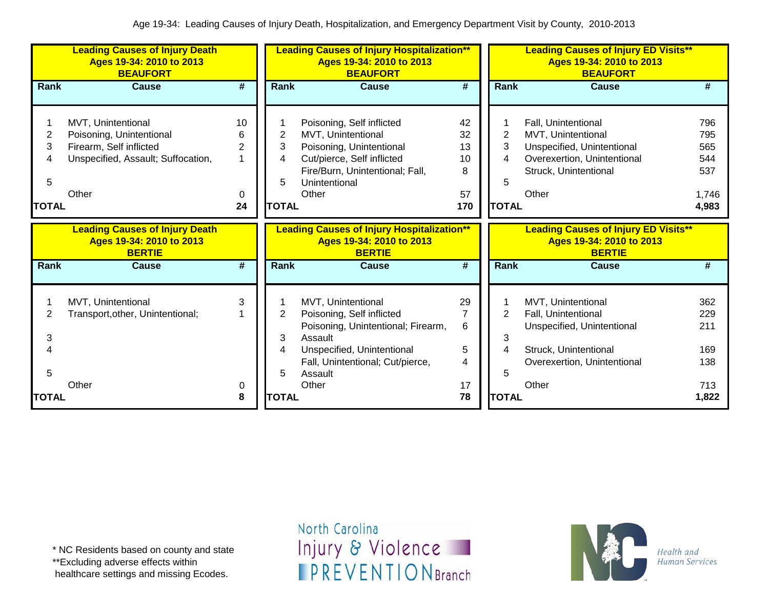Age 19-34: Leading Causes of Injury Death, Hospitalization, and Emergency Department Visit by County, 2010-2013

**Leading Causes of Injury Death
Ages 19-34: 2010 to 2013
BEAUFORT**

| Rank | Cause | # |
|---|---|---|
| 1 | MVT, Unintentional | 10 |
| 2 | Poisoning, Unintentional | 6 |
| 3 | Firearm, Self inflicted | 2 |
| 4 | Unspecified, Assault; Suffocation, | 1 |
| 5 | | |
| | Other | 0 |
| TOTAL | | 24 |

**Leading Causes of Injury Hospitalization**
Ages 19-34: 2010 to 2013
BEAUFORT**

| Rank | Cause | # |
|---|---|---|
| 1 | Poisoning, Self inflicted | 42 |
| 2 | MVT, Unintentional | 32 |
| 3 | Poisoning, Unintentional | 13 |
| 4 | Cut/pierce, Self inflicted | 10 |
| 5 | Fire/Burn, Unintentional; Fall, Unintentional | 8 |
| | Other | 57 |
| TOTAL | | 170 |

**Leading Causes of Injury ED Visits**
Ages 19-34: 2010 to 2013
BEAUFORT**

| Rank | Cause | # |
|---|---|---|
| 1 | Fall, Unintentional | 796 |
| 2 | MVT, Unintentional | 795 |
| 3 | Unspecified, Unintentional | 565 |
| 4 | Overexertion, Unintentional | 544 |
| 5 | Struck, Unintentional | 537 |
| | Other | 1,746 |
| TOTAL | | 4,983 |

**Leading Causes of Injury Death
Ages 19-34: 2010 to 2013
BERTIE**

| Rank | Cause | # |
|---|---|---|
| 1 | MVT, Unintentional | 3 |
| 2 | Transport,other, Unintentional; | 1 |
| 3 | | |
| 4 | | |
| 5 | | |
| | Other | 0 |
| TOTAL | | 8 |

**Leading Causes of Injury Hospitalization**
Ages 19-34: 2010 to 2013
BERTIE**

| Rank | Cause | # |
|---|---|---|
| 1 | MVT, Unintentional | 29 |
| 2 | Poisoning, Self inflicted | 7 |
| 3 | Poisoning, Unintentional; Firearm, Assault | 6 |
| 4 | Unspecified, Unintentional | 5 |
| 5 | Fall, Unintentional; Cut/pierce, Assault | 4 |
| | Other | 17 |
| TOTAL | | 78 |

**Leading Causes of Injury ED Visits**
Ages 19-34: 2010 to 2013
BERTIE**

| Rank | Cause | # |
|---|---|---|
| 1 | MVT, Unintentional | 362 |
| 2 | Fall, Unintentional | 229 |
| 3 | Unspecified, Unintentional | 211 |
| 4 | Struck, Unintentional | 169 |
| 5 | Overexertion, Unintentional | 138 |
| | Other | 713 |
| TOTAL | | 1,822 |

\* NC Residents based on county and state
**Excluding adverse effects within healthcare settings and missing Ecodes.

North Carolina Injury & Violence PREVENTION Branch

Health and Human Services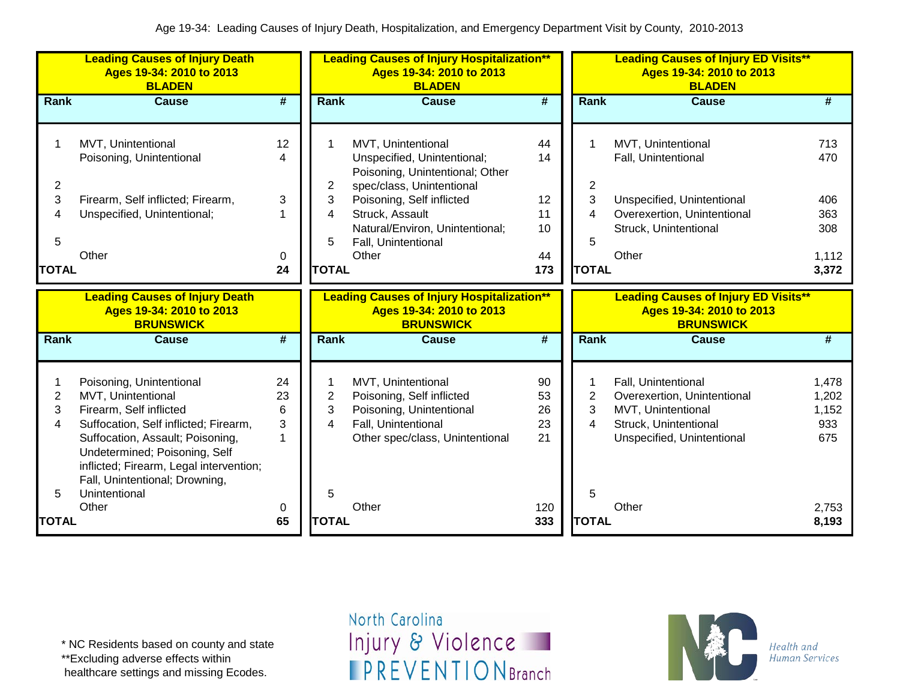Age 19-34: Leading Causes of Injury Death, Hospitalization, and Emergency Department Visit by County, 2010-2013

**Leading Causes of Injury Death Ages 19-34: 2010 to 2013 BLADEN**

| Rank | Cause | # |
|---|---|---|
| 1 | MVT, Unintentional | 12 |
| 2 | Poisoning, Unintentional | 4 |
| 3 | Firearm, Self inflicted; Firearm, | 3 |
| 4 | Unspecified, Unintentional; | 1 |
| 5 | | |
| | Other | 0 |
| **TOTAL** | | **24** |

**Leading Causes of Injury Hospitalization** Ages 19-34: 2010 to 2013 BLADEN**

| Rank | Cause | # |
|---|---|---|
| 1 | MVT, Unintentional | 44 |
| 2 | Unspecified, Unintentional; Poisoning, Unintentional; Other spec/class, Unintentional | 14 |
| 3 | Poisoning, Self inflicted | 12 |
| 4 | Struck, Assault | 11 |
| 5 | Natural/Environ, Unintentional; Fall, Unintentional | 10 |
| | Other | 44 |
| **TOTAL** | | **173** |

**Leading Causes of Injury ED Visits** Ages 19-34: 2010 to 2013 BLADEN**

| Rank | Cause | # |
|---|---|---|
| 1 | MVT, Unintentional | 713 |
| 2 | Fall, Unintentional | 470 |
| 3 | Unspecified, Unintentional | 406 |
| 4 | Overexertion, Unintentional | 363 |
| 5 | Struck, Unintentional | 308 |
| | Other | 1,112 |
| **TOTAL** | | **3,372** |

**Leading Causes of Injury Death Ages 19-34: 2010 to 2013 BRUNSWICK**

| Rank | Cause | # |
|---|---|---|
| 1 | Poisoning, Unintentional | 24 |
| 2 | MVT, Unintentional | 23 |
| 3 | Firearm, Self inflicted | 6 |
| 4 | Suffocation, Self inflicted; Firearm, | 3 |
| 5 | Suffocation, Assault; Poisoning, Undetermined; Poisoning, Self inflicted; Firearm, Legal intervention; Fall, Unintentional; Drowning, Unintentional | 1 |
| | Other | 0 |
| **TOTAL** | | **65** |

**Leading Causes of Injury Hospitalization** Ages 19-34: 2010 to 2013 BRUNSWICK**

| Rank | Cause | # |
|---|---|---|
| 1 | MVT, Unintentional | 90 |
| 2 | Poisoning, Self inflicted | 53 |
| 3 | Poisoning, Unintentional | 26 |
| 4 | Fall, Unintentional | 23 |
| 5 | Other spec/class, Unintentional | 21 |
| | Other | 120 |
| **TOTAL** | | **333** |

**Leading Causes of Injury ED Visits** Ages 19-34: 2010 to 2013 BRUNSWICK**

| Rank | Cause | # |
|---|---|---|
| 1 | Fall, Unintentional | 1,478 |
| 2 | Overexertion, Unintentional | 1,202 |
| 3 | MVT, Unintentional | 1,152 |
| 4 | Struck, Unintentional | 933 |
| 5 | Unspecified, Unintentional | 675 |
| | Other | 2,753 |
| **TOTAL** | | **8,193** |

\* NC Residents based on county and state
\*\*Excluding adverse effects within healthcare settings and missing Ecodes.

North Carolina Injury & Violence PREVENTION Branch

Health and Human Services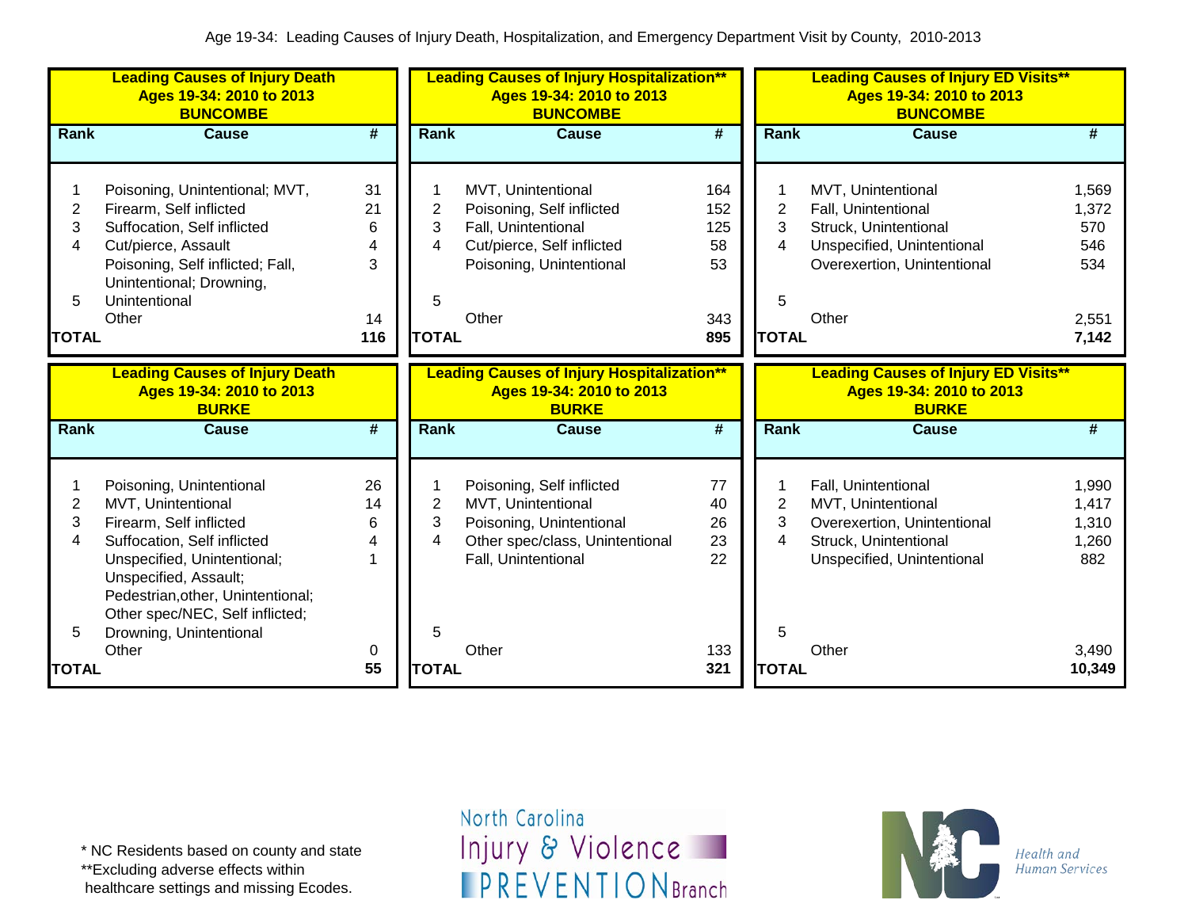Age 19-34: Leading Causes of Injury Death, Hospitalization, and Emergency Department Visit by County, 2010-2013

**Leading Causes of Injury Death**
**Ages 19-34: 2010 to 2013**
**BUNCOMBE**

| Rank | Cause | # |
|---|---|---|
| 1 | Poisoning, Unintentional; MVT, | 31 |
| 2 | Firearm, Self inflicted | 21 |
| 3 | Suffocation, Self inflicted | 6 |
| 4 | Cut/pierce, Assault | 4 |
| 5 | Poisoning, Self inflicted; Fall, Unintentional; Drowning, Unintentional | 3 |
| | Other | 14 |
| **TOTAL** | | **116** |

**Leading Causes of Injury Hospitalization****
**Ages 19-34: 2010 to 2013**
**BUNCOMBE**

| Rank | Cause | # |
|---|---|---|
| 1 | MVT, Unintentional | 164 |
| 2 | Poisoning, Self inflicted | 152 |
| 3 | Fall, Unintentional | 125 |
| 4 | Cut/pierce, Self inflicted | 58 |
| 5 | Poisoning, Unintentional | 53 |
| | Other | 343 |
| **TOTAL** | | **895** |

**Leading Causes of Injury ED Visits****
**Ages 19-34: 2010 to 2013**
**BUNCOMBE**

| Rank | Cause | # |
|---|---|---|
| 1 | MVT, Unintentional | 1,569 |
| 2 | Fall, Unintentional | 1,372 |
| 3 | Struck, Unintentional | 570 |
| 4 | Unspecified, Unintentional | 546 |
| 5 | Overexertion, Unintentional | 534 |
| | Other | 2,551 |
| **TOTAL** | | **7,142** |

**Leading Causes of Injury Death**
**Ages 19-34: 2010 to 2013**
**BURKE**

| Rank | Cause | # |
|---|---|---|
| 1 | Poisoning, Unintentional | 26 |
| 2 | MVT, Unintentional | 14 |
| 3 | Firearm, Self inflicted | 6 |
| 4 | Suffocation, Self inflicted | 4 |
| 5 | Unspecified, Unintentional; Unspecified, Assault; Pedestrian,other, Unintentional; Other spec/NEC, Self inflicted; Drowning, Unintentional | 1 |
| | Other | 0 |
| **TOTAL** | | **55** |

**Leading Causes of Injury Hospitalization****
**Ages 19-34: 2010 to 2013**
**BURKE**

| Rank | Cause | # |
|---|---|---|
| 1 | Poisoning, Self inflicted | 77 |
| 2 | MVT, Unintentional | 40 |
| 3 | Poisoning, Unintentional | 26 |
| 4 | Other spec/class, Unintentional | 23 |
| 5 | Fall, Unintentional | 22 |
| | Other | 133 |
| **TOTAL** | | **321** |

**Leading Causes of Injury ED Visits****
**Ages 19-34: 2010 to 2013**
**BURKE**

| Rank | Cause | # |
|---|---|---|
| 1 | Fall, Unintentional | 1,990 |
| 2 | MVT, Unintentional | 1,417 |
| 3 | Overexertion, Unintentional | 1,310 |
| 4 | Struck, Unintentional | 1,260 |
| 5 | Unspecified, Unintentional | 882 |
| | Other | 3,490 |
| **TOTAL** | | **10,349** |

* NC Residents based on county and state
**Excluding adverse effects within healthcare settings and missing Ecodes.

North Carolina Injury & Violence PREVENTION Branch

NC Health and Human Services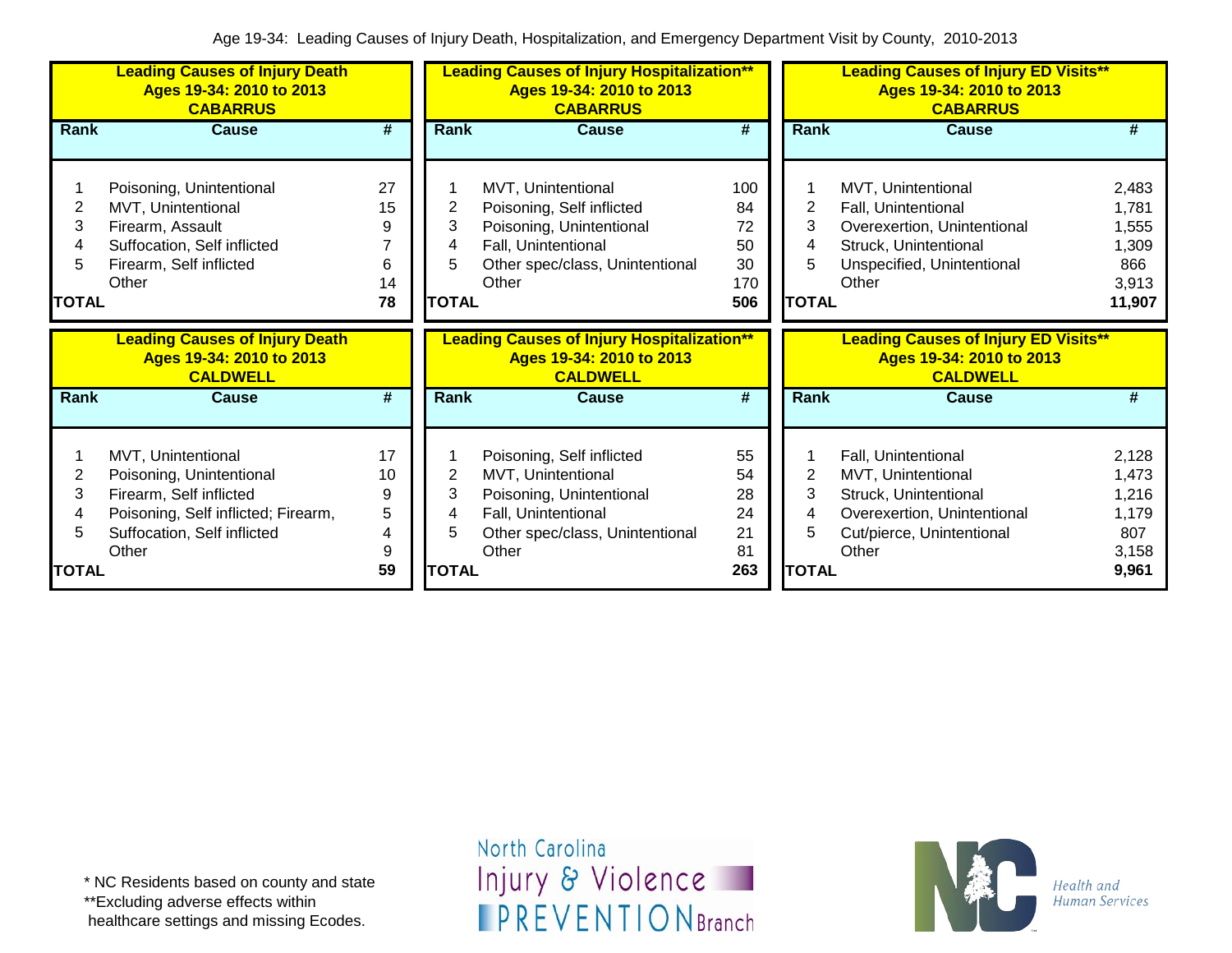Age 19-34: Leading Causes of Injury Death, Hospitalization, and Emergency Department Visit by County, 2010-2013

**Leading Causes of Injury Death**
**Ages 19-34: 2010 to 2013**
**CABARRUS**

| Rank | Cause | # |
|---|---|---|
| 1 | Poisoning, Unintentional | 27 |
| 2 | MVT, Unintentional | 15 |
| 3 | Firearm, Assault | 9 |
| 4 | Suffocation, Self inflicted | 7 |
| 5 | Firearm, Self inflicted | 6 |
| | Other | 14 |
| **TOTAL** | | **78** |

**Leading Causes of Injury Hospitalization****
**Ages 19-34: 2010 to 2013**
**CABARRUS**

| Rank | Cause | # |
|---|---|---|
| 1 | MVT, Unintentional | 100 |
| 2 | Poisoning, Self inflicted | 84 |
| 3 | Poisoning, Unintentional | 72 |
| 4 | Fall, Unintentional | 50 |
| 5 | Other spec/class, Unintentional | 30 |
| | Other | 170 |
| **TOTAL** | | **506** |

**Leading Causes of Injury ED Visits****
**Ages 19-34: 2010 to 2013**
**CABARRUS**

| Rank | Cause | # |
|---|---|---|
| 1 | MVT, Unintentional | 2,483 |
| 2 | Fall, Unintentional | 1,781 |
| 3 | Overexertion, Unintentional | 1,555 |
| 4 | Struck, Unintentional | 1,309 |
| 5 | Unspecified, Unintentional | 866 |
| | Other | 3,913 |
| **TOTAL** | | **11,907** |

**Leading Causes of Injury Death**
**Ages 19-34: 2010 to 2013**
**CALDWELL**

| Rank | Cause | # |
|---|---|---|
| 1 | MVT, Unintentional | 17 |
| 2 | Poisoning, Unintentional | 10 |
| 3 | Firearm, Self inflicted | 9 |
| 4 | Poisoning, Self inflicted; Firearm, | 5 |
| 5 | Suffocation, Self inflicted | 4 |
| | Other | 9 |
| **TOTAL** | | **59** |

**Leading Causes of Injury Hospitalization****
**Ages 19-34: 2010 to 2013**
**CALDWELL**

| Rank | Cause | # |
|---|---|---|
| 1 | Poisoning, Self inflicted | 55 |
| 2 | MVT, Unintentional | 54 |
| 3 | Poisoning, Unintentional | 28 |
| 4 | Fall, Unintentional | 24 |
| 5 | Other spec/class, Unintentional | 21 |
| | Other | 81 |
| **TOTAL** | | **263** |

**Leading Causes of Injury ED Visits****
**Ages 19-34: 2010 to 2013**
**CALDWELL**

| Rank | Cause | # |
|---|---|---|
| 1 | Fall, Unintentional | 2,128 |
| 2 | MVT, Unintentional | 1,473 |
| 3 | Struck, Unintentional | 1,216 |
| 4 | Overexertion, Unintentional | 1,179 |
| 5 | Cut/pierce, Unintentional | 807 |
| | Other | 3,158 |
| **TOTAL** | | **9,961** |

* NC Residents based on county and state
**Excluding adverse effects within healthcare settings and missing Ecodes.

North Carolina Injury & Violence PREVENTION Branch

Health and Human Services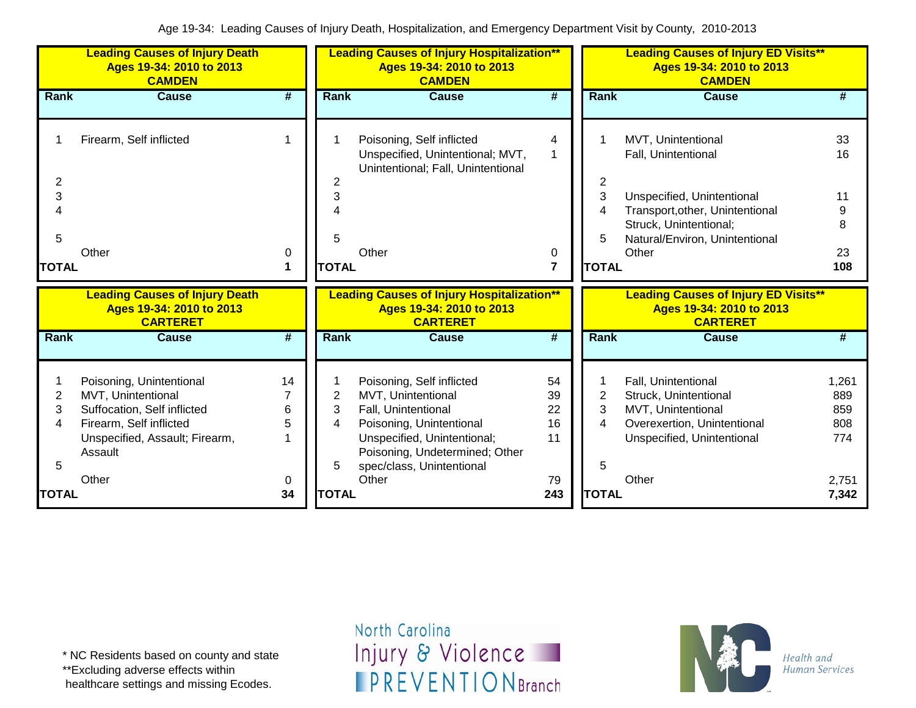Age 19-34: Leading Causes of Injury Death, Hospitalization, and Emergency Department Visit by County, 2010-2013

**Leading Causes of Injury Death**
**Ages 19-34: 2010 to 2013**
**CAMDEN**

| Rank | Cause | # |
|---|---|---|
| 1 | Firearm, Self inflicted | 1 |
| 2 | | |
| 3 | | |
| 4 | | |
| 5 | | |
| | Other | 0 |
| **TOTAL** | | **1** |

**Leading Causes of Injury Hospitalization****
**Ages 19-34: 2010 to 2013**
**CAMDEN**

| Rank | Cause | # |
|---|---|---|
| 1 | Poisoning, Self inflicted | 4 |
| | Unspecified, Unintentional; MVT, Unintentional; Fall, Unintentional | 1 |
| 2 | | |
| 3 | | |
| 4 | | |
| 5 | | |
| | Other | 0 |
| **TOTAL** | | **7** |

**Leading Causes of Injury ED Visits****
**Ages 19-34: 2010 to 2013**
**CAMDEN**

| Rank | Cause | # |
|---|---|---|
| 1 | MVT, Unintentional | 33 |
| | Fall, Unintentional | 16 |
| 2 | | |
| 3 | Unspecified, Unintentional | 11 |
| 4 | Transport,other, Unintentional | 9 |
| 5 | Struck, Unintentional; Natural/Environ, Unintentional | 8 |
| | Other | 23 |
| **TOTAL** | | **108** |

**Leading Causes of Injury Death**
**Ages 19-34: 2010 to 2013**
**CARTERET**

| Rank | Cause | # |
|---|---|---|
| 1 | Poisoning, Unintentional | 14 |
| 2 | MVT, Unintentional | 7 |
| 3 | Suffocation, Self inflicted | 6 |
| 4 | Firearm, Self inflicted | 5 |
| | Unspecified, Assault; Firearm, Assault | 1 |
| 5 | | |
| | Other | 0 |
| **TOTAL** | | **34** |

**Leading Causes of Injury Hospitalization****
**Ages 19-34: 2010 to 2013**
**CARTERET**

| Rank | Cause | # |
|---|---|---|
| 1 | Poisoning, Self inflicted | 54 |
| 2 | MVT, Unintentional | 39 |
| 3 | Fall, Unintentional | 22 |
| 4 | Poisoning, Unintentional | 16 |
| 5 | Unspecified, Unintentional; Poisoning, Undetermined; Other spec/class, Unintentional | 11 |
| | Other | 79 |
| **TOTAL** | | **243** |

**Leading Causes of Injury ED Visits****
**Ages 19-34: 2010 to 2013**
**CARTERET**

| Rank | Cause | # |
|---|---|---|
| 1 | Fall, Unintentional | 1,261 |
| 2 | Struck, Unintentional | 889 |
| 3 | MVT, Unintentional | 859 |
| 4 | Overexertion, Unintentional | 808 |
| | Unspecified, Unintentional | 774 |
| 5 | | |
| | Other | 2,751 |
| **TOTAL** | | **7,342** |

\* NC Residents based on county and state
**Excluding adverse effects within healthcare settings and missing Ecodes.

North Carolina Injury & Violence PREVENTION Branch

Health and Human Services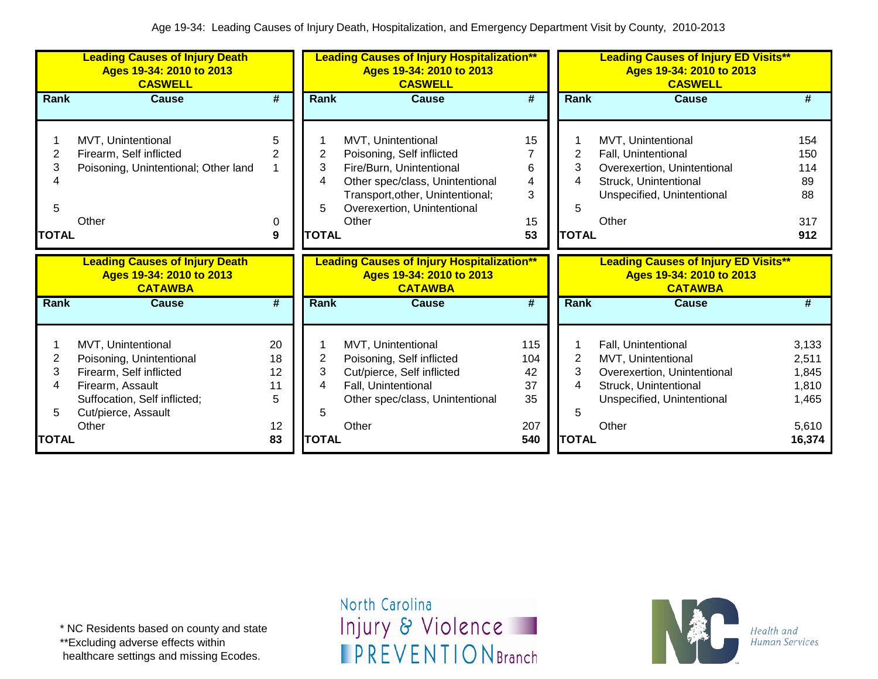Age 19-34: Leading Causes of Injury Death, Hospitalization, and Emergency Department Visit by County, 2010-2013

**Leading Causes of Injury Death**
**Ages 19-34: 2010 to 2013**
**CASWELL**

| Rank | Cause | # |
|---|---|---|
| 1 | MVT, Unintentional | 5 |
| 2 | Firearm, Self inflicted | 2 |
| 3 | Poisoning, Unintentional; Other land | 1 |
| 4 | | |
| 5 | | |
| | Other | 0 |
| **TOTAL** | | **9** |

**Leading Causes of Injury Hospitalization****
**Ages 19-34: 2010 to 2013**
**CASWELL**

| Rank | Cause | # |
|---|---|---|
| 1 | MVT, Unintentional | 15 |
| 2 | Poisoning, Self inflicted | 7 |
| 3 | Fire/Burn, Unintentional | 6 |
| 4 | Other spec/class, Unintentional | 4 |
| | Transport,other, Unintentional; | 3 |
| 5 | Overexertion, Unintentional | |
| | Other | 15 |
| **TOTAL** | | **53** |

**Leading Causes of Injury ED Visits****
**Ages 19-34: 2010 to 2013**
**CASWELL**

| Rank | Cause | # |
|---|---|---|
| 1 | MVT, Unintentional | 154 |
| 2 | Fall, Unintentional | 150 |
| 3 | Overexertion, Unintentional | 114 |
| 4 | Struck, Unintentional | 89 |
| | Unspecified, Unintentional | 88 |
| 5 | | |
| | Other | 317 |
| **TOTAL** | | **912** |

**Leading Causes of Injury Death**
**Ages 19-34: 2010 to 2013**
**CATAWBA**

| Rank | Cause | # |
|---|---|---|
| 1 | MVT, Unintentional | 20 |
| 2 | Poisoning, Unintentional | 18 |
| 3 | Firearm, Self inflicted | 12 |
| 4 | Firearm, Assault | 11 |
| | Suffocation, Self inflicted; | 5 |
| 5 | Cut/pierce, Assault | |
| | Other | 12 |
| **TOTAL** | | **83** |

**Leading Causes of Injury Hospitalization****
**Ages 19-34: 2010 to 2013**
**CATAWBA**

| Rank | Cause | # |
|---|---|---|
| 1 | MVT, Unintentional | 115 |
| 2 | Poisoning, Self inflicted | 104 |
| 3 | Cut/pierce, Self inflicted | 42 |
| 4 | Fall, Unintentional | 37 |
| | Other spec/class, Unintentional | 35 |
| 5 | | |
| | Other | 207 |
| **TOTAL** | | **540** |

**Leading Causes of Injury ED Visits****
**Ages 19-34: 2010 to 2013**
**CATAWBA**

| Rank | Cause | # |
|---|---|---|
| 1 | Fall, Unintentional | 3,133 |
| 2 | MVT, Unintentional | 2,511 |
| 3 | Overexertion, Unintentional | 1,845 |
| 4 | Struck, Unintentional | 1,810 |
| | Unspecified, Unintentional | 1,465 |
| 5 | | |
| | Other | 5,610 |
| **TOTAL** | | **16,374** |

* NC Residents based on county and state
**Excluding adverse effects within healthcare settings and missing Ecodes.

North Carolina Injury & Violence PREVENTION Branch

NC Health and Human Services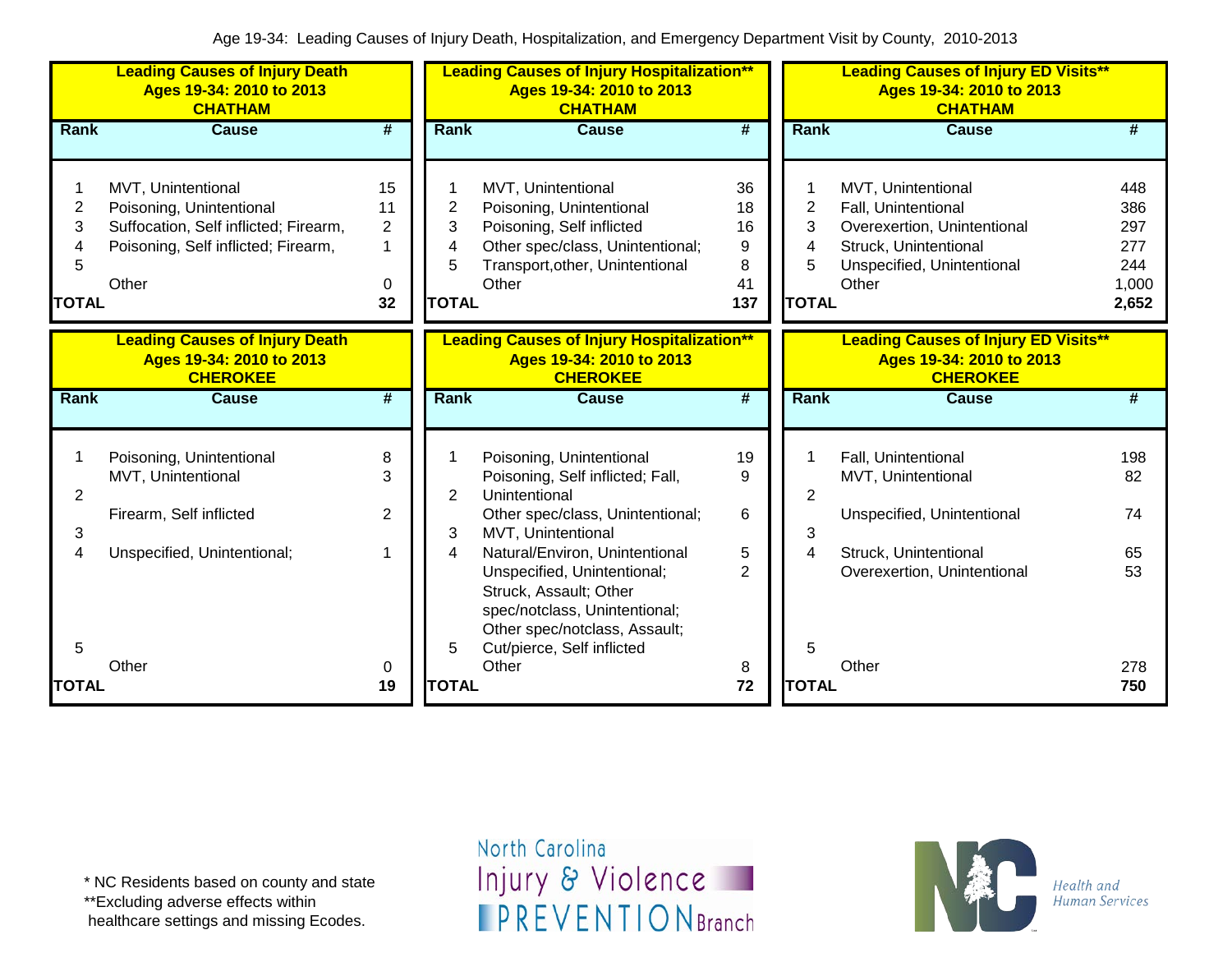Age 19-34: Leading Causes of Injury Death, Hospitalization, and Emergency Department Visit by County, 2010-2013

**Leading Causes of Injury Death**
**Ages 19-34: 2010 to 2013**
**CHATHAM**

| Rank | Cause | # |
|---|---|---|
| 1 | MVT, Unintentional | 15 |
| 2 | Poisoning, Unintentional | 11 |
| 3 | Suffocation, Self inflicted; Firearm, | 2 |
| 4 | Poisoning, Self inflicted; Firearm, | 1 |
| 5 | | |
| | Other | 0 |
| **TOTAL** | | **32** |

**Leading Causes of Injury Hospitalization****
**Ages 19-34: 2010 to 2013**
**CHATHAM**

| Rank | Cause | # |
|---|---|---|
| 1 | MVT, Unintentional | 36 |
| 2 | Poisoning, Unintentional | 18 |
| 3 | Poisoning, Self inflicted | 16 |
| 4 | Other spec/class, Unintentional; | 9 |
| 5 | Transport,other, Unintentional | 8 |
| | Other | 41 |
| **TOTAL** | | **137** |

**Leading Causes of Injury ED Visits****
**Ages 19-34: 2010 to 2013**
**CHATHAM**

| Rank | Cause | # |
|---|---|---|
| 1 | MVT, Unintentional | 448 |
| 2 | Fall, Unintentional | 386 |
| 3 | Overexertion, Unintentional | 297 |
| 4 | Struck, Unintentional | 277 |
| 5 | Unspecified, Unintentional | 244 |
| | Other | 1,000 |
| **TOTAL** | | **2,652** |

**Leading Causes of Injury Death**
**Ages 19-34: 2010 to 2013**
**CHEROKEE**

| Rank | Cause | # |
|---|---|---|
| 1 | Poisoning, Unintentional | 8 |
| 2 | MVT, Unintentional | 3 |
| 3 | Firearm, Self inflicted | 2 |
| 4 | Unspecified, Unintentional; | 1 |
| 5 | | |
| | Other | 0 |
| **TOTAL** | | **19** |

**Leading Causes of Injury Hospitalization****
**Ages 19-34: 2010 to 2013**
**CHEROKEE**

| Rank | Cause | # |
|---|---|---|
| 1 | Poisoning, Unintentional | 19 |
| 2 | Poisoning, Self inflicted; Fall, Unintentional | 9 |
| 3 | Other spec/class, Unintentional; MVT, Unintentional | 6 |
| 4 | Natural/Environ, Unintentional | 5 |
| 5 | Unspecified, Unintentional; Struck, Assault; Other spec/notclass, Unintentional; Other spec/notclass, Assault; Cut/pierce, Self inflicted | 2 |
| | Other | 8 |
| **TOTAL** | | **72** |

**Leading Causes of Injury ED Visits****
**Ages 19-34: 2010 to 2013**
**CHEROKEE**

| Rank | Cause | # |
|---|---|---|
| 1 | Fall, Unintentional | 198 |
| 2 | MVT, Unintentional | 82 |
| 3 | Unspecified, Unintentional | 74 |
| 4 | Struck, Unintentional | 65 |
| 5 | Overexertion, Unintentional | 53 |
| | Other | 278 |
| **TOTAL** | | **750** |

\* NC Residents based on county and state
**Excluding adverse effects within healthcare settings and missing Ecodes.

North Carolina Injury & Violence PREVENTION Branch

NC Health and Human Services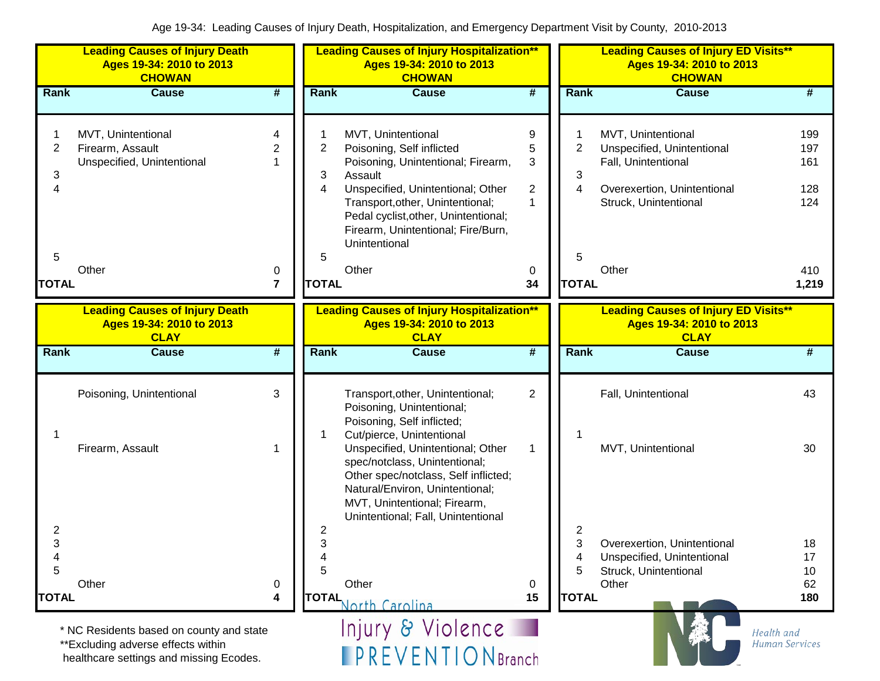Age 19-34: Leading Causes of Injury Death, Hospitalization, and Emergency Department Visit by County, 2010-2013

**Leading Causes of Injury Death Ages 19-34: 2010 to 2013 CHOWAN**

| Rank | Cause | # |
|---|---|---|
| 1 | MVT, Unintentional | 4 |
| 2 | Firearm, Assault | 2 |
| 3 | Unspecified, Unintentional | 1 |
| 4 | | |
| 5 | | |
| | Other | 0 |
| TOTAL | | 7 |

**Leading Causes of Injury Hospitalization** Ages 19-34: 2010 to 2013 CHOWAN**

| Rank | Cause | # |
|---|---|---|
| 1 | MVT, Unintentional | 9 |
| 2 | Poisoning, Self inflicted | 5 |
| 3 | Poisoning, Unintentional; Firearm, Assault | 3 |
| 4 | Unspecified, Unintentional; Other | 2 |
| | Transport,other, Unintentional; Pedal cyclist,other, Unintentional; Firearm, Unintentional; Fire/Burn, Unintentional | 1 |
| 5 | | |
| | Other | 0 |
| TOTAL | | 34 |

**Leading Causes of Injury ED Visits** Ages 19-34: 2010 to 2013 CHOWAN**

| Rank | Cause | # |
|---|---|---|
| 1 | MVT, Unintentional | 199 |
| 2 | Unspecified, Unintentional | 197 |
| 3 | Fall, Unintentional | 161 |
| 4 | Overexertion, Unintentional | 128 |
| | Struck, Unintentional | 124 |
| 5 | | |
| | Other | 410 |
| TOTAL | | 1,219 |

**Leading Causes of Injury Death Ages 19-34: 2010 to 2013 CLAY**

| Rank | Cause | # |
|---|---|---|
| | Poisoning, Unintentional | 3 |
| 1 | | |
| | Firearm, Assault | 1 |
| 2 | | |
| 3 | | |
| 4 | | |
| 5 | | |
| | Other | 0 |
| TOTAL | | 4 |

**Leading Causes of Injury Hospitalization** Ages 19-34: 2010 to 2013 CLAY**

| Rank | Cause | # |
|---|---|---|
| 1 | Transport,other, Unintentional; Poisoning, Unintentional; Poisoning, Self inflicted; Cut/pierce, Unintentional | 2 |
| | Unspecified, Unintentional; Other spec/notclass, Unintentional; Other spec/notclass, Self inflicted; Natural/Environ, Unintentional; MVT, Unintentional; Firearm, Unintentional; Fall, Unintentional | 1 |
| 2 | | |
| 3 | | |
| 4 | | |
| 5 | | |
| | Other | 0 |
| TOTAL | | 15 |

**Leading Causes of Injury ED Visits** Ages 19-34: 2010 to 2013 CLAY**

| Rank | Cause | # |
|---|---|---|
| | Fall, Unintentional | 43 |
| 1 | | |
| | MVT, Unintentional | 30 |
| 2 | | |
| 3 | Overexertion, Unintentional | 18 |
| 4 | Unspecified, Unintentional | 17 |
| 5 | Struck, Unintentional | 10 |
| | Other | 62 |
| TOTAL | | 180 |

* NC Residents based on county and state
**Excluding adverse effects within healthcare settings and missing Ecodes.

North Carolina Injury & Violence PREVENTION Branch

Health and Human Services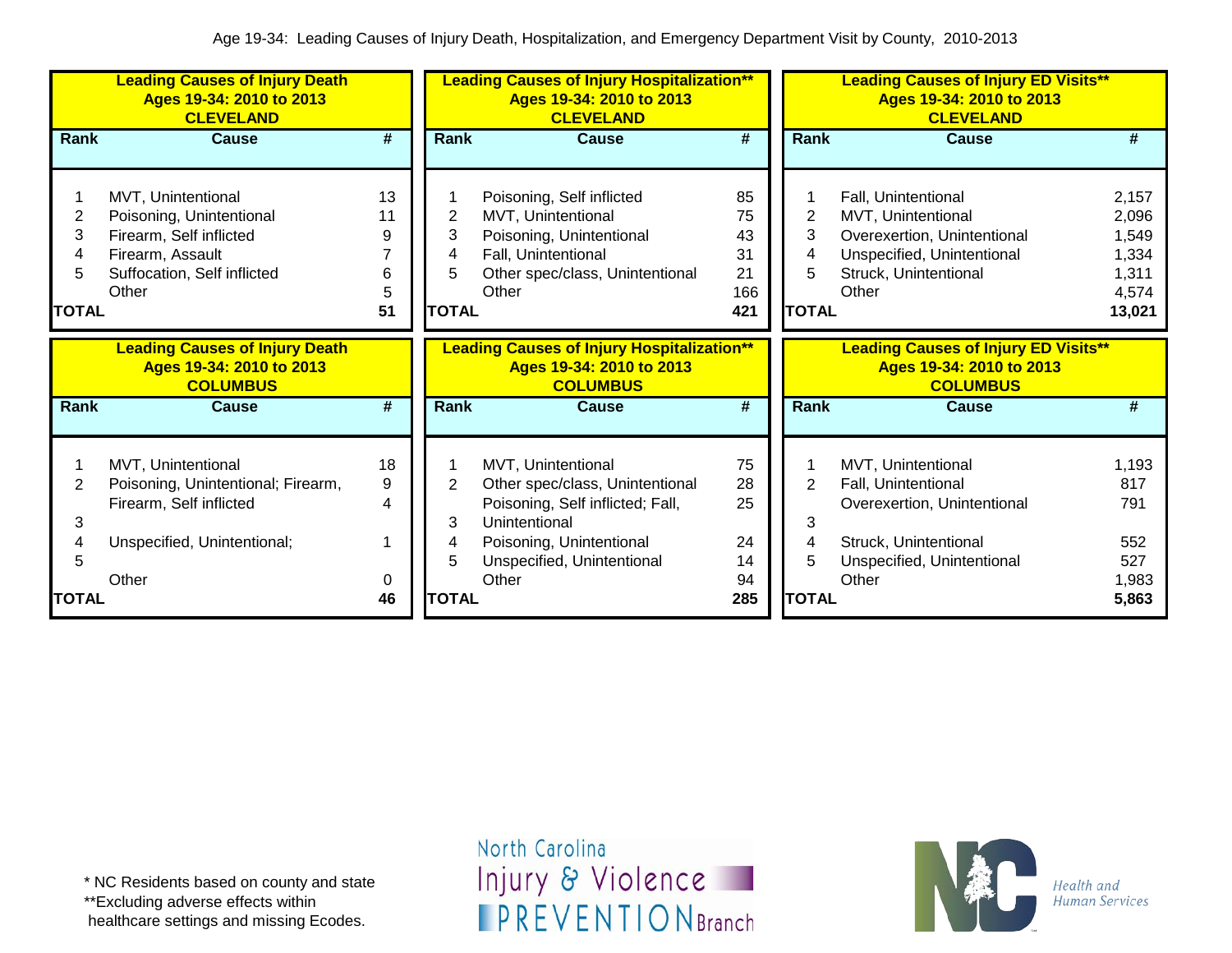Age 19-34: Leading Causes of Injury Death, Hospitalization, and Emergency Department Visit by County, 2010-2013

**Leading Causes of Injury Death**
**Ages 19-34: 2010 to 2013**
**CLEVELAND**

| Rank | Cause | # |
|---|---|---|
| 1 | MVT, Unintentional | 13 |
| 2 | Poisoning, Unintentional | 11 |
| 3 | Firearm, Self inflicted | 9 |
| 4 | Firearm, Assault | 7 |
| 5 | Suffocation, Self inflicted | 6 |
| | Other | 5 |
| **TOTAL** | | **51** |

**Leading Causes of Injury Hospitalization****
**Ages 19-34: 2010 to 2013**
**CLEVELAND**

| Rank | Cause | # |
|---|---|---|
| 1 | Poisoning, Self inflicted | 85 |
| 2 | MVT, Unintentional | 75 |
| 3 | Poisoning, Unintentional | 43 |
| 4 | Fall, Unintentional | 31 |
| 5 | Other spec/class, Unintentional | 21 |
| | Other | 166 |
| **TOTAL** | | **421** |

**Leading Causes of Injury ED Visits****
**Ages 19-34: 2010 to 2013**
**CLEVELAND**

| Rank | Cause | # |
|---|---|---|
| 1 | Fall, Unintentional | 2,157 |
| 2 | MVT, Unintentional | 2,096 |
| 3 | Overexertion, Unintentional | 1,549 |
| 4 | Unspecified, Unintentional | 1,334 |
| 5 | Struck, Unintentional | 1,311 |
| | Other | 4,574 |
| **TOTAL** | | **13,021** |

**Leading Causes of Injury Death**
**Ages 19-34: 2010 to 2013**
**COLUMBUS**

| Rank | Cause | # |
|---|---|---|
| 1 | MVT, Unintentional | 18 |
| 2 | Poisoning, Unintentional; Firearm, | 9 |
| | Firearm, Self inflicted | 4 |
| 3 | | |
| 4 | Unspecified, Unintentional; | 1 |
| 5 | | |
| | Other | 0 |
| **TOTAL** | | **46** |

**Leading Causes of Injury Hospitalization****
**Ages 19-34: 2010 to 2013**
**COLUMBUS**

| Rank | Cause | # |
|---|---|---|
| 1 | MVT, Unintentional | 75 |
| 2 | Other spec/class, Unintentional | 28 |
| | Poisoning, Self inflicted; Fall, | 25 |
| 3 | Unintentional | |
| 4 | Poisoning, Unintentional | 24 |
| 5 | Unspecified, Unintentional | 14 |
| | Other | 94 |
| **TOTAL** | | **285** |

**Leading Causes of Injury ED Visits****
**Ages 19-34: 2010 to 2013**
**COLUMBUS**

| Rank | Cause | # |
|---|---|---|
| 1 | MVT, Unintentional | 1,193 |
| 2 | Fall, Unintentional | 817 |
| | Overexertion, Unintentional | 791 |
| 3 | | |
| 4 | Struck, Unintentional | 552 |
| 5 | Unspecified, Unintentional | 527 |
| | Other | 1,983 |
| **TOTAL** | | **5,863** |

* NC Residents based on county and state
**Excluding adverse effects within healthcare settings and missing Ecodes.

North Carolina Injury & Violence PREVENTION Branch

Health and Human Services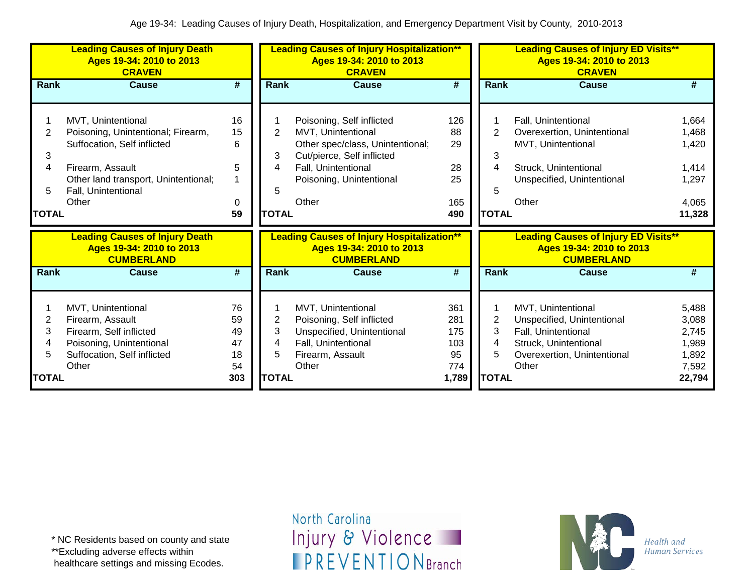Age 19-34: Leading Causes of Injury Death, Hospitalization, and Emergency Department Visit by County, 2010-2013

**Leading Causes of Injury Death**
**Ages 19-34: 2010 to 2013**
**CRAVEN**

| Rank | Cause | # |
|---|---|---|
| 1 | MVT, Unintentional | 16 |
| 2 | Poisoning, Unintentional; Firearm, | 15 |
| | Suffocation, Self inflicted | 6 |
| 3 | | |
| 4 | Firearm, Assault | 5 |
| | Other land transport, Unintentional; | 1 |
| 5 | Fall, Unintentional | |
| | Other | 0 |
| **TOTAL** | | **59** |

**Leading Causes of Injury Hospitalization****
**Ages 19-34: 2010 to 2013**
**CRAVEN**

| Rank | Cause | # |
|---|---|---|
| 1 | Poisoning, Self inflicted | 126 |
| 2 | MVT, Unintentional | 88 |
| | Other spec/class, Unintentional; | 29 |
| 3 | Cut/pierce, Self inflicted | |
| 4 | Fall, Unintentional | 28 |
| | Poisoning, Unintentional | 25 |
| 5 | | |
| | Other | 165 |
| **TOTAL** | | **490** |

**Leading Causes of Injury ED Visits****
**Ages 19-34: 2010 to 2013**
**CRAVEN**

| Rank | Cause | # |
|---|---|---|
| 1 | Fall, Unintentional | 1,664 |
| 2 | Overexertion, Unintentional | 1,468 |
| | MVT, Unintentional | 1,420 |
| 3 | | |
| 4 | Struck, Unintentional | 1,414 |
| | Unspecified, Unintentional | 1,297 |
| 5 | | |
| | Other | 4,065 |
| **TOTAL** | | **11,328** |

**Leading Causes of Injury Death**
**Ages 19-34: 2010 to 2013**
**CUMBERLAND**

| Rank | Cause | # |
|---|---|---|
| 1 | MVT, Unintentional | 76 |
| 2 | Firearm, Assault | 59 |
| 3 | Firearm, Self inflicted | 49 |
| 4 | Poisoning, Unintentional | 47 |
| 5 | Suffocation, Self inflicted | 18 |
| | Other | 54 |
| **TOTAL** | | **303** |

**Leading Causes of Injury Hospitalization****
**Ages 19-34: 2010 to 2013**
**CUMBERLAND**

| Rank | Cause | # |
|---|---|---|
| 1 | MVT, Unintentional | 361 |
| 2 | Poisoning, Self inflicted | 281 |
| 3 | Unspecified, Unintentional | 175 |
| 4 | Fall, Unintentional | 103 |
| 5 | Firearm, Assault | 95 |
| | Other | 774 |
| **TOTAL** | | **1,789** |

**Leading Causes of Injury ED Visits****
**Ages 19-34: 2010 to 2013**
**CUMBERLAND**

| Rank | Cause | # |
|---|---|---|
| 1 | MVT, Unintentional | 5,488 |
| 2 | Unspecified, Unintentional | 3,088 |
| 3 | Fall, Unintentional | 2,745 |
| 4 | Struck, Unintentional | 1,989 |
| 5 | Overexertion, Unintentional | 1,892 |
| | Other | 7,592 |
| **TOTAL** | | **22,794** |

\* NC Residents based on county and state
** Excluding adverse effects within healthcare settings and missing Ecodes.

North Carolina Injury & Violence PREVENTION Branch

NC Health and Human Services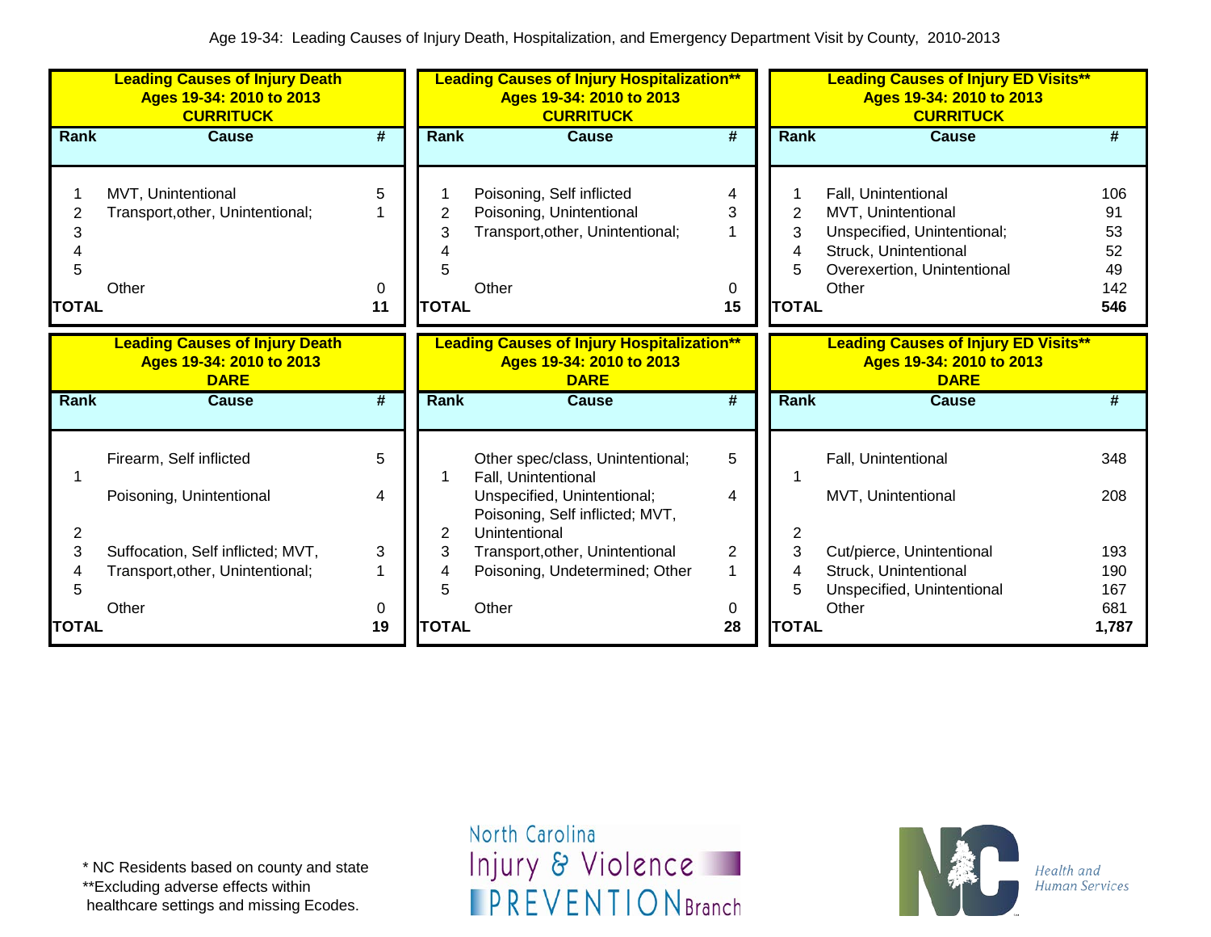Age 19-34: Leading Causes of Injury Death, Hospitalization, and Emergency Department Visit by County, 2010-2013

**Leading Causes of Injury Death**
**Ages 19-34: 2010 to 2013**
**CURRITUCK**

| Rank | Cause | # |
|---|---|---|
| 1 | MVT, Unintentional | 5 |
| 2 | Transport,other, Unintentional; | 1 |
| 3 | | |
| 4 | | |
| 5 | | |
| | Other | 0 |
| **TOTAL** | | **11** |

**Leading Causes of Injury Hospitalization****
**Ages 19-34: 2010 to 2013**
**CURRITUCK**

| Rank | Cause | # |
|---|---|---|
| 1 | Poisoning, Self inflicted | 4 |
| 2 | Poisoning, Unintentional | 3 |
| 3 | Transport,other, Unintentional; | 1 |
| 4 | | |
| 5 | | |
| | Other | 0 |
| **TOTAL** | | **15** |

**Leading Causes of Injury ED Visits****
**Ages 19-34: 2010 to 2013**
**CURRITUCK**

| Rank | Cause | # |
|---|---|---|
| 1 | Fall, Unintentional | 106 |
| 2 | MVT, Unintentional | 91 |
| 3 | Unspecified, Unintentional; | 53 |
| 4 | Struck, Unintentional | 52 |
| 5 | Overexertion, Unintentional | 49 |
| | Other | 142 |
| **TOTAL** | | **546** |

**Leading Causes of Injury Death**
**Ages 19-34: 2010 to 2013**
**DARE**

| Rank | Cause | # |
|---|---|---|
| 1 | Firearm, Self inflicted | 5 |
| 2 | Poisoning, Unintentional | 4 |
| 3 | Suffocation, Self inflicted; MVT, | 3 |
| 4 | Transport,other, Unintentional; | 1 |
| 5 | | |
| | Other | 0 |
| **TOTAL** | | **19** |

**Leading Causes of Injury Hospitalization****
**Ages 19-34: 2010 to 2013**
**DARE**

| Rank | Cause | # |
|---|---|---|
| 1 | Other spec/class, Unintentional; Fall, Unintentional | 5 |
| 2 | Unspecified, Unintentional; Poisoning, Self inflicted; MVT, Unintentional | 4 |
| 3 | Transport,other, Unintentional | 2 |
| 4 | Poisoning, Undetermined; Other | 1 |
| 5 | | |
| | Other | 0 |
| **TOTAL** | | **28** |

**Leading Causes of Injury ED Visits****
**Ages 19-34: 2010 to 2013**
**DARE**

| Rank | Cause | # |
|---|---|---|
| 1 | Fall, Unintentional | 348 |
| 2 | MVT, Unintentional | 208 |
| 3 | Cut/pierce, Unintentional | 193 |
| 4 | Struck, Unintentional | 190 |
| 5 | Unspecified, Unintentional | 167 |
| | Other | 681 |
| **TOTAL** | | **1,787** |

* NC Residents based on county and state
**Excluding adverse effects within healthcare settings and missing Ecodes.

North Carolina Injury & Violence PREVENTION Branch

NC Health and Human Services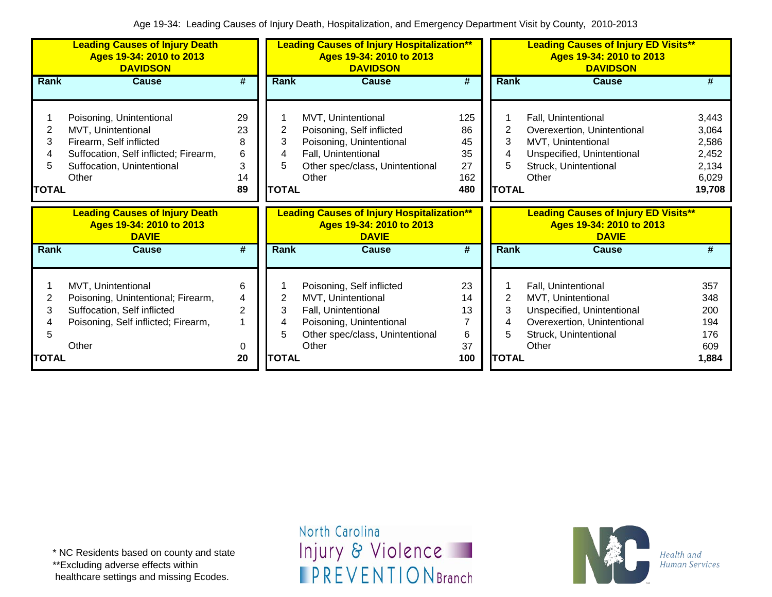Age 19-34: Leading Causes of Injury Death, Hospitalization, and Emergency Department Visit by County, 2010-2013

**Leading Causes of Injury Death**
**Ages 19-34: 2010 to 2013**
**DAVIDSON**

| Rank | Cause | # |
|---|---|---|
| 1 | Poisoning, Unintentional | 29 |
| 2 | MVT, Unintentional | 23 |
| 3 | Firearm, Self inflicted | 8 |
| 4 | Suffocation, Self inflicted; Firearm, | 6 |
| 5 | Suffocation, Unintentional | 3 |
| | Other | 14 |
| **TOTAL** | | **89** |

**Leading Causes of Injury Hospitalization****
**Ages 19-34: 2010 to 2013**
**DAVIDSON**

| Rank | Cause | # |
|---|---|---|
| 1 | MVT, Unintentional | 125 |
| 2 | Poisoning, Self inflicted | 86 |
| 3 | Poisoning, Unintentional | 45 |
| 4 | Fall, Unintentional | 35 |
| 5 | Other spec/class, Unintentional | 27 |
| | Other | 162 |
| **TOTAL** | | **480** |

**Leading Causes of Injury ED Visits****
**Ages 19-34: 2010 to 2013**
**DAVIDSON**

| Rank | Cause | # |
|---|---|---|
| 1 | Fall, Unintentional | 3,443 |
| 2 | Overexertion, Unintentional | 3,064 |
| 3 | MVT, Unintentional | 2,586 |
| 4 | Unspecified, Unintentional | 2,452 |
| 5 | Struck, Unintentional | 2,134 |
| | Other | 6,029 |
| **TOTAL** | | **19,708** |

**Leading Causes of Injury Death**
**Ages 19-34: 2010 to 2013**
**DAVIE**

| Rank | Cause | # |
|---|---|---|
| 1 | MVT, Unintentional | 6 |
| 2 | Poisoning, Unintentional; Firearm, | 4 |
| 3 | Suffocation, Self inflicted | 2 |
| 4 | Poisoning, Self inflicted; Firearm, | 1 |
| 5 | | |
| | Other | 0 |
| **TOTAL** | | **20** |

**Leading Causes of Injury Hospitalization****
**Ages 19-34: 2010 to 2013**
**DAVIE**

| Rank | Cause | # |
|---|---|---|
| 1 | Poisoning, Self inflicted | 23 |
| 2 | MVT, Unintentional | 14 |
| 3 | Fall, Unintentional | 13 |
| 4 | Poisoning, Unintentional | 7 |
| 5 | Other spec/class, Unintentional | 6 |
| | Other | 37 |
| **TOTAL** | | **100** |

**Leading Causes of Injury ED Visits****
**Ages 19-34: 2010 to 2013**
**DAVIE**

| Rank | Cause | # |
|---|---|---|
| 1 | Fall, Unintentional | 357 |
| 2 | MVT, Unintentional | 348 |
| 3 | Unspecified, Unintentional | 200 |
| 4 | Overexertion, Unintentional | 194 |
| 5 | Struck, Unintentional | 176 |
| | Other | 609 |
| **TOTAL** | | **1,884** |

* NC Residents based on county and state
**Excluding adverse effects within healthcare settings and missing Ecodes.

North Carolina Injury & Violence PREVENTION Branch

NC Health and Human Services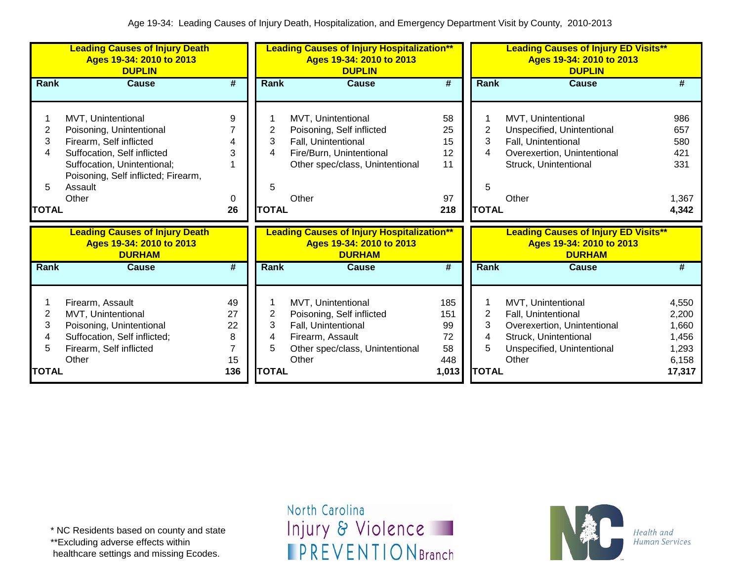Age 19-34: Leading Causes of Injury Death, Hospitalization, and Emergency Department Visit by County, 2010-2013

**Leading Causes of Injury Death — Ages 19-34: 2010 to 2013 — DUPLIN**

| Rank | Cause | # |
|---|---|---|
| 1 | MVT, Unintentional | 9 |
| 2 | Poisoning, Unintentional | 7 |
| 3 | Firearm, Self inflicted | 4 |
| 4 | Suffocation, Self inflicted | 3 |
| 5 | Suffocation, Unintentional; Poisoning, Self inflicted; Firearm, Assault | 1 |
| | Other | 0 |
| TOTAL | | 26 |

**Leading Causes of Injury Hospitalization** — Ages 19-34: 2010 to 2013 — DUPLIN**

| Rank | Cause | # |
|---|---|---|
| 1 | MVT, Unintentional | 58 |
| 2 | Poisoning, Self inflicted | 25 |
| 3 | Fall, Unintentional | 15 |
| 4 | Fire/Burn, Unintentional | 12 |
| 5 | Other spec/class, Unintentional | 11 |
| | Other | 97 |
| TOTAL | | 218 |

**Leading Causes of Injury ED Visits** — Ages 19-34: 2010 to 2013 — DUPLIN**

| Rank | Cause | # |
|---|---|---|
| 1 | MVT, Unintentional | 986 |
| 2 | Unspecified, Unintentional | 657 |
| 3 | Fall, Unintentional | 580 |
| 4 | Overexertion, Unintentional | 421 |
| 5 | Struck, Unintentional | 331 |
| | Other | 1,367 |
| TOTAL | | 4,342 |

**Leading Causes of Injury Death — Ages 19-34: 2010 to 2013 — DURHAM**

| Rank | Cause | # |
|---|---|---|
| 1 | Firearm, Assault | 49 |
| 2 | MVT, Unintentional | 27 |
| 3 | Poisoning, Unintentional | 22 |
| 4 | Suffocation, Self inflicted; | 8 |
| 5 | Firearm, Self inflicted | 7 |
| | Other | 15 |
| TOTAL | | 136 |

**Leading Causes of Injury Hospitalization** — Ages 19-34: 2010 to 2013 — DURHAM**

| Rank | Cause | # |
|---|---|---|
| 1 | MVT, Unintentional | 185 |
| 2 | Poisoning, Self inflicted | 151 |
| 3 | Fall, Unintentional | 99 |
| 4 | Firearm, Assault | 72 |
| 5 | Other spec/class, Unintentional | 58 |
| | Other | 448 |
| TOTAL | | 1,013 |

**Leading Causes of Injury ED Visits** — Ages 19-34: 2010 to 2013 — DURHAM**

| Rank | Cause | # |
|---|---|---|
| 1 | MVT, Unintentional | 4,550 |
| 2 | Fall, Unintentional | 2,200 |
| 3 | Overexertion, Unintentional | 1,660 |
| 4 | Struck, Unintentional | 1,456 |
| 5 | Unspecified, Unintentional | 1,293 |
| | Other | 6,158 |
| TOTAL | | 17,317 |

\* NC Residents based on county and state
\*\*Excluding adverse effects within healthcare settings and missing Ecodes.

North Carolina Injury & Violence PREVENTION Branch

Health and Human Services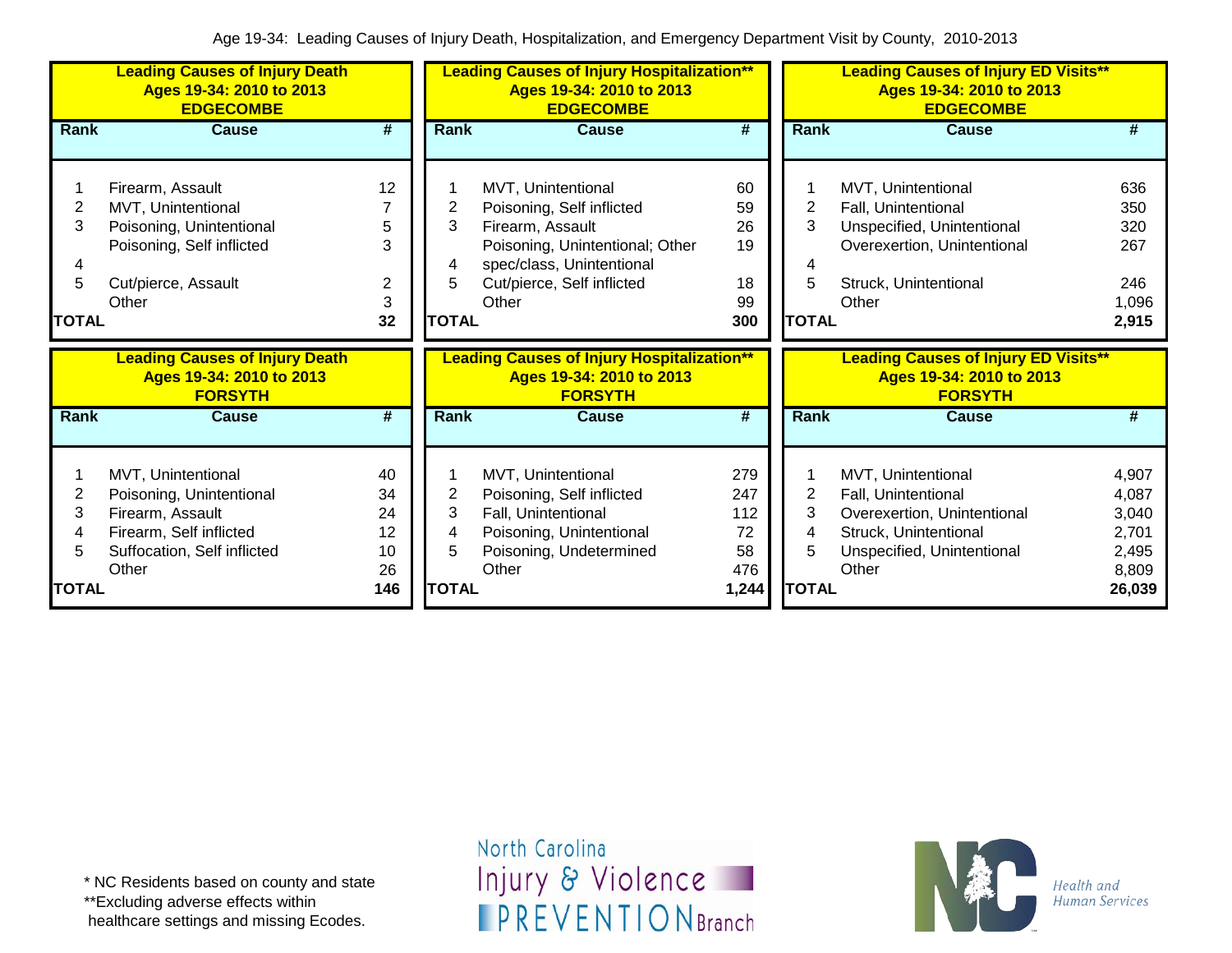Age 19-34: Leading Causes of Injury Death, Hospitalization, and Emergency Department Visit by County, 2010-2013

**Leading Causes of Injury Death Ages 19-34: 2010 to 2013 EDGECOMBE**

| Rank | Cause | # |
|---|---|---|
| 1 | Firearm, Assault | 12 |
| 2 | MVT, Unintentional | 7 |
| 3 | Poisoning, Unintentional | 5 |
| 4 | Poisoning, Self inflicted | 3 |
| 5 | Cut/pierce, Assault | 2 |
| | Other | 3 |
| **TOTAL** | | **32** |

**Leading Causes of Injury Hospitalization** Ages 19-34: 2010 to 2013 EDGECOMBE**

| Rank | Cause | # |
|---|---|---|
| 1 | MVT, Unintentional | 60 |
| 2 | Poisoning, Self inflicted | 59 |
| 3 | Firearm, Assault | 26 |
| 4 | Poisoning, Unintentional; Other spec/class, Unintentional | 19 |
| 5 | Cut/pierce, Self inflicted | 18 |
| | Other | 99 |
| **TOTAL** | | **300** |

**Leading Causes of Injury ED Visits** Ages 19-34: 2010 to 2013 EDGECOMBE**

| Rank | Cause | # |
|---|---|---|
| 1 | MVT, Unintentional | 636 |
| 2 | Fall, Unintentional | 350 |
| 3 | Unspecified, Unintentional | 320 |
| 4 | Overexertion, Unintentional | 267 |
| 5 | Struck, Unintentional | 246 |
| | Other | 1,096 |
| **TOTAL** | | **2,915** |

**Leading Causes of Injury Death Ages 19-34: 2010 to 2013 FORSYTH**

| Rank | Cause | # |
|---|---|---|
| 1 | MVT, Unintentional | 40 |
| 2 | Poisoning, Unintentional | 34 |
| 3 | Firearm, Assault | 24 |
| 4 | Firearm, Self inflicted | 12 |
| 5 | Suffocation, Self inflicted | 10 |
| | Other | 26 |
| **TOTAL** | | **146** |

**Leading Causes of Injury Hospitalization** Ages 19-34: 2010 to 2013 FORSYTH**

| Rank | Cause | # |
|---|---|---|
| 1 | MVT, Unintentional | 279 |
| 2 | Poisoning, Self inflicted | 247 |
| 3 | Fall, Unintentional | 112 |
| 4 | Poisoning, Unintentional | 72 |
| 5 | Poisoning, Undetermined | 58 |
| | Other | 476 |
| **TOTAL** | | **1,244** |

**Leading Causes of Injury ED Visits** Ages 19-34: 2010 to 2013 FORSYTH**

| Rank | Cause | # |
|---|---|---|
| 1 | MVT, Unintentional | 4,907 |
| 2 | Fall, Unintentional | 4,087 |
| 3 | Overexertion, Unintentional | 3,040 |
| 4 | Struck, Unintentional | 2,701 |
| 5 | Unspecified, Unintentional | 2,495 |
| | Other | 8,809 |
| **TOTAL** | | **26,039** |

* NC Residents based on county and state
**Excluding adverse effects within healthcare settings and missing Ecodes.

North Carolina Injury & Violence PREVENTION Branch

Health and Human Services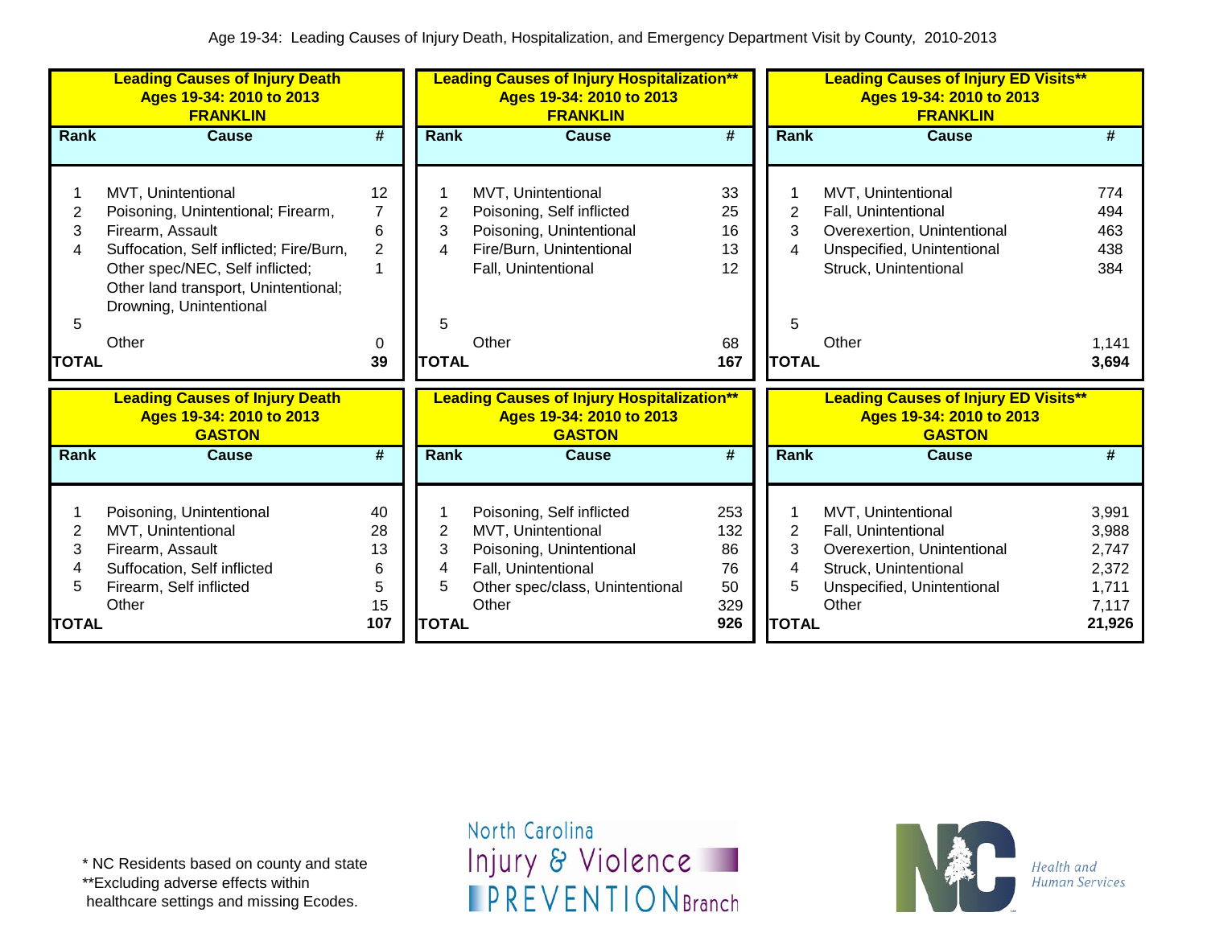Age 19-34: Leading Causes of Injury Death, Hospitalization, and Emergency Department Visit by County, 2010-2013

**Leading Causes of Injury Death Ages 19-34: 2010 to 2013 FRANKLIN**

| Rank | Cause | # |
|---|---|---|
| 1 | MVT, Unintentional | 12 |
| 2 | Poisoning, Unintentional; Firearm, | 7 |
| 3 | Firearm, Assault | 6 |
| 4 | Suffocation, Self inflicted; Fire/Burn, | 2 |
| | Other spec/NEC, Self inflicted; Other land transport, Unintentional; Drowning, Unintentional | 1 |
| 5 | | |
| | Other | 0 |
| **TOTAL** | | **39** |

**Leading Causes of Injury Hospitalization\*\* Ages 19-34: 2010 to 2013 FRANKLIN**

| Rank | Cause | # |
|---|---|---|
| 1 | MVT, Unintentional | 33 |
| 2 | Poisoning, Self inflicted | 25 |
| 3 | Poisoning, Unintentional | 16 |
| 4 | Fire/Burn, Unintentional | 13 |
| | Fall, Unintentional | 12 |
| 5 | | |
| | Other | 68 |
| **TOTAL** | | **167** |

**Leading Causes of Injury ED Visits\*\* Ages 19-34: 2010 to 2013 FRANKLIN**

| Rank | Cause | # |
|---|---|---|
| 1 | MVT, Unintentional | 774 |
| 2 | Fall, Unintentional | 494 |
| 3 | Overexertion, Unintentional | 463 |
| 4 | Unspecified, Unintentional | 438 |
| | Struck, Unintentional | 384 |
| 5 | | |
| | Other | 1,141 |
| **TOTAL** | | **3,694** |

**Leading Causes of Injury Death Ages 19-34: 2010 to 2013 GASTON**

| Rank | Cause | # |
|---|---|---|
| 1 | Poisoning, Unintentional | 40 |
| 2 | MVT, Unintentional | 28 |
| 3 | Firearm, Assault | 13 |
| 4 | Suffocation, Self inflicted | 6 |
| 5 | Firearm, Self inflicted | 5 |
| | Other | 15 |
| **TOTAL** | | **107** |

**Leading Causes of Injury Hospitalization\*\* Ages 19-34: 2010 to 2013 GASTON**

| Rank | Cause | # |
|---|---|---|
| 1 | Poisoning, Self inflicted | 253 |
| 2 | MVT, Unintentional | 132 |
| 3 | Poisoning, Unintentional | 86 |
| 4 | Fall, Unintentional | 76 |
| 5 | Other spec/class, Unintentional | 50 |
| | Other | 329 |
| **TOTAL** | | **926** |

**Leading Causes of Injury ED Visits\*\* Ages 19-34: 2010 to 2013 GASTON**

| Rank | Cause | # |
|---|---|---|
| 1 | MVT, Unintentional | 3,991 |
| 2 | Fall, Unintentional | 3,988 |
| 3 | Overexertion, Unintentional | 2,747 |
| 4 | Struck, Unintentional | 2,372 |
| 5 | Unspecified, Unintentional | 1,711 |
| | Other | 7,117 |
| **TOTAL** | | **21,926** |

\* NC Residents based on county and state
\*\*Excluding adverse effects within healthcare settings and missing Ecodes.

North Carolina Injury & Violence PREVENTION Branch

Health and Human Services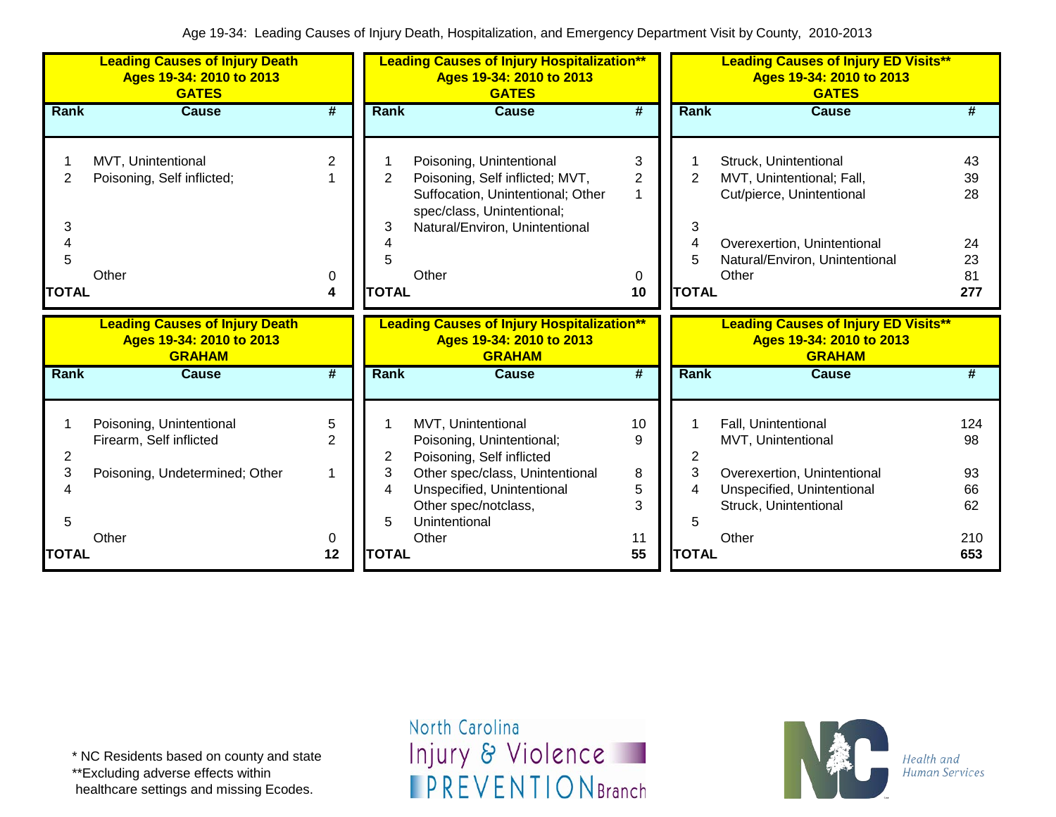Age 19-34: Leading Causes of Injury Death, Hospitalization, and Emergency Department Visit by County, 2010-2013

**Leading Causes of Injury Death Ages 19-34: 2010 to 2013 GATES**

| Rank | Cause | # |
|---|---|---|
| 1 | MVT, Unintentional | 2 |
| 2 | Poisoning, Self inflicted; | 1 |
| 3 | | |
| 4 | | |
| 5 | | |
| | Other | 0 |
| TOTAL | | 4 |

**Leading Causes of Injury Hospitalization** Ages 19-34: 2010 to 2013 GATES**

| Rank | Cause | # |
|---|---|---|
| 1 | Poisoning, Unintentional | 3 |
| 2 | Poisoning, Self inflicted; MVT, | 2 |
| | Suffocation, Unintentional; Other spec/class, Unintentional; | 1 |
| 3 | Natural/Environ, Unintentional | |
| 4 | | |
| 5 | | |
| | Other | 0 |
| TOTAL | | 10 |

**Leading Causes of Injury ED Visits** Ages 19-34: 2010 to 2013 GATES**

| Rank | Cause | # |
|---|---|---|
| 1 | Struck, Unintentional | 43 |
| 2 | MVT, Unintentional; Fall, | 39 |
| | Cut/pierce, Unintentional | 28 |
| 3 | | |
| 4 | Overexertion, Unintentional | 24 |
| 5 | Natural/Environ, Unintentional | 23 |
| | Other | 81 |
| TOTAL | | 277 |

**Leading Causes of Injury Death Ages 19-34: 2010 to 2013 GRAHAM**

| Rank | Cause | # |
|---|---|---|
| 1 | Poisoning, Unintentional | 5 |
| | Firearm, Self inflicted | 2 |
| 2 | | |
| 3 | Poisoning, Undetermined; Other | 1 |
| 4 | | |
| 5 | | |
| | Other | 0 |
| TOTAL | | 12 |

**Leading Causes of Injury Hospitalization** Ages 19-34: 2010 to 2013 GRAHAM**

| Rank | Cause | # |
|---|---|---|
| 1 | MVT, Unintentional | 10 |
| | Poisoning, Unintentional; | 9 |
| 2 | Poisoning, Self inflicted | |
| 3 | Other spec/class, Unintentional | 8 |
| 4 | Unspecified, Unintentional | 5 |
| | Other spec/notclass, | 3 |
| 5 | Unintentional | |
| | Other | 11 |
| TOTAL | | 55 |

**Leading Causes of Injury ED Visits** Ages 19-34: 2010 to 2013 GRAHAM**

| Rank | Cause | # |
|---|---|---|
| 1 | Fall, Unintentional | 124 |
| | MVT, Unintentional | 98 |
| 2 | | |
| 3 | Overexertion, Unintentional | 93 |
| 4 | Unspecified, Unintentional | 66 |
| | Struck, Unintentional | 62 |
| 5 | | |
| | Other | 210 |
| TOTAL | | 653 |

\* NC Residents based on county and state
**Excluding adverse effects within healthcare settings and missing Ecodes.

North Carolina Injury & Violence PREVENTION Branch

Health and Human Services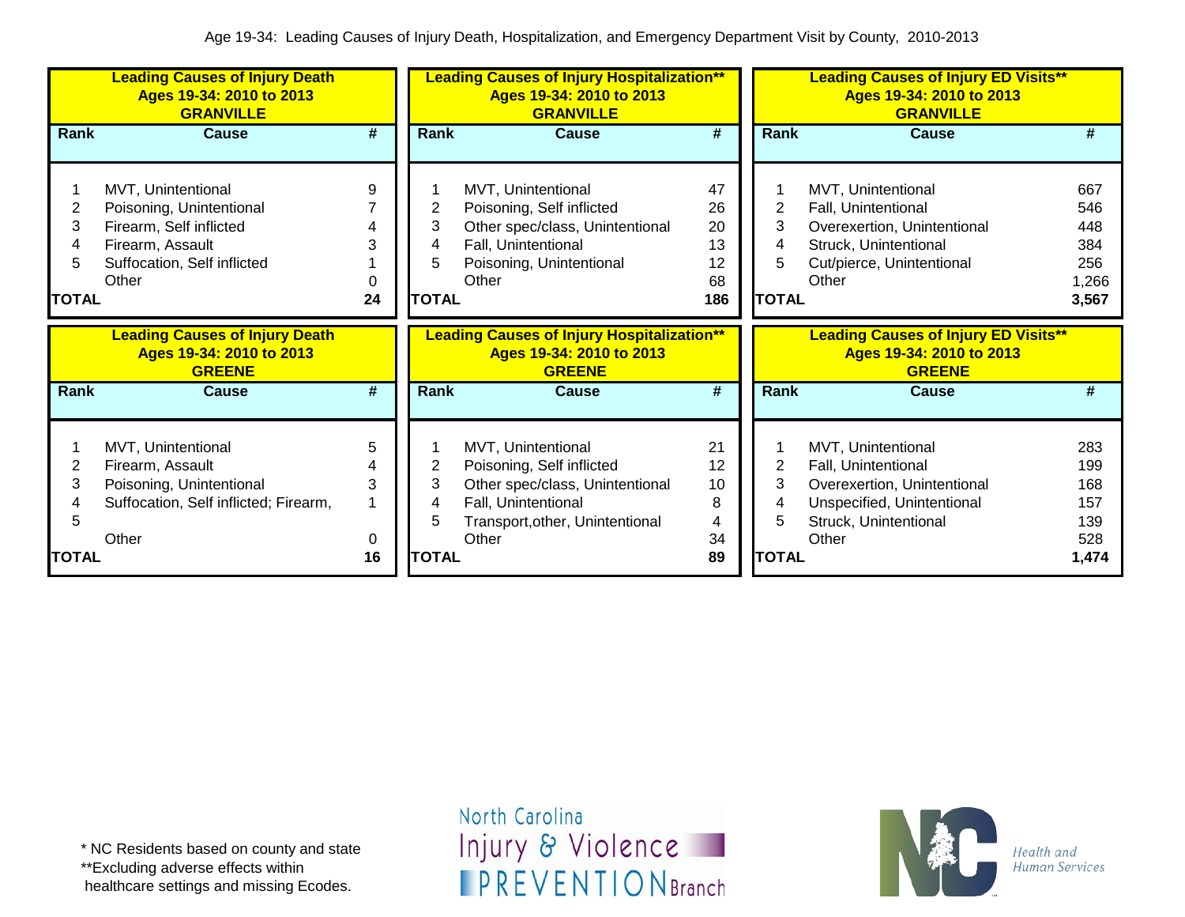Age 19-34: Leading Causes of Injury Death, Hospitalization, and Emergency Department Visit by County, 2010-2013

**Leading Causes of Injury Death**
**Ages 19-34: 2010 to 2013**
**GRANVILLE**

| Rank | Cause | # |
|---|---|---|
| 1 | MVT, Unintentional | 9 |
| 2 | Poisoning, Unintentional | 7 |
| 3 | Firearm, Self inflicted | 4 |
| 4 | Firearm, Assault | 3 |
| 5 | Suffocation, Self inflicted | 1 |
| | Other | 0 |
| **TOTAL** | | **24** |

**Leading Causes of Injury Hospitalization****
**Ages 19-34: 2010 to 2013**
**GRANVILLE**

| Rank | Cause | # |
|---|---|---|
| 1 | MVT, Unintentional | 47 |
| 2 | Poisoning, Self inflicted | 26 |
| 3 | Other spec/class, Unintentional | 20 |
| 4 | Fall, Unintentional | 13 |
| 5 | Poisoning, Unintentional | 12 |
| | Other | 68 |
| **TOTAL** | | **186** |

**Leading Causes of Injury ED Visits****
**Ages 19-34: 2010 to 2013**
**GRANVILLE**

| Rank | Cause | # |
|---|---|---|
| 1 | MVT, Unintentional | 667 |
| 2 | Fall, Unintentional | 546 |
| 3 | Overexertion, Unintentional | 448 |
| 4 | Struck, Unintentional | 384 |
| 5 | Cut/pierce, Unintentional | 256 |
| | Other | 1,266 |
| **TOTAL** | | **3,567** |

**Leading Causes of Injury Death**
**Ages 19-34: 2010 to 2013**
**GREENE**

| Rank | Cause | # |
|---|---|---|
| 1 | MVT, Unintentional | 5 |
| 2 | Firearm, Assault | 4 |
| 3 | Poisoning, Unintentional | 3 |
| 4<br>5 | Suffocation, Self inflicted; Firearm, | 1 |
| | Other | 0 |
| **TOTAL** | | **16** |

**Leading Causes of Injury Hospitalization****
**Ages 19-34: 2010 to 2013**
**GREENE**

| Rank | Cause | # |
|---|---|---|
| 1 | MVT, Unintentional | 21 |
| 2 | Poisoning, Self inflicted | 12 |
| 3 | Other spec/class, Unintentional | 10 |
| 4 | Fall, Unintentional | 8 |
| 5 | Transport,other, Unintentional | 4 |
| | Other | 34 |
| **TOTAL** | | **89** |

**Leading Causes of Injury ED Visits****
**Ages 19-34: 2010 to 2013**
**GREENE**

| Rank | Cause | # |
|---|---|---|
| 1 | MVT, Unintentional | 283 |
| 2 | Fall, Unintentional | 199 |
| 3 | Overexertion, Unintentional | 168 |
| 4 | Unspecified, Unintentional | 157 |
| 5 | Struck, Unintentional | 139 |
| | Other | 528 |
| **TOTAL** | | **1,474** |

* NC Residents based on county and state
**Excluding adverse effects within healthcare settings and missing Ecodes.

North Carolina Injury & Violence PREVENTION Branch

Health and Human Services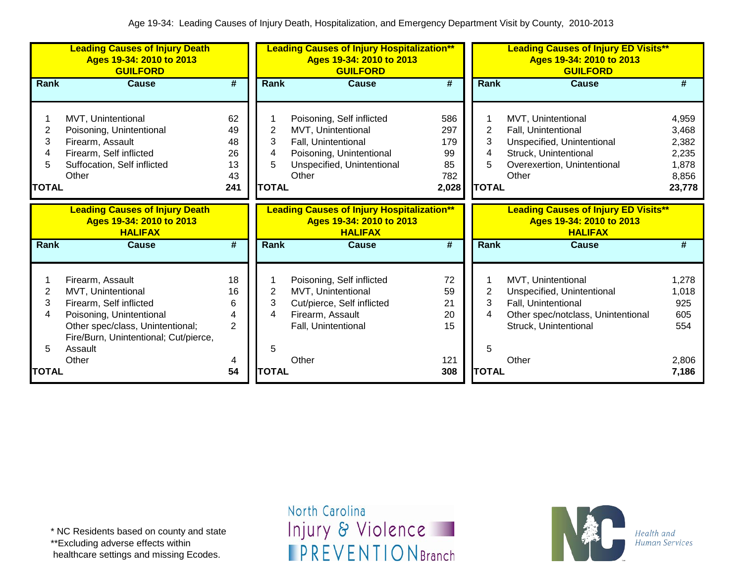Age 19-34: Leading Causes of Injury Death, Hospitalization, and Emergency Department Visit by County, 2010-2013

**Leading Causes of Injury Death Ages 19-34: 2010 to 2013 GUILFORD**

| Rank | Cause | # |
|---|---|---|
| 1 | MVT, Unintentional | 62 |
| 2 | Poisoning, Unintentional | 49 |
| 3 | Firearm, Assault | 48 |
| 4 | Firearm, Self inflicted | 26 |
| 5 | Suffocation, Self inflicted | 13 |
| | Other | 43 |
| TOTAL | | 241 |

**Leading Causes of Injury Hospitalization\*\* Ages 19-34: 2010 to 2013 GUILFORD**

| Rank | Cause | # |
|---|---|---|
| 1 | Poisoning, Self inflicted | 586 |
| 2 | MVT, Unintentional | 297 |
| 3 | Fall, Unintentional | 179 |
| 4 | Poisoning, Unintentional | 99 |
| 5 | Unspecified, Unintentional | 85 |
| | Other | 782 |
| TOTAL | | 2,028 |

**Leading Causes of Injury ED Visits\*\* Ages 19-34: 2010 to 2013 GUILFORD**

| Rank | Cause | # |
|---|---|---|
| 1 | MVT, Unintentional | 4,959 |
| 2 | Fall, Unintentional | 3,468 |
| 3 | Unspecified, Unintentional | 2,382 |
| 4 | Struck, Unintentional | 2,235 |
| 5 | Overexertion, Unintentional | 1,878 |
| | Other | 8,856 |
| TOTAL | | 23,778 |

**Leading Causes of Injury Death Ages 19-34: 2010 to 2013 HALIFAX**

| Rank | Cause | # |
|---|---|---|
| 1 | Firearm, Assault | 18 |
| 2 | MVT, Unintentional | 16 |
| 3 | Firearm, Self inflicted | 6 |
| 4 | Poisoning, Unintentional | 4 |
| 5 | Other spec/class, Unintentional; Fire/Burn, Unintentional; Cut/pierce, Assault | 2 |
| | Other | 4 |
| TOTAL | | 54 |

**Leading Causes of Injury Hospitalization\*\* Ages 19-34: 2010 to 2013 HALIFAX**

| Rank | Cause | # |
|---|---|---|
| 1 | Poisoning, Self inflicted | 72 |
| 2 | MVT, Unintentional | 59 |
| 3 | Cut/pierce, Self inflicted | 21 |
| 4 | Firearm, Assault | 20 |
| | Fall, Unintentional | 15 |
| 5 | | |
| | Other | 121 |
| TOTAL | | 308 |

**Leading Causes of Injury ED Visits\*\* Ages 19-34: 2010 to 2013 HALIFAX**

| Rank | Cause | # |
|---|---|---|
| 1 | MVT, Unintentional | 1,278 |
| 2 | Unspecified, Unintentional | 1,018 |
| 3 | Fall, Unintentional | 925 |
| 4 | Other spec/notclass, Unintentional | 605 |
| | Struck, Unintentional | 554 |
| 5 | | |
| | Other | 2,806 |
| TOTAL | | 7,186 |

\* NC Residents based on county and state
\*\*Excluding adverse effects within healthcare settings and missing Ecodes.

North Carolina Injury & Violence PREVENTION Branch

NC Health and Human Services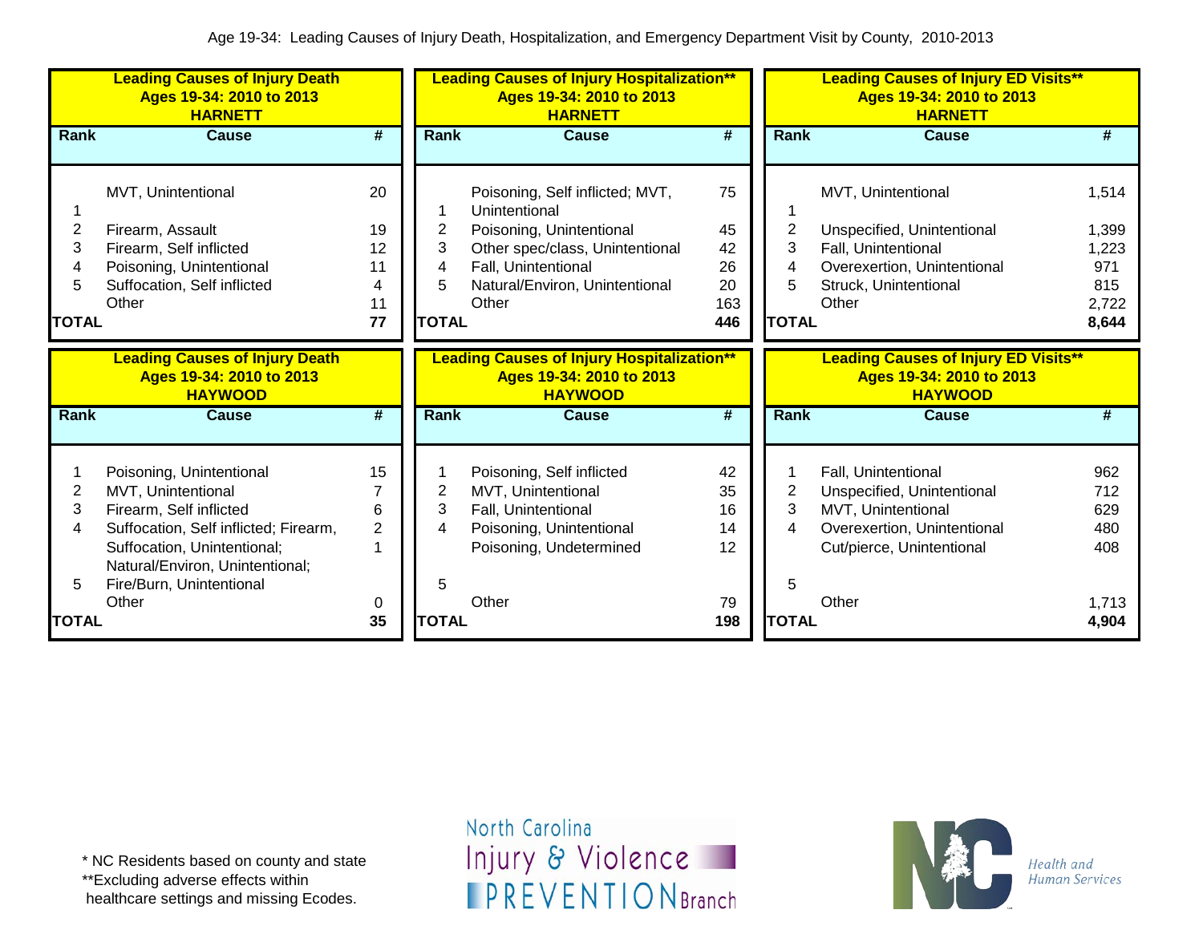Age 19-34: Leading Causes of Injury Death, Hospitalization, and Emergency Department Visit by County, 2010-2013

**Leading Causes of Injury Death Ages 19-34: 2010 to 2013 HARNETT**

| Rank | Cause | # |
|---|---|---|
| 1 | MVT, Unintentional | 20 |
| 2 | Firearm, Assault | 19 |
| 3 | Firearm, Self inflicted | 12 |
| 4 | Poisoning, Unintentional | 11 |
| 5 | Suffocation, Self inflicted | 4 |
| | Other | 11 |
| **TOTAL** | | **77** |

**Leading Causes of Injury Hospitalization\*\* Ages 19-34: 2010 to 2013 HARNETT**

| Rank | Cause | # |
|---|---|---|
| 1 | Poisoning, Self inflicted; MVT, Unintentional | 75 |
| 2 | Poisoning, Unintentional | 45 |
| 3 | Other spec/class, Unintentional | 42 |
| 4 | Fall, Unintentional | 26 |
| 5 | Natural/Environ, Unintentional | 20 |
| | Other | 163 |
| **TOTAL** | | **446** |

**Leading Causes of Injury ED Visits\*\* Ages 19-34: 2010 to 2013 HARNETT**

| Rank | Cause | # |
|---|---|---|
| 1 | MVT, Unintentional | 1,514 |
| 2 | Unspecified, Unintentional | 1,399 |
| 3 | Fall, Unintentional | 1,223 |
| 4 | Overexertion, Unintentional | 971 |
| 5 | Struck, Unintentional | 815 |
| | Other | 2,722 |
| **TOTAL** | | **8,644** |

**Leading Causes of Injury Death Ages 19-34: 2010 to 2013 HAYWOOD**

| Rank | Cause | # |
|---|---|---|
| 1 | Poisoning, Unintentional | 15 |
| 2 | MVT, Unintentional | 7 |
| 3 | Firearm, Self inflicted | 6 |
| 4 | Suffocation, Self inflicted; Firearm, | 2 |
| 5 | Suffocation, Unintentional; Natural/Environ, Unintentional; Fire/Burn, Unintentional | 1 |
| | Other | 0 |
| **TOTAL** | | **35** |

**Leading Causes of Injury Hospitalization\*\* Ages 19-34: 2010 to 2013 HAYWOOD**

| Rank | Cause | # |
|---|---|---|
| 1 | Poisoning, Self inflicted | 42 |
| 2 | MVT, Unintentional | 35 |
| 3 | Fall, Unintentional | 16 |
| 4 | Poisoning, Unintentional | 14 |
| 5 | Poisoning, Undetermined | 12 |
| | Other | 79 |
| **TOTAL** | | **198** |

**Leading Causes of Injury ED Visits\*\* Ages 19-34: 2010 to 2013 HAYWOOD**

| Rank | Cause | # |
|---|---|---|
| 1 | Fall, Unintentional | 962 |
| 2 | Unspecified, Unintentional | 712 |
| 3 | MVT, Unintentional | 629 |
| 4 | Overexertion, Unintentional | 480 |
| 5 | Cut/pierce, Unintentional | 408 |
| | Other | 1,713 |
| **TOTAL** | | **4,904** |

\* NC Residents based on county and state
\*\*Excluding adverse effects within healthcare settings and missing Ecodes.

North Carolina Injury & Violence PREVENTION Branch

NC Health and Human Services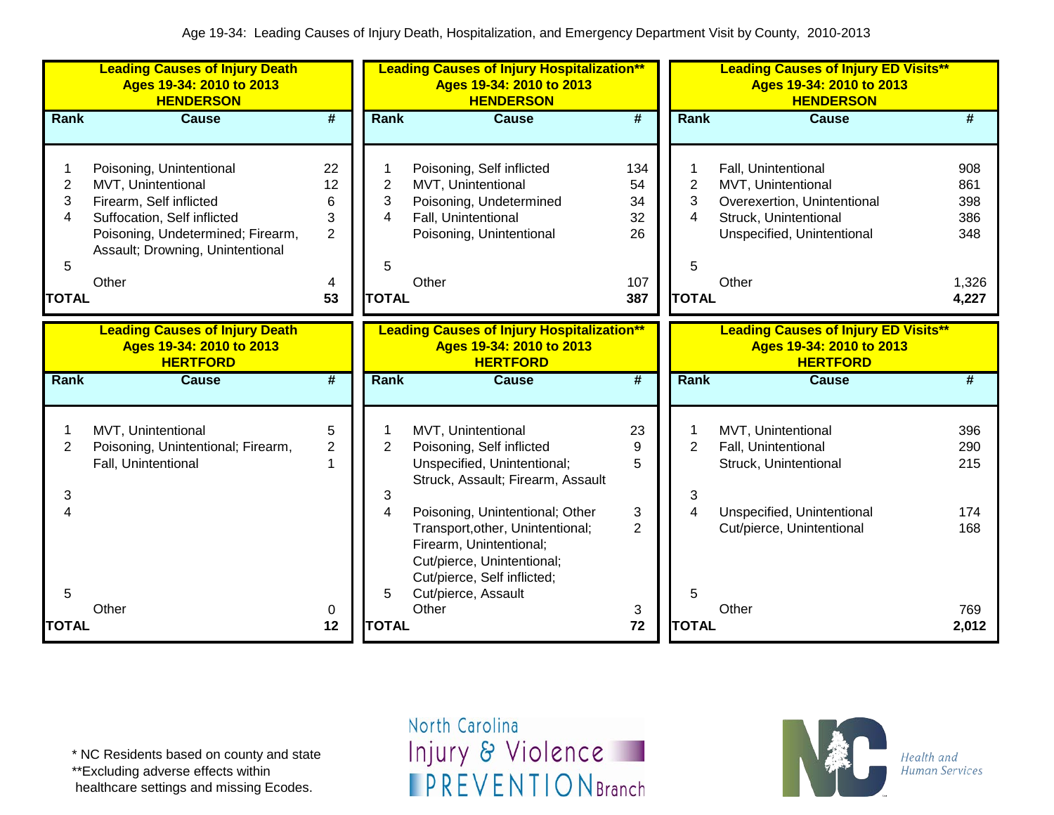Age 19-34: Leading Causes of Injury Death, Hospitalization, and Emergency Department Visit by County, 2010-2013

**Leading Causes of Injury Death Ages 19-34: 2010 to 2013 HENDERSON**

| Rank | Cause | # |
|---|---|---|
| 1 | Poisoning, Unintentional | 22 |
| 2 | MVT, Unintentional | 12 |
| 3 | Firearm, Self inflicted | 6 |
| 4 | Suffocation, Self inflicted | 3 |
| 5 | Poisoning, Undetermined; Firearm, Assault; Drowning, Unintentional | 2 |
| | Other | 4 |
| TOTAL | | 53 |

**Leading Causes of Injury Hospitalization** Ages 19-34: 2010 to 2013 HENDERSON**

| Rank | Cause | # |
|---|---|---|
| 1 | Poisoning, Self inflicted | 134 |
| 2 | MVT, Unintentional | 54 |
| 3 | Poisoning, Undetermined | 34 |
| 4 | Fall, Unintentional | 32 |
| 5 | Poisoning, Unintentional | 26 |
| | Other | 107 |
| TOTAL | | 387 |

**Leading Causes of Injury ED Visits** Ages 19-34: 2010 to 2013 HENDERSON**

| Rank | Cause | # |
|---|---|---|
| 1 | Fall, Unintentional | 908 |
| 2 | MVT, Unintentional | 861 |
| 3 | Overexertion, Unintentional | 398 |
| 4 | Struck, Unintentional | 386 |
| 5 | Unspecified, Unintentional | 348 |
| | Other | 1,326 |
| TOTAL | | 4,227 |

**Leading Causes of Injury Death Ages 19-34: 2010 to 2013 HERTFORD**

| Rank | Cause | # |
|---|---|---|
| 1 | MVT, Unintentional | 5 |
| 2 | Poisoning, Unintentional; Firearm, | 2 |
| 3 | Fall, Unintentional | 1 |
| 4 | | |
| 5 | | |
| | Other | 0 |
| TOTAL | | 12 |

**Leading Causes of Injury Hospitalization** Ages 19-34: 2010 to 2013 HERTFORD**

| Rank | Cause | # |
|---|---|---|
| 1 | MVT, Unintentional | 23 |
| 2 | Poisoning, Self inflicted | 9 |
| 3 | Unspecified, Unintentional; Struck, Assault; Firearm, Assault | 5 |
| 4 | Poisoning, Unintentional; Other | 3 |
| 5 | Transport,other, Unintentional; Firearm, Unintentional; Cut/pierce, Unintentional; Cut/pierce, Self inflicted; Cut/pierce, Assault | 2 |
| | Other | 3 |
| TOTAL | | 72 |

**Leading Causes of Injury ED Visits** Ages 19-34: 2010 to 2013 HERTFORD**

| Rank | Cause | # |
|---|---|---|
| 1 | MVT, Unintentional | 396 |
| 2 | Fall, Unintentional | 290 |
| 3 | Struck, Unintentional | 215 |
| 4 | Unspecified, Unintentional | 174 |
| 5 | Cut/pierce, Unintentional | 168 |
| | Other | 769 |
| TOTAL | | 2,012 |

\* NC Residents based on county and state
\*\*Excluding adverse effects within healthcare settings and missing Ecodes.

North Carolina Injury & Violence PREVENTION Branch

NC Health and Human Services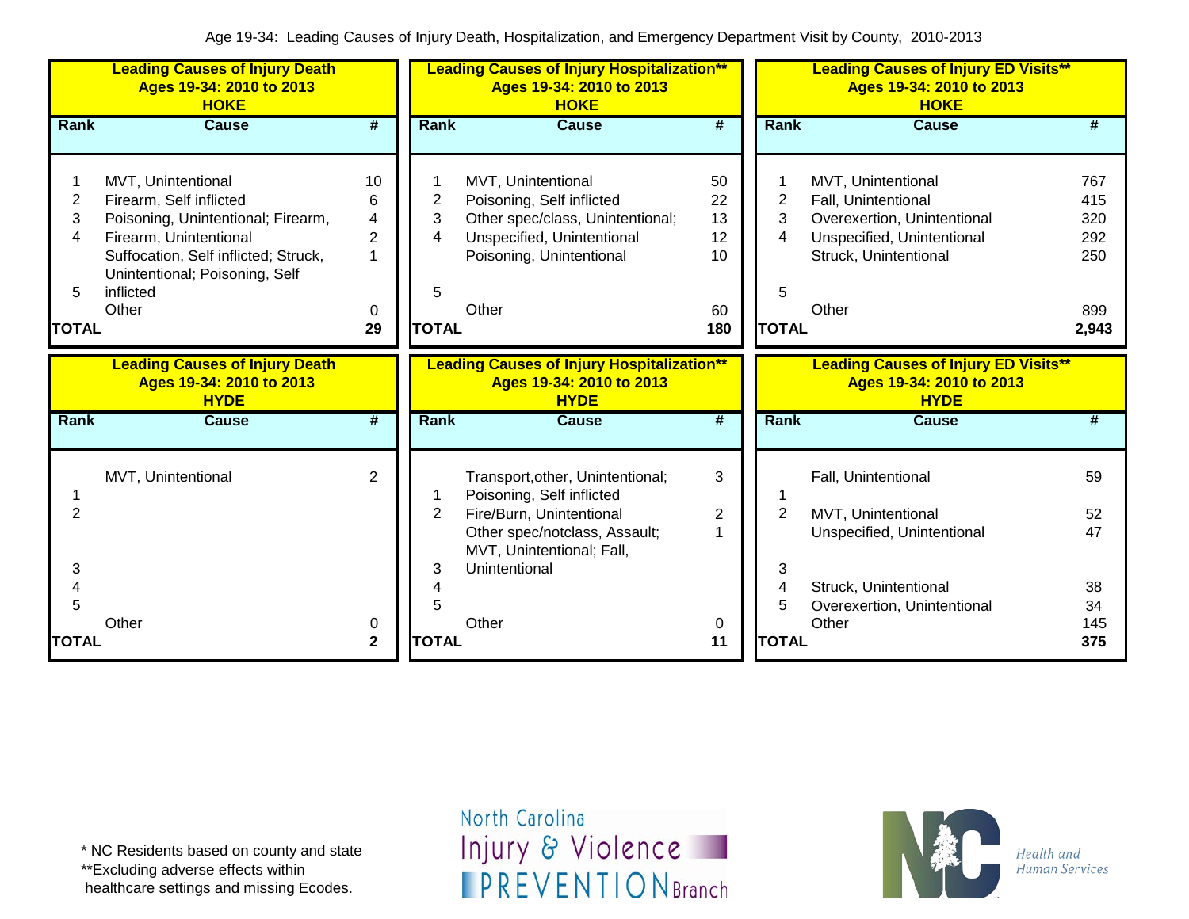Age 19-34: Leading Causes of Injury Death, Hospitalization, and Emergency Department Visit by County, 2010-2013

**Leading Causes of Injury Death Ages 19-34: 2010 to 2013 HOKE**

| Rank | Cause | # |
|---|---|---|
| 1 | MVT, Unintentional | 10 |
| 2 | Firearm, Self inflicted | 6 |
| 3 | Poisoning, Unintentional; Firearm, | 4 |
| 4 | Firearm, Unintentional | 2 |
| 5 | Suffocation, Self inflicted; Struck, Unintentional; Poisoning, Self inflicted | 1 |
| | Other | 0 |
| **TOTAL** | | **29** |

**Leading Causes of Injury Hospitalization** Ages 19-34: 2010 to 2013 HOKE**

| Rank | Cause | # |
|---|---|---|
| 1 | MVT, Unintentional | 50 |
| 2 | Poisoning, Self inflicted | 22 |
| 3 | Other spec/class, Unintentional; | 13 |
| 4 | Unspecified, Unintentional | 12 |
| 5 | Poisoning, Unintentional | 10 |
| | Other | 60 |
| **TOTAL** | | **180** |

**Leading Causes of Injury ED Visits** Ages 19-34: 2010 to 2013 HOKE**

| Rank | Cause | # |
|---|---|---|
| 1 | MVT, Unintentional | 767 |
| 2 | Fall, Unintentional | 415 |
| 3 | Overexertion, Unintentional | 320 |
| 4 | Unspecified, Unintentional | 292 |
| 5 | Struck, Unintentional | 250 |
| | Other | 899 |
| **TOTAL** | | **2,943** |

**Leading Causes of Injury Death Ages 19-34: 2010 to 2013 HYDE**

| Rank | Cause | # |
|---|---|---|
| 1 | MVT, Unintentional | 2 |
| 2 | | |
| 3 | | |
| 4 | | |
| 5 | | |
| | Other | 0 |
| **TOTAL** | | **2** |

**Leading Causes of Injury Hospitalization** Ages 19-34: 2010 to 2013 HYDE**

| Rank | Cause | # |
|---|---|---|
| 1 | Transport,other, Unintentional; Poisoning, Self inflicted | 3 |
| 2 | Fire/Burn, Unintentional | 2 |
| 3 | Other spec/notclass, Assault; MVT, Unintentional; Fall, Unintentional | 1 |
| 4 | | |
| 5 | | |
| | Other | 0 |
| **TOTAL** | | **11** |

**Leading Causes of Injury ED Visits** Ages 19-34: 2010 to 2013 HYDE**

| Rank | Cause | # |
|---|---|---|
| 1 | Fall, Unintentional | 59 |
| 2 | MVT, Unintentional | 52 |
| 3 | Unspecified, Unintentional | 47 |
| 4 | Struck, Unintentional | 38 |
| 5 | Overexertion, Unintentional | 34 |
| | Other | 145 |
| **TOTAL** | | **375** |

\* NC Residents based on county and state
**Excluding adverse effects within healthcare settings and missing Ecodes.

North Carolina Injury & Violence PREVENTION Branch

NC Health and Human Services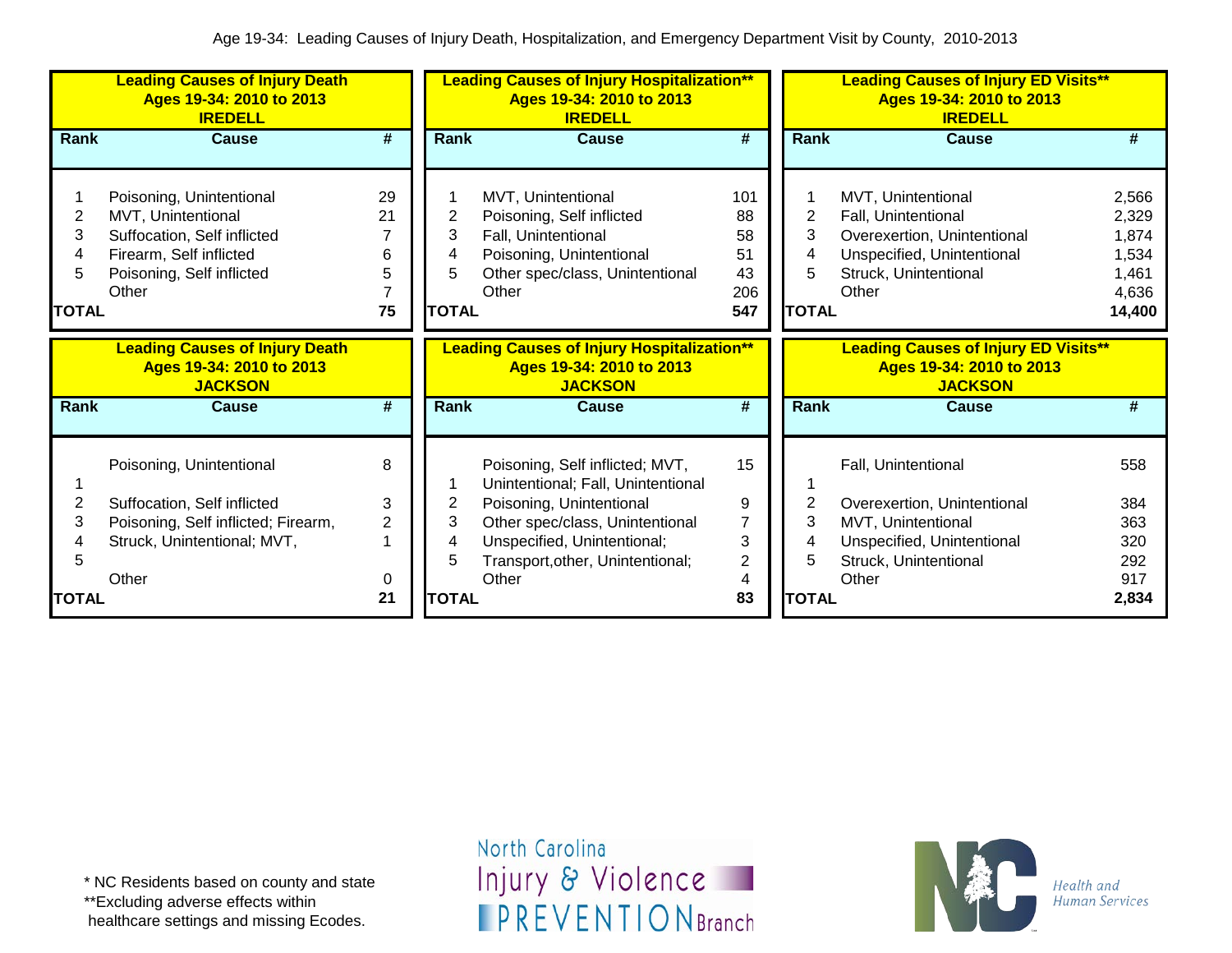Age 19-34: Leading Causes of Injury Death, Hospitalization, and Emergency Department Visit by County, 2010-2013

**Leading Causes of Injury Death**
**Ages 19-34: 2010 to 2013**
**IREDELL**

| Rank | Cause | # |
|---|---|---|
| 1 | Poisoning, Unintentional | 29 |
| 2 | MVT, Unintentional | 21 |
| 3 | Suffocation, Self inflicted | 7 |
| 4 | Firearm, Self inflicted | 6 |
| 5 | Poisoning, Self inflicted | 5 |
| | Other | 7 |
| **TOTAL** | | **75** |

**Leading Causes of Injury Hospitalization****
**Ages 19-34: 2010 to 2013**
**IREDELL**

| Rank | Cause | # |
|---|---|---|
| 1 | MVT, Unintentional | 101 |
| 2 | Poisoning, Self inflicted | 88 |
| 3 | Fall, Unintentional | 58 |
| 4 | Poisoning, Unintentional | 51 |
| 5 | Other spec/class, Unintentional | 43 |
| | Other | 206 |
| **TOTAL** | | **547** |

**Leading Causes of Injury ED Visits****
**Ages 19-34: 2010 to 2013**
**IREDELL**

| Rank | Cause | # |
|---|---|---|
| 1 | MVT, Unintentional | 2,566 |
| 2 | Fall, Unintentional | 2,329 |
| 3 | Overexertion, Unintentional | 1,874 |
| 4 | Unspecified, Unintentional | 1,534 |
| 5 | Struck, Unintentional | 1,461 |
| | Other | 4,636 |
| **TOTAL** | | **14,400** |

**Leading Causes of Injury Death**
**Ages 19-34: 2010 to 2013**
**JACKSON**

| Rank | Cause | # |
|---|---|---|
| 1 | Poisoning, Unintentional | 8 |
| 2 | Suffocation, Self inflicted | 3 |
| 3 | Poisoning, Self inflicted; Firearm, | 2 |
| 4 | Struck, Unintentional; MVT, | 1 |
| 5 | | |
| | Other | 0 |
| **TOTAL** | | **21** |

**Leading Causes of Injury Hospitalization****
**Ages 19-34: 2010 to 2013**
**JACKSON**

| Rank | Cause | # |
|---|---|---|
| 1 | Poisoning, Self inflicted; MVT, Unintentional; Fall, Unintentional | 15 |
| 2 | Poisoning, Unintentional | 9 |
| 3 | Other spec/class, Unintentional | 7 |
| 4 | Unspecified, Unintentional; | 3 |
| 5 | Transport,other, Unintentional; | 2 |
| | Other | 4 |
| **TOTAL** | | **83** |

**Leading Causes of Injury ED Visits****
**Ages 19-34: 2010 to 2013**
**JACKSON**

| Rank | Cause | # |
|---|---|---|
| 1 | Fall, Unintentional | 558 |
| 2 | Overexertion, Unintentional | 384 |
| 3 | MVT, Unintentional | 363 |
| 4 | Unspecified, Unintentional | 320 |
| 5 | Struck, Unintentional | 292 |
| | Other | 917 |
| **TOTAL** | | **2,834** |

\* NC Residents based on county and state
**Excluding adverse effects within healthcare settings and missing Ecodes.

North Carolina Injury & Violence PREVENTION Branch

Health and Human Services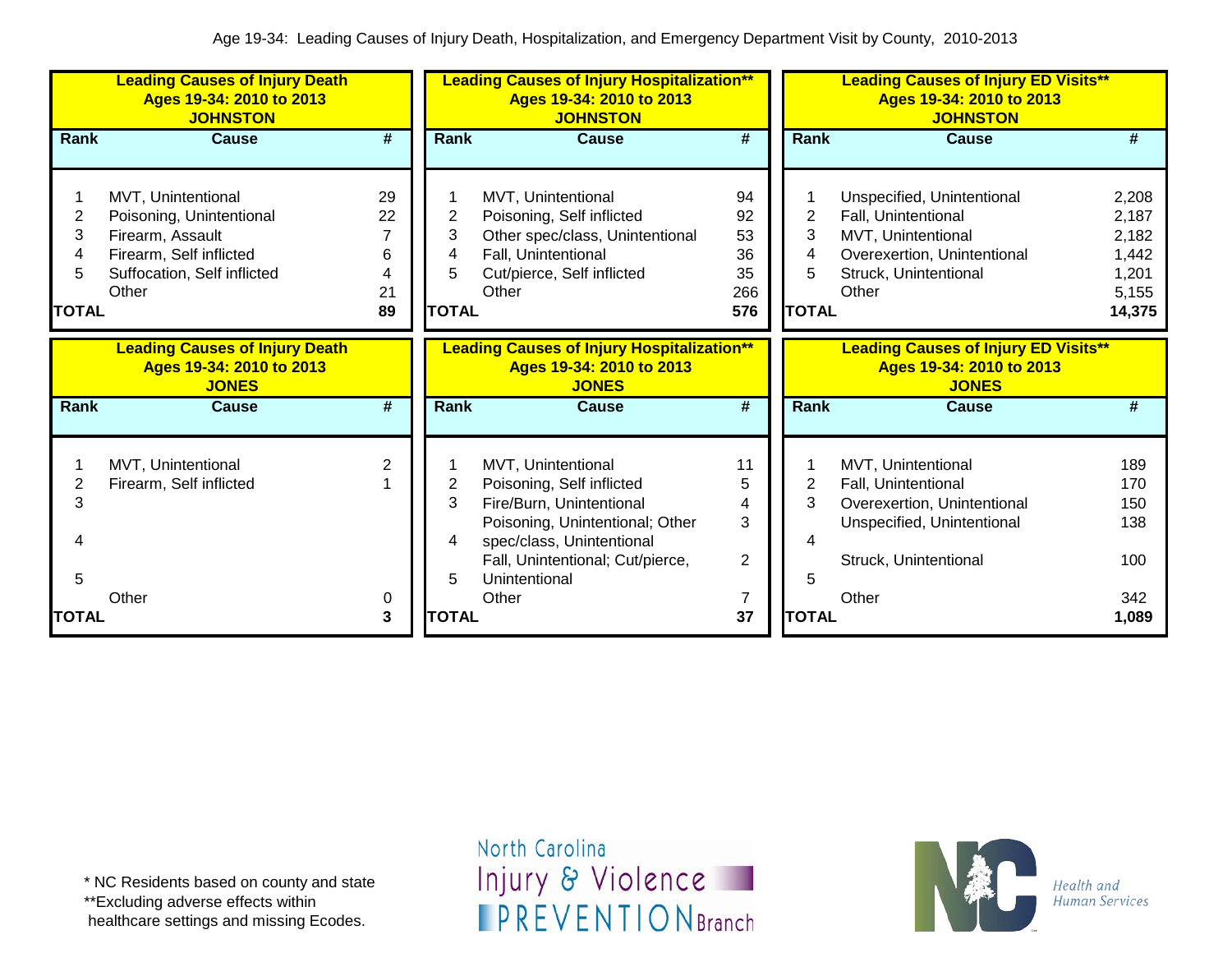Age 19-34: Leading Causes of Injury Death, Hospitalization, and Emergency Department Visit by County, 2010-2013

**Leading Causes of Injury Death**
**Ages 19-34: 2010 to 2013**
**JOHNSTON**

| Rank | Cause | # |
|---|---|---|
| 1 | MVT, Unintentional | 29 |
| 2 | Poisoning, Unintentional | 22 |
| 3 | Firearm, Assault | 7 |
| 4 | Firearm, Self inflicted | 6 |
| 5 | Suffocation, Self inflicted | 4 |
| | Other | 21 |
| **TOTAL** | | **89** |

**Leading Causes of Injury Hospitalization****
**Ages 19-34: 2010 to 2013**
**JOHNSTON**

| Rank | Cause | # |
|---|---|---|
| 1 | MVT, Unintentional | 94 |
| 2 | Poisoning, Self inflicted | 92 |
| 3 | Other spec/class, Unintentional | 53 |
| 4 | Fall, Unintentional | 36 |
| 5 | Cut/pierce, Self inflicted | 35 |
| | Other | 266 |
| **TOTAL** | | **576** |

**Leading Causes of Injury ED Visits****
**Ages 19-34: 2010 to 2013**
**JOHNSTON**

| Rank | Cause | # |
|---|---|---|
| 1 | Unspecified, Unintentional | 2,208 |
| 2 | Fall, Unintentional | 2,187 |
| 3 | MVT, Unintentional | 2,182 |
| 4 | Overexertion, Unintentional | 1,442 |
| 5 | Struck, Unintentional | 1,201 |
| | Other | 5,155 |
| **TOTAL** | | **14,375** |

**Leading Causes of Injury Death**
**Ages 19-34: 2010 to 2013**
**JONES**

| Rank | Cause | # |
|---|---|---|
| 1 | MVT, Unintentional | 2 |
| 2 | Firearm, Self inflicted | 1 |
| 3 | | |
| 4 | | |
| 5 | | |
| | Other | 0 |
| **TOTAL** | | **3** |

**Leading Causes of Injury Hospitalization****
**Ages 19-34: 2010 to 2013**
**JONES**

| Rank | Cause | # |
|---|---|---|
| 1 | MVT, Unintentional | 11 |
| 2 | Poisoning, Self inflicted | 5 |
| 3 | Fire/Burn, Unintentional | 4 |
| 4 | Poisoning, Unintentional; Other spec/class, Unintentional | 3 |
| 5 | Fall, Unintentional; Cut/pierce, Unintentional | 2 |
| | Other | 7 |
| **TOTAL** | | **37** |

**Leading Causes of Injury ED Visits****
**Ages 19-34: 2010 to 2013**
**JONES**

| Rank | Cause | # |
|---|---|---|
| 1 | MVT, Unintentional | 189 |
| 2 | Fall, Unintentional | 170 |
| 3 | Overexertion, Unintentional | 150 |
| 4 | Unspecified, Unintentional | 138 |
| 5 | Struck, Unintentional | 100 |
| | Other | 342 |
| **TOTAL** | | **1,089** |

* NC Residents based on county and state
**Excluding adverse effects within healthcare settings and missing Ecodes.

North Carolina Injury & Violence PREVENTION Branch

NC Health and Human Services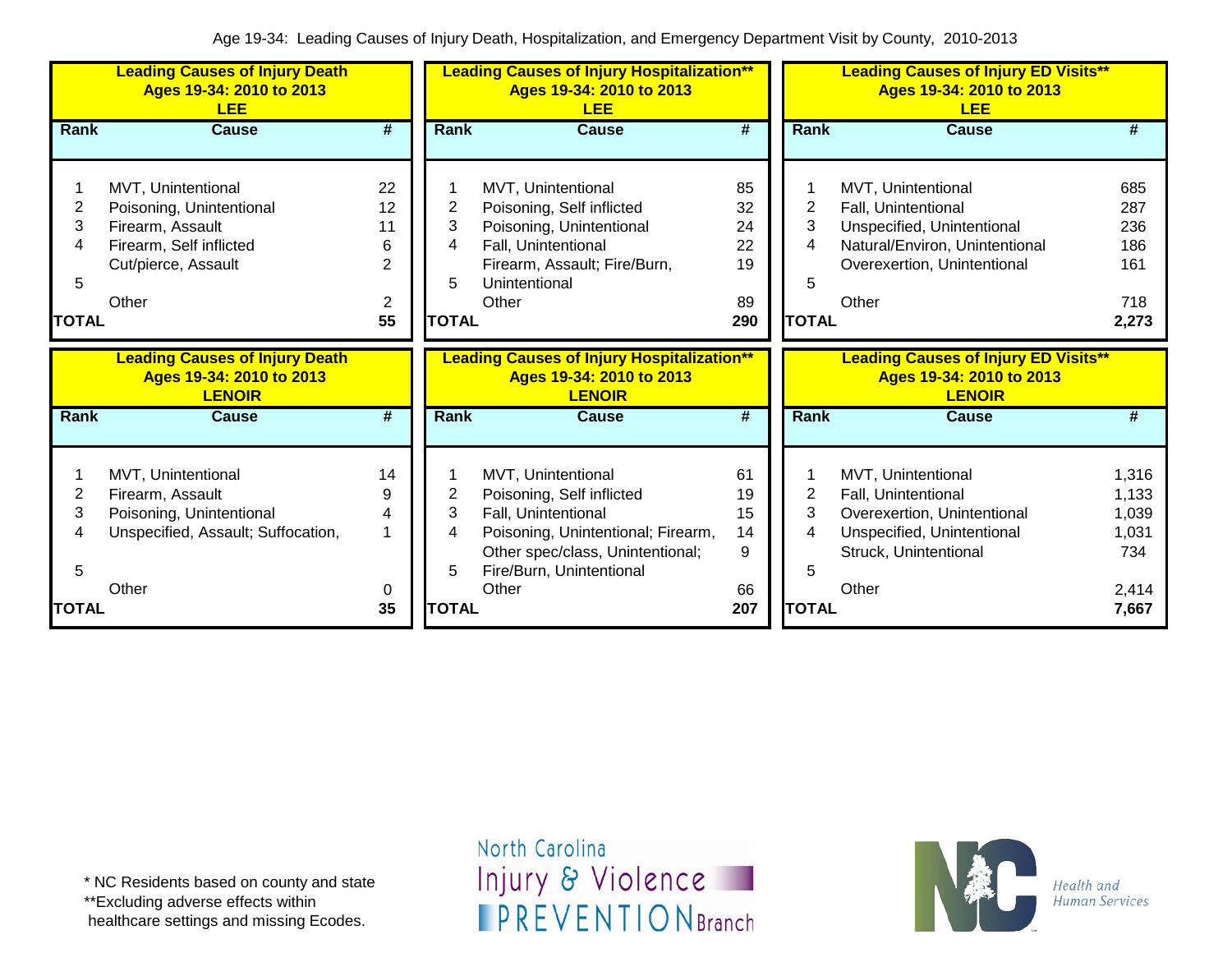Age 19-34: Leading Causes of Injury Death, Hospitalization, and Emergency Department Visit by County, 2010-2013

**Leading Causes of Injury Death**
**Ages 19-34: 2010 to 2013**
**LEE**

| Rank | Cause | # |
|---|---|---|
| 1 | MVT, Unintentional | 22 |
| 2 | Poisoning, Unintentional | 12 |
| 3 | Firearm, Assault | 11 |
| 4 | Firearm, Self inflicted | 6 |
| 5 | Cut/pierce, Assault | 2 |
| | Other | 2 |
| **TOTAL** | | **55** |

**Leading Causes of Injury Hospitalization****
**Ages 19-34: 2010 to 2013**
**LEE**

| Rank | Cause | # |
|---|---|---|
| 1 | MVT, Unintentional | 85 |
| 2 | Poisoning, Self inflicted | 32 |
| 3 | Poisoning, Unintentional | 24 |
| 4 | Fall, Unintentional | 22 |
| 5 | Firearm, Assault; Fire/Burn, Unintentional | 19 |
| | Other | 89 |
| **TOTAL** | | **290** |

**Leading Causes of Injury ED Visits****
**Ages 19-34: 2010 to 2013**
**LEE**

| Rank | Cause | # |
|---|---|---|
| 1 | MVT, Unintentional | 685 |
| 2 | Fall, Unintentional | 287 |
| 3 | Unspecified, Unintentional | 236 |
| 4 | Natural/Environ, Unintentional | 186 |
| 5 | Overexertion, Unintentional | 161 |
| | Other | 718 |
| **TOTAL** | | **2,273** |

**Leading Causes of Injury Death**
**Ages 19-34: 2010 to 2013**
**LENOIR**

| Rank | Cause | # |
|---|---|---|
| 1 | MVT, Unintentional | 14 |
| 2 | Firearm, Assault | 9 |
| 3 | Poisoning, Unintentional | 4 |
| 4 | Unspecified, Assault; Suffocation, | 1 |
| 5 | | |
| | Other | 0 |
| **TOTAL** | | **35** |

**Leading Causes of Injury Hospitalization****
**Ages 19-34: 2010 to 2013**
**LENOIR**

| Rank | Cause | # |
|---|---|---|
| 1 | MVT, Unintentional | 61 |
| 2 | Poisoning, Self inflicted | 19 |
| 3 | Fall, Unintentional | 15 |
| 4 | Poisoning, Unintentional; Firearm, | 14 |
| 5 | Other spec/class, Unintentional; Fire/Burn, Unintentional | 9 |
| | Other | 66 |
| **TOTAL** | | **207** |

**Leading Causes of Injury ED Visits****
**Ages 19-34: 2010 to 2013**
**LENOIR**

| Rank | Cause | # |
|---|---|---|
| 1 | MVT, Unintentional | 1,316 |
| 2 | Fall, Unintentional | 1,133 |
| 3 | Overexertion, Unintentional | 1,039 |
| 4 | Unspecified, Unintentional | 1,031 |
| 5 | Struck, Unintentional | 734 |
| | Other | 2,414 |
| **TOTAL** | | **7,667** |

\* NC Residents based on county and state
**Excluding adverse effects within healthcare settings and missing Ecodes.

North Carolina Injury & Violence PREVENTION Branch

NC Health and Human Services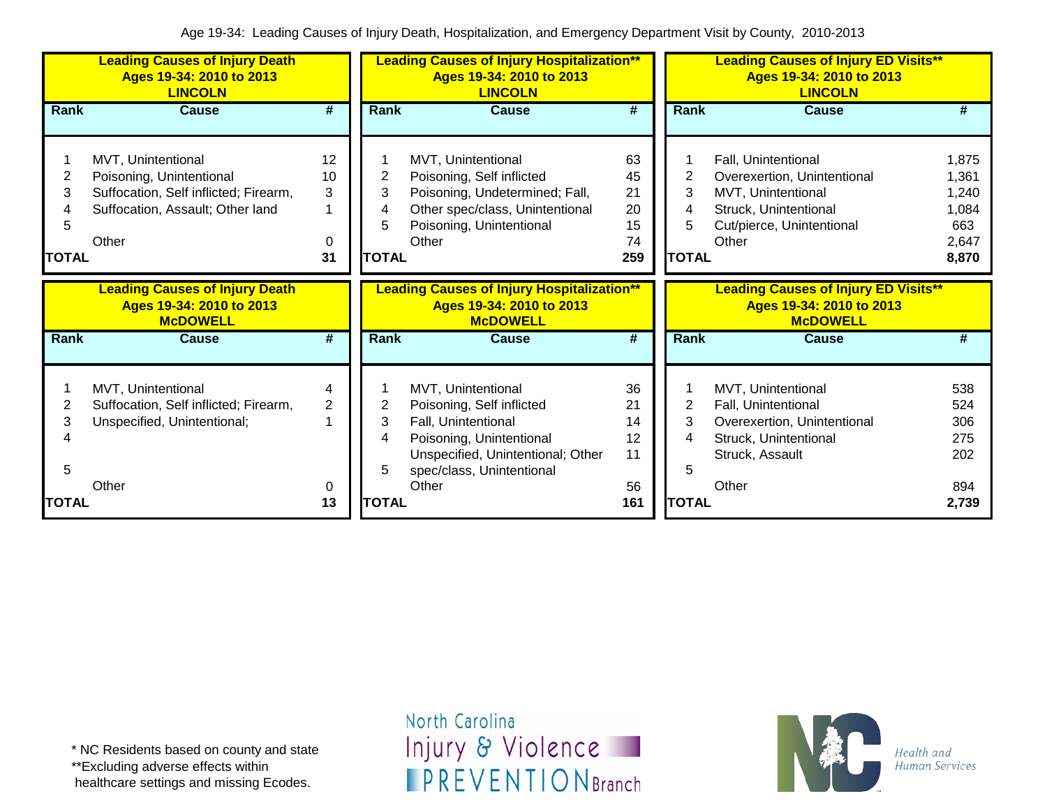Age 19-34: Leading Causes of Injury Death, Hospitalization, and Emergency Department Visit by County, 2010-2013

**Leading Causes of Injury Death**
**Ages 19-34: 2010 to 2013**
**LINCOLN**

| Rank | Cause | # |
|---|---|---|
| 1 | MVT, Unintentional | 12 |
| 2 | Poisoning, Unintentional | 10 |
| 3 | Suffocation, Self inflicted; Firearm, | 3 |
| 4 | Suffocation, Assault; Other land | 1 |
| 5 | | |
| | Other | 0 |
| **TOTAL** | | **31** |

**Leading Causes of Injury Hospitalization\*\***
**Ages 19-34: 2010 to 2013**
**LINCOLN**

| Rank | Cause | # |
|---|---|---|
| 1 | MVT, Unintentional | 63 |
| 2 | Poisoning, Self inflicted | 45 |
| 3 | Poisoning, Undetermined; Fall, | 21 |
| 4 | Other spec/class, Unintentional | 20 |
| 5 | Poisoning, Unintentional | 15 |
| | Other | 74 |
| **TOTAL** | | **259** |

**Leading Causes of Injury ED Visits\*\***
**Ages 19-34: 2010 to 2013**
**LINCOLN**

| Rank | Cause | # |
|---|---|---|
| 1 | Fall, Unintentional | 1,875 |
| 2 | Overexertion, Unintentional | 1,361 |
| 3 | MVT, Unintentional | 1,240 |
| 4 | Struck, Unintentional | 1,084 |
| 5 | Cut/pierce, Unintentional | 663 |
| | Other | 2,647 |
| **TOTAL** | | **8,870** |

**Leading Causes of Injury Death**
**Ages 19-34: 2010 to 2013**
**McDOWELL**

| Rank | Cause | # |
|---|---|---|
| 1 | MVT, Unintentional | 4 |
| 2 | Suffocation, Self inflicted; Firearm, | 2 |
| 3 | Unspecified, Unintentional; | 1 |
| 4 | | |
| 5 | | |
| | Other | 0 |
| **TOTAL** | | **13** |

**Leading Causes of Injury Hospitalization\*\***
**Ages 19-34: 2010 to 2013**
**McDOWELL**

| Rank | Cause | # |
|---|---|---|
| 1 | MVT, Unintentional | 36 |
| 2 | Poisoning, Self inflicted | 21 |
| 3 | Fall, Unintentional | 14 |
| 4 | Poisoning, Unintentional | 12 |
| 5 | Unspecified, Unintentional; Other spec/class, Unintentional | 11 |
| | Other | 56 |
| **TOTAL** | | **161** |

**Leading Causes of Injury ED Visits\*\***
**Ages 19-34: 2010 to 2013**
**McDOWELL**

| Rank | Cause | # |
|---|---|---|
| 1 | MVT, Unintentional | 538 |
| 2 | Fall, Unintentional | 524 |
| 3 | Overexertion, Unintentional | 306 |
| 4 | Struck, Unintentional | 275 |
| | Struck, Assault | 202 |
| 5 | | |
| | Other | 894 |
| **TOTAL** | | **2,739** |

\* NC Residents based on county and state
\*\*Excluding adverse effects within healthcare settings and missing Ecodes.

North Carolina Injury & Violence PREVENTION Branch

Health and Human Services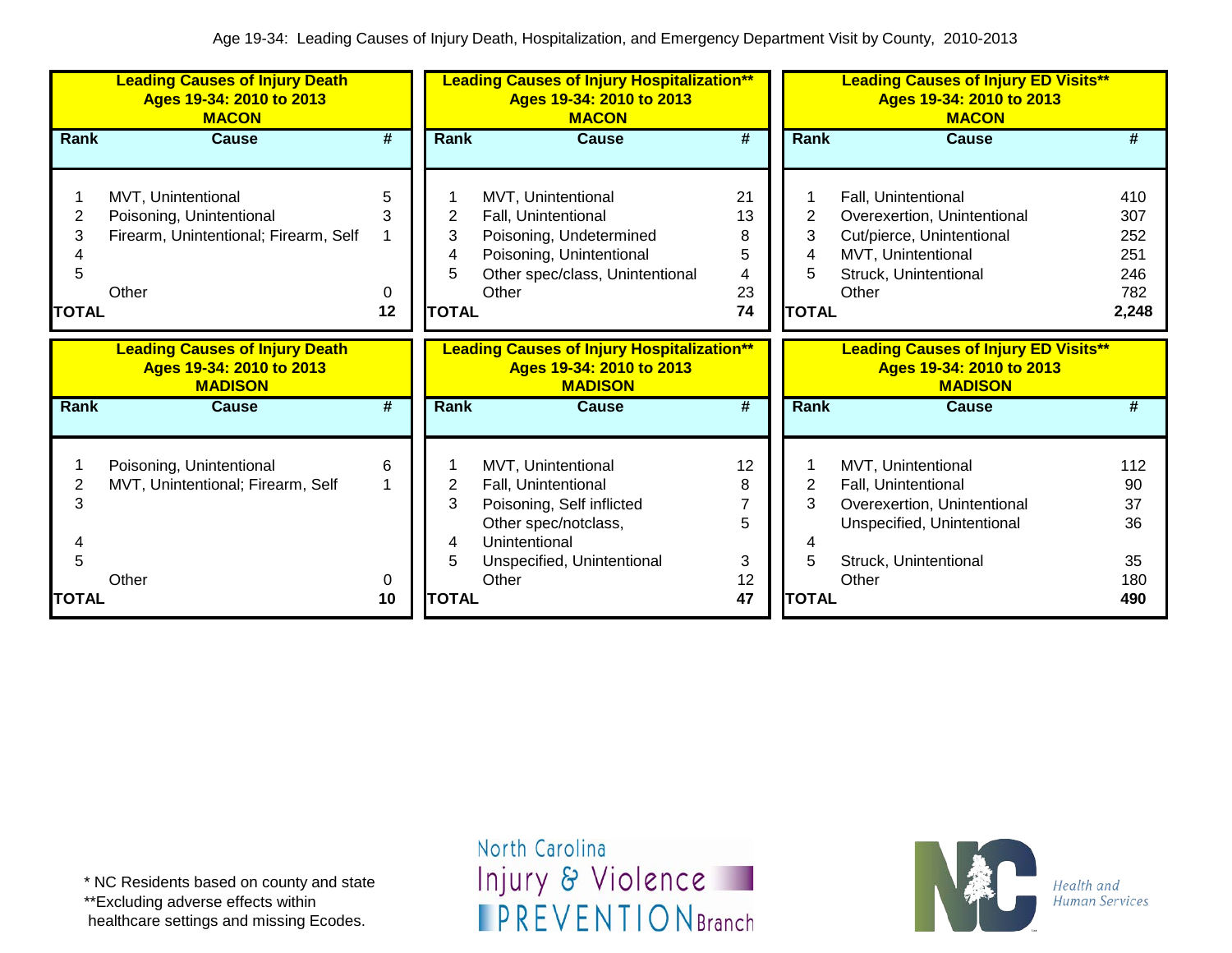Age 19-34: Leading Causes of Injury Death, Hospitalization, and Emergency Department Visit by County, 2010-2013

**Leading Causes of Injury Death**
**Ages 19-34: 2010 to 2013**
**MACON**

| Rank | Cause | # |
|---|---|---|
| 1 | MVT, Unintentional | 5 |
| 2 | Poisoning, Unintentional | 3 |
| 3 | Firearm, Unintentional; Firearm, Self | 1 |
| 4 | | |
| 5 | | |
| | Other | 0 |
| **TOTAL** | | **12** |

**Leading Causes of Injury Hospitalization****
**Ages 19-34: 2010 to 2013**
**MACON**

| Rank | Cause | # |
|---|---|---|
| 1 | MVT, Unintentional | 21 |
| 2 | Fall, Unintentional | 13 |
| 3 | Poisoning, Undetermined | 8 |
| 4 | Poisoning, Unintentional | 5 |
| 5 | Other spec/class, Unintentional | 4 |
| | Other | 23 |
| **TOTAL** | | **74** |

**Leading Causes of Injury ED Visits****
**Ages 19-34: 2010 to 2013**
**MACON**

| Rank | Cause | # |
|---|---|---|
| 1 | Fall, Unintentional | 410 |
| 2 | Overexertion, Unintentional | 307 |
| 3 | Cut/pierce, Unintentional | 252 |
| 4 | MVT, Unintentional | 251 |
| 5 | Struck, Unintentional | 246 |
| | Other | 782 |
| **TOTAL** | | **2,248** |

**Leading Causes of Injury Death**
**Ages 19-34: 2010 to 2013**
**MADISON**

| Rank | Cause | # |
|---|---|---|
| 1 | Poisoning, Unintentional | 6 |
| 2 | MVT, Unintentional; Firearm, Self | 1 |
| 3 | | |
| 4 | | |
| 5 | | |
| | Other | 0 |
| **TOTAL** | | **10** |

**Leading Causes of Injury Hospitalization****
**Ages 19-34: 2010 to 2013**
**MADISON**

| Rank | Cause | # |
|---|---|---|
| 1 | MVT, Unintentional | 12 |
| 2 | Fall, Unintentional | 8 |
| 3 | Poisoning, Self inflicted | 7 |
| 4 | Other spec/notclass, Unintentional | 5 |
| 5 | Unspecified, Unintentional | 3 |
| | Other | 12 |
| **TOTAL** | | **47** |

**Leading Causes of Injury ED Visits****
**Ages 19-34: 2010 to 2013**
**MADISON**

| Rank | Cause | # |
|---|---|---|
| 1 | MVT, Unintentional | 112 |
| 2 | Fall, Unintentional | 90 |
| 3 | Overexertion, Unintentional | 37 |
| | Unspecified, Unintentional | 36 |
| 4 | | |
| 5 | Struck, Unintentional | 35 |
| | Other | 180 |
| **TOTAL** | | **490** |

\* NC Residents based on county and state
**Excluding adverse effects within healthcare settings and missing Ecodes.

North Carolina Injury & Violence PREVENTION Branch

Health and Human Services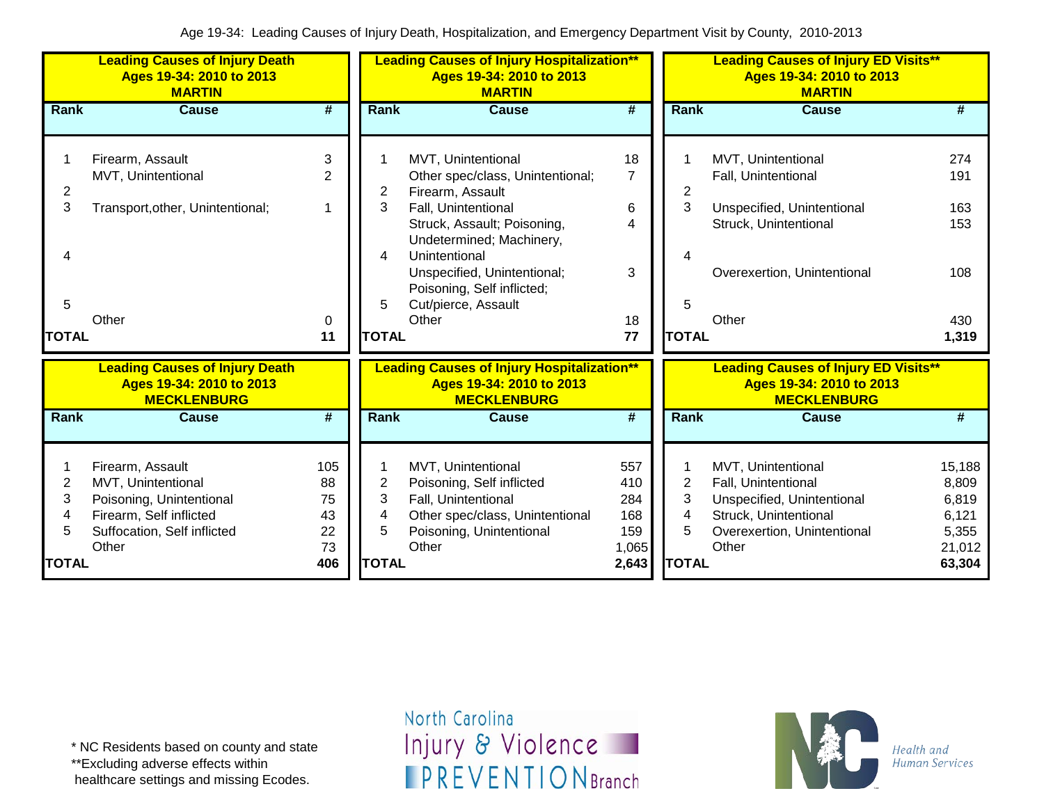Age 19-34: Leading Causes of Injury Death, Hospitalization, and Emergency Department Visit by County, 2010-2013

**Leading Causes of Injury Death Ages 19-34: 2010 to 2013 MARTIN**

| Rank | Cause | # |
|---|---|---|
| 1 | Firearm, Assault | 3 |
| 2 | MVT, Unintentional | 2 |
| 3 | Transport,other, Unintentional; | 1 |
| 4 | | |
| 5 | | |
| | Other | 0 |
| TOTAL | | 11 |

**Leading Causes of Injury Hospitalization** Ages 19-34: 2010 to 2013 MARTIN**

| Rank | Cause | # |
|---|---|---|
| 1 | MVT, Unintentional | 18 |
| 2 | Other spec/class, Unintentional; Firearm, Assault | 7 |
| 3 | Fall, Unintentional | 6 |
| 4 | Struck, Assault; Poisoning, Undetermined; Machinery, Unintentional | 4 |
| 5 | Unspecified, Unintentional; Poisoning, Self inflicted; Cut/pierce, Assault | 3 |
| | Other | 18 |
| TOTAL | | 77 |

**Leading Causes of Injury ED Visits** Ages 19-34: 2010 to 2013 MARTIN**

| Rank | Cause | # |
|---|---|---|
| 1 | MVT, Unintentional | 274 |
| 2 | Fall, Unintentional | 191 |
| 3 | Unspecified, Unintentional | 163 |
| 4 | Struck, Unintentional | 153 |
| 5 | Overexertion, Unintentional | 108 |
| | Other | 430 |
| TOTAL | | 1,319 |

**Leading Causes of Injury Death Ages 19-34: 2010 to 2013 MECKLENBURG**

| Rank | Cause | # |
|---|---|---|
| 1 | Firearm, Assault | 105 |
| 2 | MVT, Unintentional | 88 |
| 3 | Poisoning, Unintentional | 75 |
| 4 | Firearm, Self inflicted | 43 |
| 5 | Suffocation, Self inflicted | 22 |
| | Other | 73 |
| TOTAL | | 406 |

**Leading Causes of Injury Hospitalization** Ages 19-34: 2010 to 2013 MECKLENBURG**

| Rank | Cause | # |
|---|---|---|
| 1 | MVT, Unintentional | 557 |
| 2 | Poisoning, Self inflicted | 410 |
| 3 | Fall, Unintentional | 284 |
| 4 | Other spec/class, Unintentional | 168 |
| 5 | Poisoning, Unintentional | 159 |
| | Other | 1,065 |
| TOTAL | | 2,643 |

**Leading Causes of Injury ED Visits** Ages 19-34: 2010 to 2013 MECKLENBURG**

| Rank | Cause | # |
|---|---|---|
| 1 | MVT, Unintentional | 15,188 |
| 2 | Fall, Unintentional | 8,809 |
| 3 | Unspecified, Unintentional | 6,819 |
| 4 | Struck, Unintentional | 6,121 |
| 5 | Overexertion, Unintentional | 5,355 |
| | Other | 21,012 |
| TOTAL | | 63,304 |

* NC Residents based on county and state
**Excluding adverse effects within healthcare settings and missing Ecodes.

North Carolina Injury & Violence PREVENTION Branch

Health and Human Services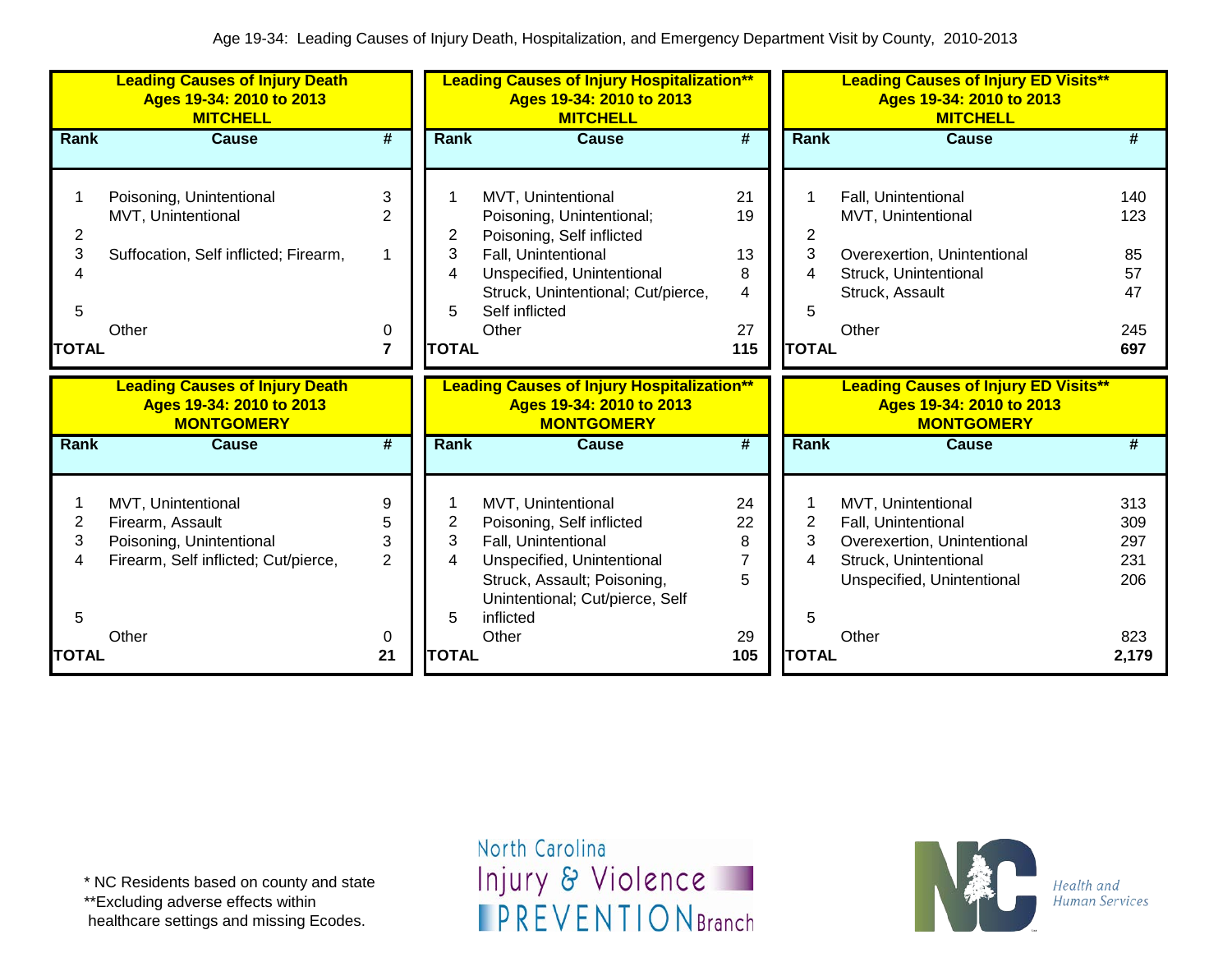Age 19-34: Leading Causes of Injury Death, Hospitalization, and Emergency Department Visit by County, 2010-2013

**Leading Causes of Injury Death**
**Ages 19-34: 2010 to 2013**
**MITCHELL**

| Rank | Cause | # |
|---|---|---|
| 1 | Poisoning, Unintentional | 3 |
| | MVT, Unintentional | 2 |
| 2 | | |
| 3 | Suffocation, Self inflicted; Firearm, | 1 |
| 4 | | |
| 5 | | |
| | Other | 0 |
| **TOTAL** | | **7** |

**Leading Causes of Injury Hospitalization\*\***
**Ages 19-34: 2010 to 2013**
**MITCHELL**

| Rank | Cause | # |
|---|---|---|
| 1 | MVT, Unintentional | 21 |
| | Poisoning, Unintentional; | 19 |
| 2 | Poisoning, Self inflicted | |
| 3 | Fall, Unintentional | 13 |
| 4 | Unspecified, Unintentional | 8 |
| | Struck, Unintentional; Cut/pierce, | 4 |
| 5 | Self inflicted | |
| | Other | 27 |
| **TOTAL** | | **115** |

**Leading Causes of Injury ED Visits\*\***
**Ages 19-34: 2010 to 2013**
**MITCHELL**

| Rank | Cause | # |
|---|---|---|
| 1 | Fall, Unintentional | 140 |
| | MVT, Unintentional | 123 |
| 2 | | |
| 3 | Overexertion, Unintentional | 85 |
| 4 | Struck, Unintentional | 57 |
| | Struck, Assault | 47 |
| 5 | | |
| | Other | 245 |
| **TOTAL** | | **697** |

**Leading Causes of Injury Death**
**Ages 19-34: 2010 to 2013**
**MONTGOMERY**

| Rank | Cause | # |
|---|---|---|
| 1 | MVT, Unintentional | 9 |
| 2 | Firearm, Assault | 5 |
| 3 | Poisoning, Unintentional | 3 |
| 4 | Firearm, Self inflicted; Cut/pierce, | 2 |
| 5 | | |
| | Other | 0 |
| **TOTAL** | | **21** |

**Leading Causes of Injury Hospitalization\*\***
**Ages 19-34: 2010 to 2013**
**MONTGOMERY**

| Rank | Cause | # |
|---|---|---|
| 1 | MVT, Unintentional | 24 |
| 2 | Poisoning, Self inflicted | 22 |
| 3 | Fall, Unintentional | 8 |
| 4 | Unspecified, Unintentional | 7 |
| | Struck, Assault; Poisoning, Unintentional; Cut/pierce, Self | 5 |
| 5 | inflicted | |
| | Other | 29 |
| **TOTAL** | | **105** |

**Leading Causes of Injury ED Visits\*\***
**Ages 19-34: 2010 to 2013**
**MONTGOMERY**

| Rank | Cause | # |
|---|---|---|
| 1 | MVT, Unintentional | 313 |
| 2 | Fall, Unintentional | 309 |
| 3 | Overexertion, Unintentional | 297 |
| 4 | Struck, Unintentional | 231 |
| | Unspecified, Unintentional | 206 |
| 5 | | |
| | Other | 823 |
| **TOTAL** | | **2,179** |

\* NC Residents based on county and state
\*\*Excluding adverse effects within healthcare settings and missing Ecodes.

North Carolina Injury & Violence PREVENTION Branch

NC Health and Human Services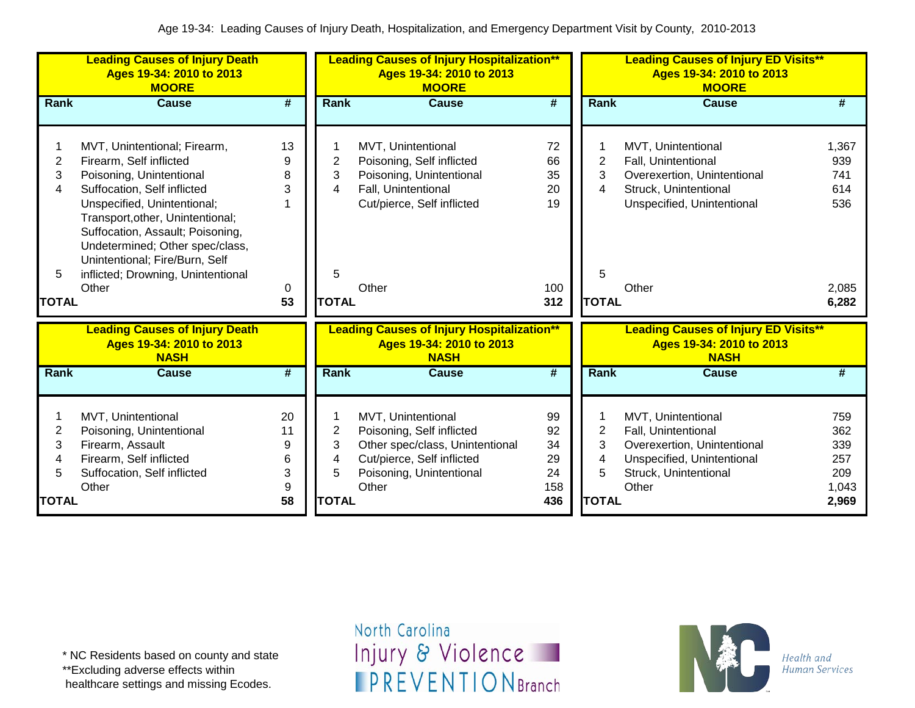Age 19-34: Leading Causes of Injury Death, Hospitalization, and Emergency Department Visit by County, 2010-2013

**Leading Causes of Injury Death Ages 19-34: 2010 to 2013 MOORE**

| Rank | Cause | # |
|---|---|---|
| 1 | MVT, Unintentional; Firearm, | 13 |
| 2 | Firearm, Self inflicted | 9 |
| 3 | Poisoning, Unintentional | 8 |
| 4 | Suffocation, Self inflicted | 3 |
| 5 | Unspecified, Unintentional; Transport,other, Unintentional; Suffocation, Assault; Poisoning, Undetermined; Other spec/class, Unintentional; Fire/Burn, Self inflicted; Drowning, Unintentional | 1 |
| | Other | 0 |
| **TOTAL** | | **53** |

**Leading Causes of Injury Hospitalization\*\* Ages 19-34: 2010 to 2013 MOORE**

| Rank | Cause | # |
|---|---|---|
| 1 | MVT, Unintentional | 72 |
| 2 | Poisoning, Self inflicted | 66 |
| 3 | Poisoning, Unintentional | 35 |
| 4 | Fall, Unintentional | 20 |
| 5 | Cut/pierce, Self inflicted | 19 |
| | Other | 100 |
| **TOTAL** | | **312** |

**Leading Causes of Injury ED Visits\*\* Ages 19-34: 2010 to 2013 MOORE**

| Rank | Cause | # |
|---|---|---|
| 1 | MVT, Unintentional | 1,367 |
| 2 | Fall, Unintentional | 939 |
| 3 | Overexertion, Unintentional | 741 |
| 4 | Struck, Unintentional | 614 |
| 5 | Unspecified, Unintentional | 536 |
| | Other | 2,085 |
| **TOTAL** | | **6,282** |

**Leading Causes of Injury Death Ages 19-34: 2010 to 2013 NASH**

| Rank | Cause | # |
|---|---|---|
| 1 | MVT, Unintentional | 20 |
| 2 | Poisoning, Unintentional | 11 |
| 3 | Firearm, Assault | 9 |
| 4 | Firearm, Self inflicted | 6 |
| 5 | Suffocation, Self inflicted | 3 |
| | Other | 9 |
| **TOTAL** | | **58** |

**Leading Causes of Injury Hospitalization\*\* Ages 19-34: 2010 to 2013 NASH**

| Rank | Cause | # |
|---|---|---|
| 1 | MVT, Unintentional | 99 |
| 2 | Poisoning, Self inflicted | 92 |
| 3 | Other spec/class, Unintentional | 34 |
| 4 | Cut/pierce, Self inflicted | 29 |
| 5 | Poisoning, Unintentional | 24 |
| | Other | 158 |
| **TOTAL** | | **436** |

**Leading Causes of Injury ED Visits\*\* Ages 19-34: 2010 to 2013 NASH**

| Rank | Cause | # |
|---|---|---|
| 1 | MVT, Unintentional | 759 |
| 2 | Fall, Unintentional | 362 |
| 3 | Overexertion, Unintentional | 339 |
| 4 | Unspecified, Unintentional | 257 |
| 5 | Struck, Unintentional | 209 |
| | Other | 1,043 |
| **TOTAL** | | **2,969** |

\* NC Residents based on county and state
\*\*Excluding adverse effects within healthcare settings and missing Ecodes.

North Carolina Injury & Violence PREVENTION Branch

NC Health and Human Services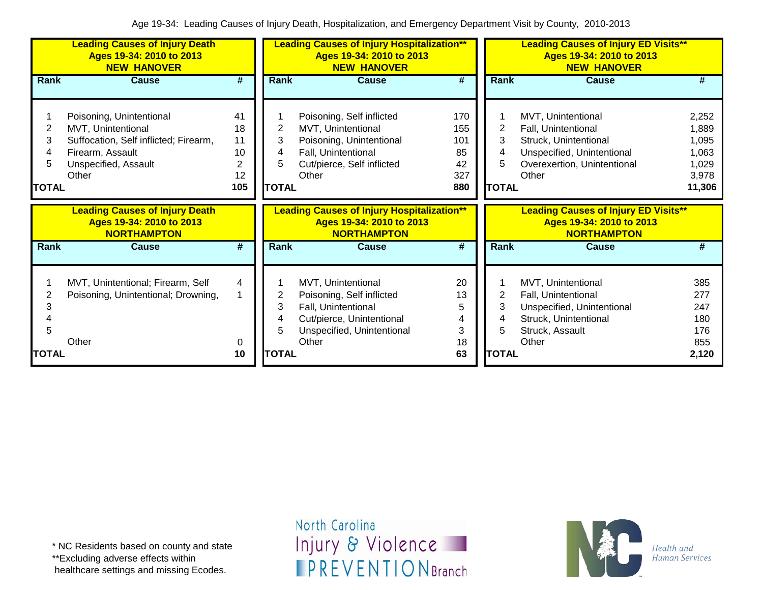Age 19-34: Leading Causes of Injury Death, Hospitalization, and Emergency Department Visit by County, 2010-2013

**Leading Causes of Injury Death**
**Ages 19-34: 2010 to 2013**
**NEW HANOVER**

| Rank | Cause | # |
|---|---|---|
| 1 | Poisoning, Unintentional | 41 |
| 2 | MVT, Unintentional | 18 |
| 3 | Suffocation, Self inflicted; Firearm, | 11 |
| 4 | Firearm, Assault | 10 |
| 5 | Unspecified, Assault | 2 |
| | Other | 12 |
| **TOTAL** | | **105** |

**Leading Causes of Injury Hospitalization****
**Ages 19-34: 2010 to 2013**
**NEW HANOVER**

| Rank | Cause | # |
|---|---|---|
| 1 | Poisoning, Self inflicted | 170 |
| 2 | MVT, Unintentional | 155 |
| 3 | Poisoning, Unintentional | 101 |
| 4 | Fall, Unintentional | 85 |
| 5 | Cut/pierce, Self inflicted | 42 |
| | Other | 327 |
| **TOTAL** | | **880** |

**Leading Causes of Injury ED Visits****
**Ages 19-34: 2010 to 2013**
**NEW HANOVER**

| Rank | Cause | # |
|---|---|---|
| 1 | MVT, Unintentional | 2,252 |
| 2 | Fall, Unintentional | 1,889 |
| 3 | Struck, Unintentional | 1,095 |
| 4 | Unspecified, Unintentional | 1,063 |
| 5 | Overexertion, Unintentional | 1,029 |
| | Other | 3,978 |
| **TOTAL** | | **11,306** |

**Leading Causes of Injury Death**
**Ages 19-34: 2010 to 2013**
**NORTHAMPTON**

| Rank | Cause | # |
|---|---|---|
| 1 | MVT, Unintentional; Firearm, Self | 4 |
| 2 | Poisoning, Unintentional; Drowning, | 1 |
| 3 | | |
| 4 | | |
| 5 | | |
| | Other | 0 |
| **TOTAL** | | **10** |

**Leading Causes of Injury Hospitalization****
**Ages 19-34: 2010 to 2013**
**NORTHAMPTON**

| Rank | Cause | # |
|---|---|---|
| 1 | MVT, Unintentional | 20 |
| 2 | Poisoning, Self inflicted | 13 |
| 3 | Fall, Unintentional | 5 |
| 4 | Cut/pierce, Unintentional | 4 |
| 5 | Unspecified, Unintentional | 3 |
| | Other | 18 |
| **TOTAL** | | **63** |

**Leading Causes of Injury ED Visits****
**Ages 19-34: 2010 to 2013**
**NORTHAMPTON**

| Rank | Cause | # |
|---|---|---|
| 1 | MVT, Unintentional | 385 |
| 2 | Fall, Unintentional | 277 |
| 3 | Unspecified, Unintentional | 247 |
| 4 | Struck, Unintentional | 180 |
| 5 | Struck, Assault | 176 |
| | Other | 855 |
| **TOTAL** | | **2,120** |

* NC Residents based on county and state
**Excluding adverse effects within healthcare settings and missing Ecodes.

North Carolina Injury & Violence PREVENTION Branch

Health and Human Services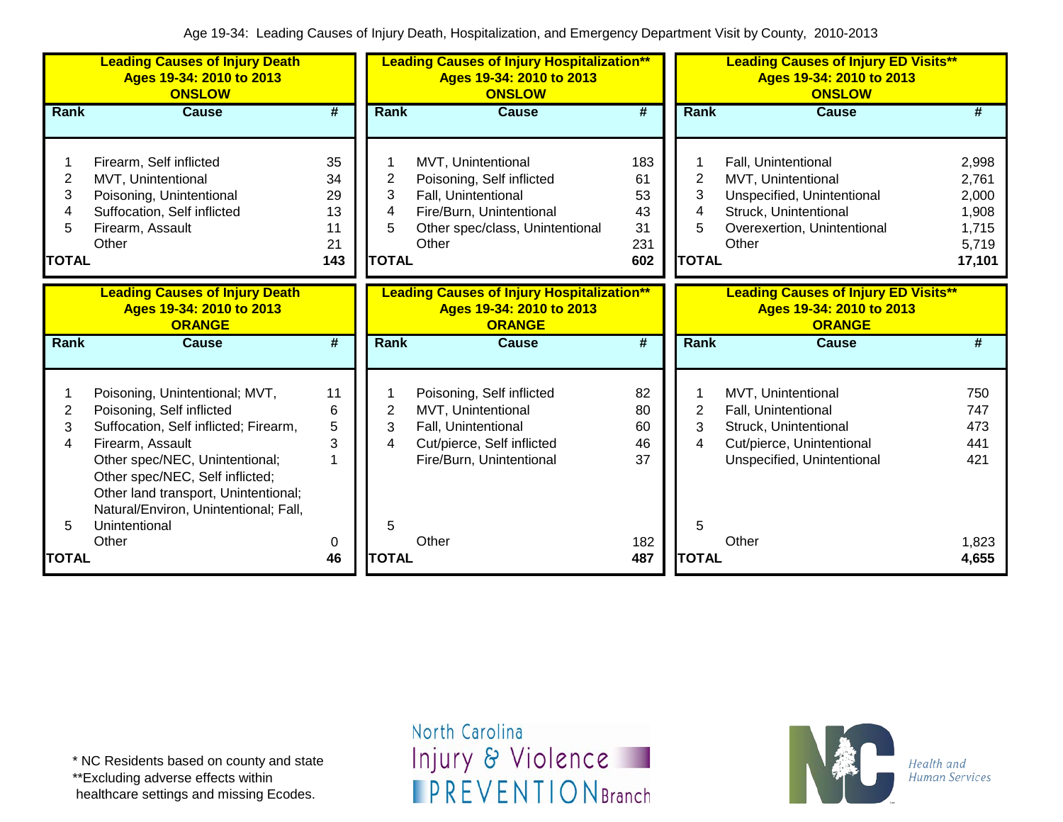Age 19-34: Leading Causes of Injury Death, Hospitalization, and Emergency Department Visit by County, 2010-2013

**Leading Causes of Injury Death**
**Ages 19-34: 2010 to 2013**
**ONSLOW**

| Rank | Cause | # |
|---|---|---|
| 1 | Firearm, Self inflicted | 35 |
| 2 | MVT, Unintentional | 34 |
| 3 | Poisoning, Unintentional | 29 |
| 4 | Suffocation, Self inflicted | 13 |
| 5 | Firearm, Assault | 11 |
| | Other | 21 |
| **TOTAL** | | **143** |

**Leading Causes of Injury Hospitalization****
**Ages 19-34: 2010 to 2013**
**ONSLOW**

| Rank | Cause | # |
|---|---|---|
| 1 | MVT, Unintentional | 183 |
| 2 | Poisoning, Self inflicted | 61 |
| 3 | Fall, Unintentional | 53 |
| 4 | Fire/Burn, Unintentional | 43 |
| 5 | Other spec/class, Unintentional | 31 |
| | Other | 231 |
| **TOTAL** | | **602** |

**Leading Causes of Injury ED Visits****
**Ages 19-34: 2010 to 2013**
**ONSLOW**

| Rank | Cause | # |
|---|---|---|
| 1 | Fall, Unintentional | 2,998 |
| 2 | MVT, Unintentional | 2,761 |
| 3 | Unspecified, Unintentional | 2,000 |
| 4 | Struck, Unintentional | 1,908 |
| 5 | Overexertion, Unintentional | 1,715 |
| | Other | 5,719 |
| **TOTAL** | | **17,101** |

**Leading Causes of Injury Death**
**Ages 19-34: 2010 to 2013**
**ORANGE**

| Rank | Cause | # |
|---|---|---|
| 1 | Poisoning, Unintentional; MVT, | 11 |
| 2 | Poisoning, Self inflicted | 6 |
| 3 | Suffocation, Self inflicted; Firearm, | 5 |
| 4 | Firearm, Assault | 3 |
| 5 | Other spec/NEC, Unintentional; Other spec/NEC, Self inflicted; Other land transport, Unintentional; Natural/Environ, Unintentional; Fall, Unintentional | 1 |
| | Other | 0 |
| **TOTAL** | | **46** |

**Leading Causes of Injury Hospitalization****
**Ages 19-34: 2010 to 2013**
**ORANGE**

| Rank | Cause | # |
|---|---|---|
| 1 | Poisoning, Self inflicted | 82 |
| 2 | MVT, Unintentional | 80 |
| 3 | Fall, Unintentional | 60 |
| 4 | Cut/pierce, Self inflicted | 46 |
| 5 | Fire/Burn, Unintentional | 37 |
| | Other | 182 |
| **TOTAL** | | **487** |

**Leading Causes of Injury ED Visits****
**Ages 19-34: 2010 to 2013**
**ORANGE**

| Rank | Cause | # |
|---|---|---|
| 1 | MVT, Unintentional | 750 |
| 2 | Fall, Unintentional | 747 |
| 3 | Struck, Unintentional | 473 |
| 4 | Cut/pierce, Unintentional | 441 |
| 5 | Unspecified, Unintentional | 421 |
| | Other | 1,823 |
| **TOTAL** | | **4,655** |

\* NC Residents based on county and state
**Excluding adverse effects within healthcare settings and missing Ecodes.

North Carolina Injury & Violence PREVENTION Branch

NC Health and Human Services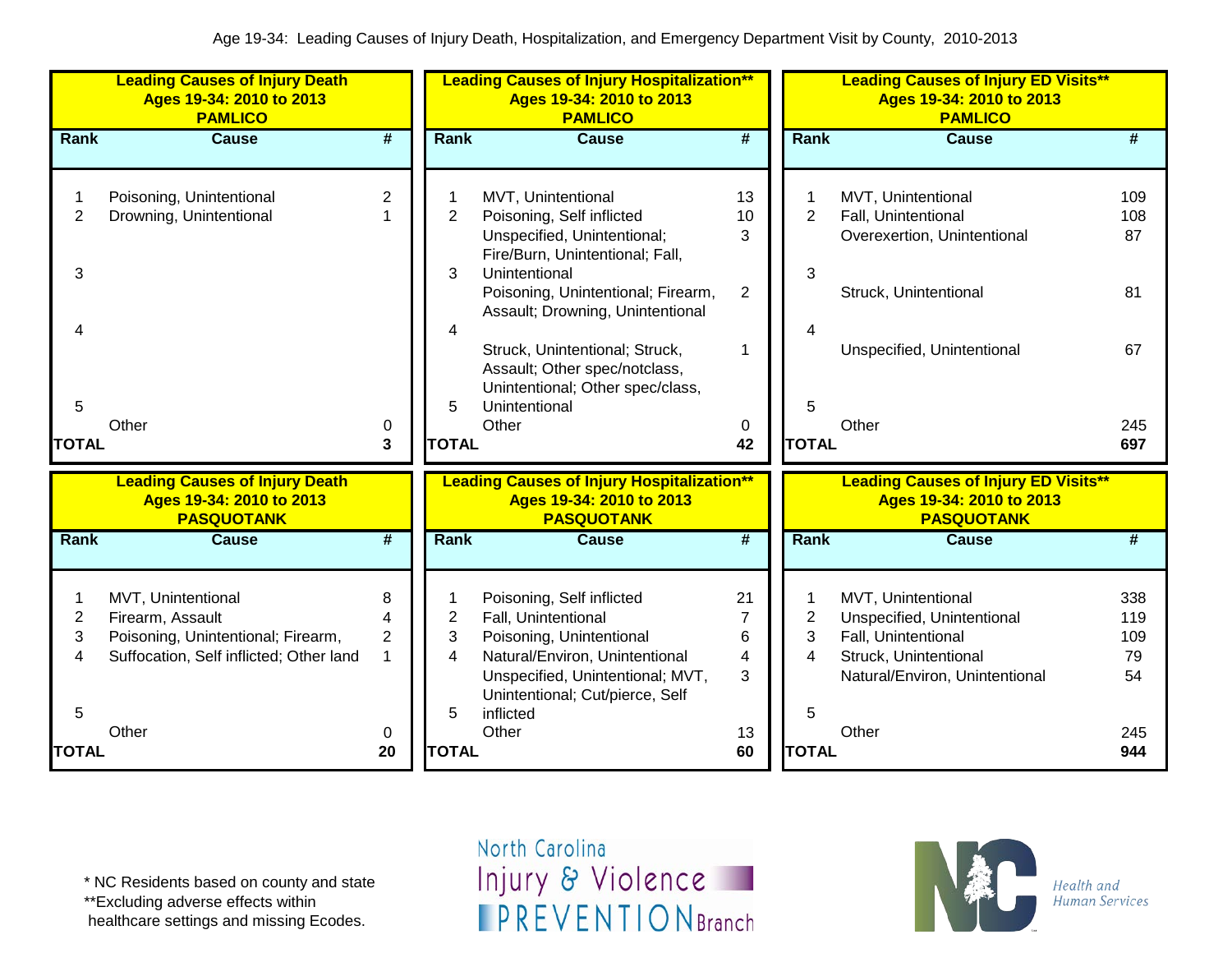Age 19-34: Leading Causes of Injury Death, Hospitalization, and Emergency Department Visit by County, 2010-2013

**Leading Causes of Injury Death**
**Ages 19-34: 2010 to 2013**
**PAMLICO**

| Rank | Cause | # |
|---|---|---|
| 1 | Poisoning, Unintentional | 2 |
| 2 | Drowning, Unintentional | 1 |
| 3 | | |
| 4 | | |
| 5 | | |
| | Other | 0 |
| **TOTAL** | | **3** |

**Leading Causes of Injury Hospitalization\*\***
**Ages 19-34: 2010 to 2013**
**PAMLICO**

| Rank | Cause | # |
|---|---|---|
| 1 | MVT, Unintentional | 13 |
| 2 | Poisoning, Self inflicted | 10 |
| 3 | Unspecified, Unintentional; Fire/Burn, Unintentional; Fall, Unintentional | 3 |
| 4 | Poisoning, Unintentional; Firearm, Assault; Drowning, Unintentional | 2 |
| 5 | Struck, Unintentional; Struck, Assault; Other spec/notclass, Unintentional; Other spec/class, Unintentional | 1 |
| | Other | 0 |
| **TOTAL** | | **42** |

**Leading Causes of Injury ED Visits\*\***
**Ages 19-34: 2010 to 2013**
**PAMLICO**

| Rank | Cause | # |
|---|---|---|
| 1 | MVT, Unintentional | 109 |
| 2 | Fall, Unintentional | 108 |
| 3 | Overexertion, Unintentional | 87 |
| 4 | Struck, Unintentional | 81 |
| 5 | Unspecified, Unintentional | 67 |
| | Other | 245 |
| **TOTAL** | | **697** |

**Leading Causes of Injury Death**
**Ages 19-34: 2010 to 2013**
**PASQUOTANK**

| Rank | Cause | # |
|---|---|---|
| 1 | MVT, Unintentional | 8 |
| 2 | Firearm, Assault | 4 |
| 3 | Poisoning, Unintentional; Firearm, | 2 |
| 4 | Suffocation, Self inflicted; Other land | 1 |
| 5 | | |
| | Other | 0 |
| **TOTAL** | | **20** |

**Leading Causes of Injury Hospitalization\*\***
**Ages 19-34: 2010 to 2013**
**PASQUOTANK**

| Rank | Cause | # |
|---|---|---|
| 1 | Poisoning, Self inflicted | 21 |
| 2 | Fall, Unintentional | 7 |
| 3 | Poisoning, Unintentional | 6 |
| 4 | Natural/Environ, Unintentional | 4 |
| 5 | Unspecified, Unintentional; MVT, Unintentional; Cut/pierce, Self inflicted | 3 |
| | Other | 13 |
| **TOTAL** | | **60** |

**Leading Causes of Injury ED Visits\*\***
**Ages 19-34: 2010 to 2013**
**PASQUOTANK**

| Rank | Cause | # |
|---|---|---|
| 1 | MVT, Unintentional | 338 |
| 2 | Unspecified, Unintentional | 119 |
| 3 | Fall, Unintentional | 109 |
| 4 | Struck, Unintentional | 79 |
| 5 | Natural/Environ, Unintentional | 54 |
| | Other | 245 |
| **TOTAL** | | **944** |

\* NC Residents based on county and state
\*\*Excluding adverse effects within healthcare settings and missing Ecodes.

North Carolina Injury & Violence PREVENTION Branch

Health and Human Services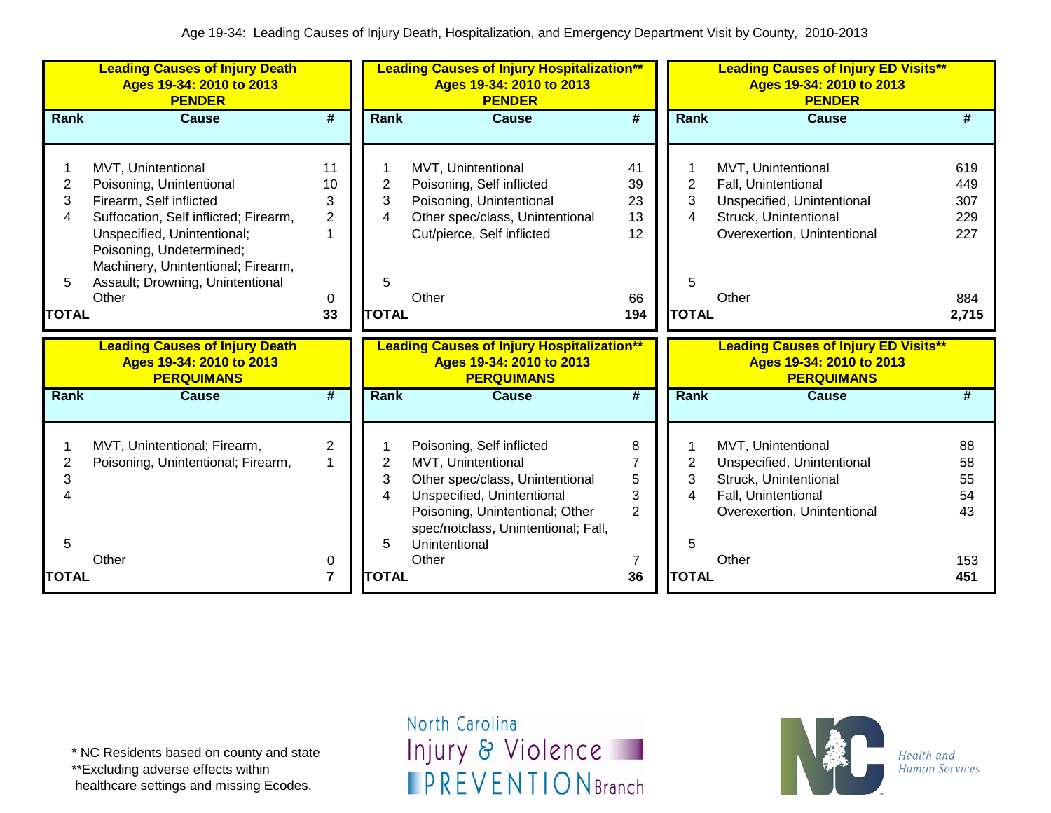Age 19-34: Leading Causes of Injury Death, Hospitalization, and Emergency Department Visit by County, 2010-2013

**Leading Causes of Injury Death**
**Ages 19-34: 2010 to 2013**
**PENDER**

| Rank | Cause | # |
|---|---|---|
| 1 | MVT, Unintentional | 11 |
| 2 | Poisoning, Unintentional | 10 |
| 3 | Firearm, Self inflicted | 3 |
| 4 | Suffocation, Self inflicted; Firearm, | 2 |
| 5 | Unspecified, Unintentional; Poisoning, Undetermined; Machinery, Unintentional; Firearm, Assault; Drowning, Unintentional | 1 |
| | Other | 0 |
| **TOTAL** | | **33** |

**Leading Causes of Injury Hospitalization****
**Ages 19-34: 2010 to 2013**
**PENDER**

| Rank | Cause | # |
|---|---|---|
| 1 | MVT, Unintentional | 41 |
| 2 | Poisoning, Self inflicted | 39 |
| 3 | Poisoning, Unintentional | 23 |
| 4 | Other spec/class, Unintentional | 13 |
| 5 | Cut/pierce, Self inflicted | 12 |
| | Other | 66 |
| **TOTAL** | | **194** |

**Leading Causes of Injury ED Visits****
**Ages 19-34: 2010 to 2013**
**PENDER**

| Rank | Cause | # |
|---|---|---|
| 1 | MVT, Unintentional | 619 |
| 2 | Fall, Unintentional | 449 |
| 3 | Unspecified, Unintentional | 307 |
| 4 | Struck, Unintentional | 229 |
| 5 | Overexertion, Unintentional | 227 |
| | Other | 884 |
| **TOTAL** | | **2,715** |

**Leading Causes of Injury Death**
**Ages 19-34: 2010 to 2013**
**PERQUIMANS**

| Rank | Cause | # |
|---|---|---|
| 1 | MVT, Unintentional; Firearm, | 2 |
| 2 | Poisoning, Unintentional; Firearm, | 1 |
| 3 | | |
| 4 | | |
| 5 | | |
| | Other | 0 |
| **TOTAL** | | **7** |

**Leading Causes of Injury Hospitalization****
**Ages 19-34: 2010 to 2013**
**PERQUIMANS**

| Rank | Cause | # |
|---|---|---|
| 1 | Poisoning, Self inflicted | 8 |
| 2 | MVT, Unintentional | 7 |
| 3 | Other spec/class, Unintentional | 5 |
| 4 | Unspecified, Unintentional | 3 |
| 5 | Poisoning, Unintentional; Other spec/notclass, Unintentional; Fall, Unintentional | 2 |
| | Other | 7 |
| **TOTAL** | | **36** |

**Leading Causes of Injury ED Visits****
**Ages 19-34: 2010 to 2013**
**PERQUIMANS**

| Rank | Cause | # |
|---|---|---|
| 1 | MVT, Unintentional | 88 |
| 2 | Unspecified, Unintentional | 58 |
| 3 | Struck, Unintentional | 55 |
| 4 | Fall, Unintentional | 54 |
| 5 | Overexertion, Unintentional | 43 |
| | Other | 153 |
| **TOTAL** | | **451** |

\* NC Residents based on county and state
**Excluding adverse effects within healthcare settings and missing Ecodes.

North Carolina Injury & Violence PREVENTION Branch

NC Health and Human Services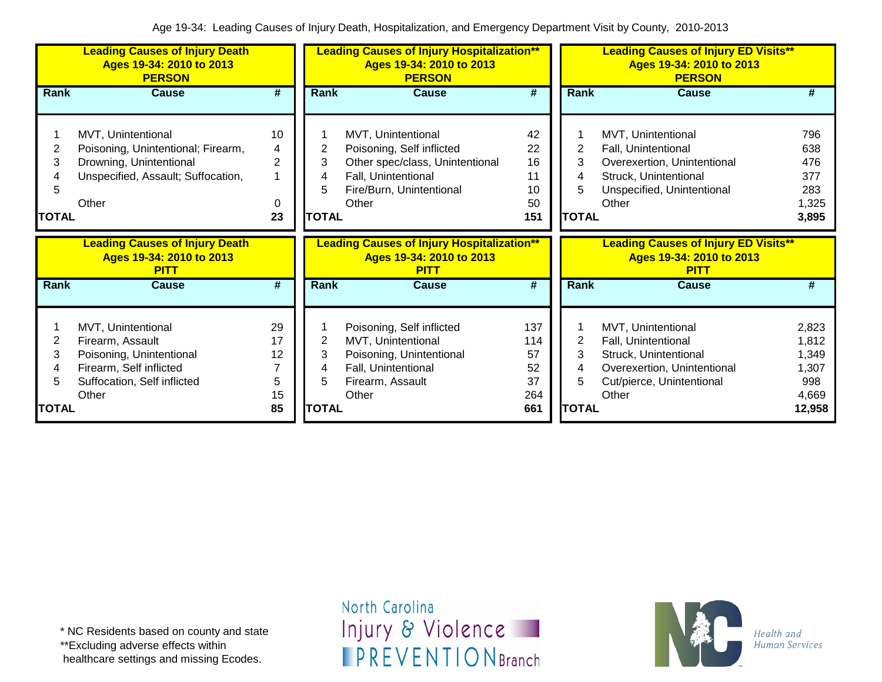Age 19-34: Leading Causes of Injury Death, Hospitalization, and Emergency Department Visit by County, 2010-2013

**Leading Causes of Injury Death Ages 19-34: 2010 to 2013 PERSON**

| Rank | Cause | # |
|---|---|---|
| 1 | MVT, Unintentional | 10 |
| 2 | Poisoning, Unintentional; Firearm, | 4 |
| 3 | Drowning, Unintentional | 2 |
| 4 | Unspecified, Assault; Suffocation, | 1 |
| 5 | | |
| | Other | 0 |
| **TOTAL** | | **23** |

**Leading Causes of Injury Hospitalization\*\* Ages 19-34: 2010 to 2013 PERSON**

| Rank | Cause | # |
|---|---|---|
| 1 | MVT, Unintentional | 42 |
| 2 | Poisoning, Self inflicted | 22 |
| 3 | Other spec/class, Unintentional | 16 |
| 4 | Fall, Unintentional | 11 |
| 5 | Fire/Burn, Unintentional | 10 |
| | Other | 50 |
| **TOTAL** | | **151** |

**Leading Causes of Injury ED Visits\*\* Ages 19-34: 2010 to 2013 PERSON**

| Rank | Cause | # |
|---|---|---|
| 1 | MVT, Unintentional | 796 |
| 2 | Fall, Unintentional | 638 |
| 3 | Overexertion, Unintentional | 476 |
| 4 | Struck, Unintentional | 377 |
| 5 | Unspecified, Unintentional | 283 |
| | Other | 1,325 |
| **TOTAL** | | **3,895** |

**Leading Causes of Injury Death Ages 19-34: 2010 to 2013 PITT**

| Rank | Cause | # |
|---|---|---|
| 1 | MVT, Unintentional | 29 |
| 2 | Firearm, Assault | 17 |
| 3 | Poisoning, Unintentional | 12 |
| 4 | Firearm, Self inflicted | 7 |
| 5 | Suffocation, Self inflicted | 5 |
| | Other | 15 |
| **TOTAL** | | **85** |

**Leading Causes of Injury Hospitalization\*\* Ages 19-34: 2010 to 2013 PITT**

| Rank | Cause | # |
|---|---|---|
| 1 | Poisoning, Self inflicted | 137 |
| 2 | MVT, Unintentional | 114 |
| 3 | Poisoning, Unintentional | 57 |
| 4 | Fall, Unintentional | 52 |
| 5 | Firearm, Assault | 37 |
| | Other | 264 |
| **TOTAL** | | **661** |

**Leading Causes of Injury ED Visits\*\* Ages 19-34: 2010 to 2013 PITT**

| Rank | Cause | # |
|---|---|---|
| 1 | MVT, Unintentional | 2,823 |
| 2 | Fall, Unintentional | 1,812 |
| 3 | Struck, Unintentional | 1,349 |
| 4 | Overexertion, Unintentional | 1,307 |
| 5 | Cut/pierce, Unintentional | 998 |
| | Other | 4,669 |
| **TOTAL** | | **12,958** |

\* NC Residents based on county and state
\*\*Excluding adverse effects within healthcare settings and missing Ecodes.

North Carolina Injury & Violence PREVENTION Branch

NC Health and Human Services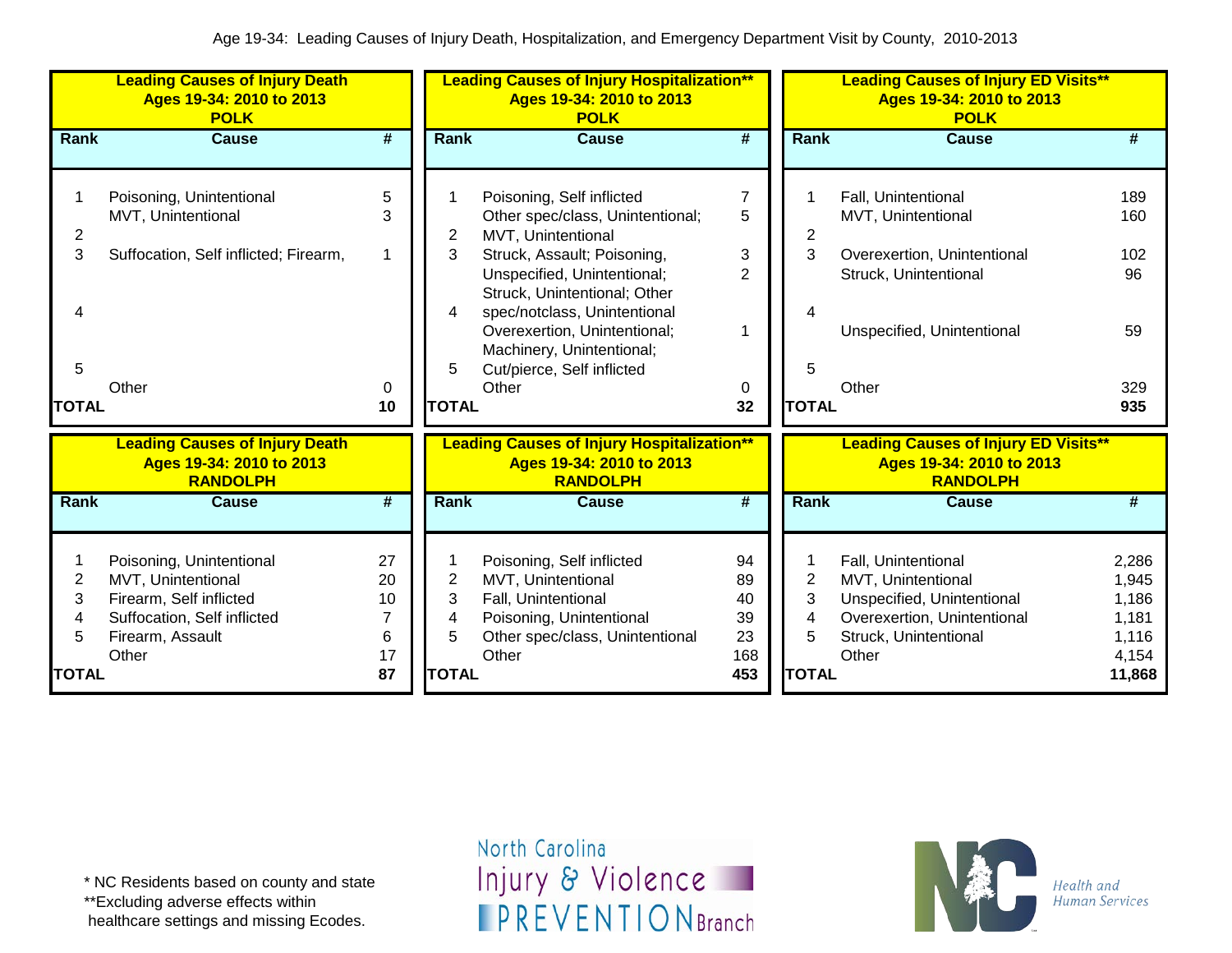Age 19-34: Leading Causes of Injury Death, Hospitalization, and Emergency Department Visit by County, 2010-2013

**Leading Causes of Injury Death**
**Ages 19-34: 2010 to 2013**
**POLK**

| Rank | Cause | # |
|---|---|---|
| 1 | Poisoning, Unintentional | 5 |
| | MVT, Unintentional | 3 |
| 2 | | |
| 3 | Suffocation, Self inflicted; Firearm, | 1 |
| 4 | | |
| 5 | | |
| | Other | 0 |
| **TOTAL** | | **10** |

**Leading Causes of Injury Hospitalization****
**Ages 19-34: 2010 to 2013**
**POLK**

| Rank | Cause | # |
|---|---|---|
| 1 | Poisoning, Self inflicted | 7 |
| | Other spec/class, Unintentional; | 5 |
| 2 | MVT, Unintentional | |
| 3 | Struck, Assault; Poisoning, | 3 |
| | Unspecified, Unintentional; | 2 |
| | Struck, Unintentional; Other | |
| 4 | spec/notclass, Unintentional | |
| | Overexertion, Unintentional; | 1 |
| | Machinery, Unintentional; | |
| 5 | Cut/pierce, Self inflicted | |
| | Other | 0 |
| **TOTAL** | | **32** |

**Leading Causes of Injury ED Visits****
**Ages 19-34: 2010 to 2013**
**POLK**

| Rank | Cause | # |
|---|---|---|
| 1 | Fall, Unintentional | 189 |
| | MVT, Unintentional | 160 |
| 2 | | |
| 3 | Overexertion, Unintentional | 102 |
| | Struck, Unintentional | 96 |
| 4 | | |
| | Unspecified, Unintentional | 59 |
| 5 | | |
| | Other | 329 |
| **TOTAL** | | **935** |

**Leading Causes of Injury Death**
**Ages 19-34: 2010 to 2013**
**RANDOLPH**

| Rank | Cause | # |
|---|---|---|
| 1 | Poisoning, Unintentional | 27 |
| 2 | MVT, Unintentional | 20 |
| 3 | Firearm, Self inflicted | 10 |
| 4 | Suffocation, Self inflicted | 7 |
| 5 | Firearm, Assault | 6 |
| | Other | 17 |
| **TOTAL** | | **87** |

**Leading Causes of Injury Hospitalization****
**Ages 19-34: 2010 to 2013**
**RANDOLPH**

| Rank | Cause | # |
|---|---|---|
| 1 | Poisoning, Self inflicted | 94 |
| 2 | MVT, Unintentional | 89 |
| 3 | Fall, Unintentional | 40 |
| 4 | Poisoning, Unintentional | 39 |
| 5 | Other spec/class, Unintentional | 23 |
| | Other | 168 |
| **TOTAL** | | **453** |

**Leading Causes of Injury ED Visits****
**Ages 19-34: 2010 to 2013**
**RANDOLPH**

| Rank | Cause | # |
|---|---|---|
| 1 | Fall, Unintentional | 2,286 |
| 2 | MVT, Unintentional | 1,945 |
| 3 | Unspecified, Unintentional | 1,186 |
| 4 | Overexertion, Unintentional | 1,181 |
| 5 | Struck, Unintentional | 1,116 |
| | Other | 4,154 |
| **TOTAL** | | **11,868** |

* NC Residents based on county and state
**Excluding adverse effects within healthcare settings and missing Ecodes.

North Carolina Injury & Violence PREVENTION Branch

NC Health and Human Services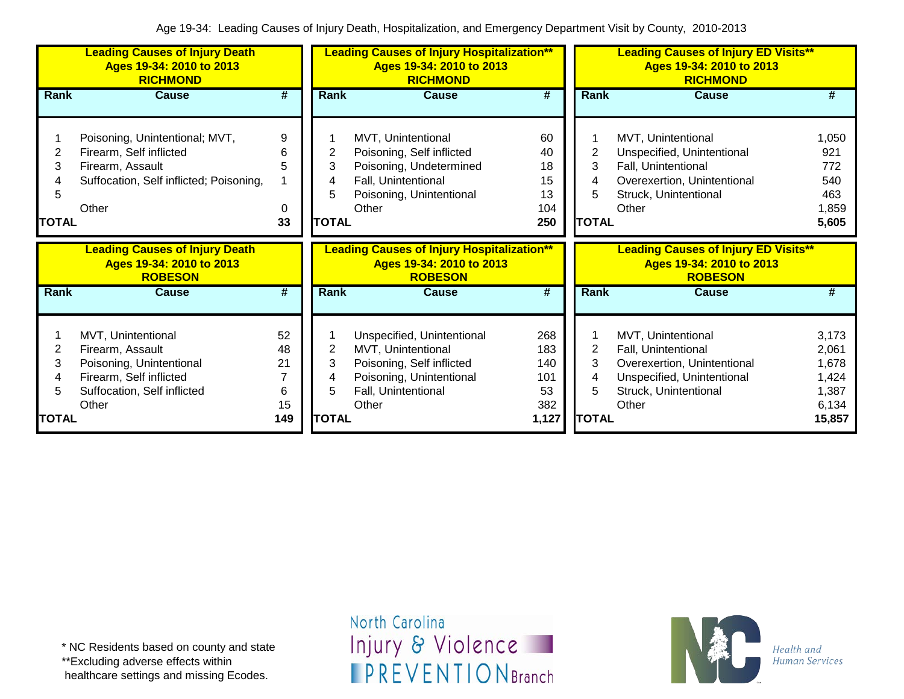Age 19-34: Leading Causes of Injury Death, Hospitalization, and Emergency Department Visit by County, 2010-2013

**Leading Causes of Injury Death, Ages 19-34: 2010 to 2013, RICHMOND**

| Rank | Cause | # |
|---|---|---|
| 1 | Poisoning, Unintentional; MVT, | 9 |
| 2 | Firearm, Self inflicted | 6 |
| 3 | Firearm, Assault | 5 |
| 4 | Suffocation, Self inflicted; Poisoning, | 1 |
| 5 | | |
| | Other | 0 |
| **TOTAL** | | **33** |

**Leading Causes of Injury Hospitalization\*\*, Ages 19-34: 2010 to 2013, RICHMOND**

| Rank | Cause | # |
|---|---|---|
| 1 | MVT, Unintentional | 60 |
| 2 | Poisoning, Self inflicted | 40 |
| 3 | Poisoning, Undetermined | 18 |
| 4 | Fall, Unintentional | 15 |
| 5 | Poisoning, Unintentional | 13 |
| | Other | 104 |
| **TOTAL** | | **250** |

**Leading Causes of Injury ED Visits\*\*, Ages 19-34: 2010 to 2013, RICHMOND**

| Rank | Cause | # |
|---|---|---|
| 1 | MVT, Unintentional | 1,050 |
| 2 | Unspecified, Unintentional | 921 |
| 3 | Fall, Unintentional | 772 |
| 4 | Overexertion, Unintentional | 540 |
| 5 | Struck, Unintentional | 463 |
| | Other | 1,859 |
| **TOTAL** | | **5,605** |

**Leading Causes of Injury Death, Ages 19-34: 2010 to 2013, ROBESON**

| Rank | Cause | # |
|---|---|---|
| 1 | MVT, Unintentional | 52 |
| 2 | Firearm, Assault | 48 |
| 3 | Poisoning, Unintentional | 21 |
| 4 | Firearm, Self inflicted | 7 |
| 5 | Suffocation, Self inflicted | 6 |
| | Other | 15 |
| **TOTAL** | | **149** |

**Leading Causes of Injury Hospitalization\*\*, Ages 19-34: 2010 to 2013, ROBESON**

| Rank | Cause | # |
|---|---|---|
| 1 | Unspecified, Unintentional | 268 |
| 2 | MVT, Unintentional | 183 |
| 3 | Poisoning, Self inflicted | 140 |
| 4 | Poisoning, Unintentional | 101 |
| 5 | Fall, Unintentional | 53 |
| | Other | 382 |
| **TOTAL** | | **1,127** |

**Leading Causes of Injury ED Visits\*\*, Ages 19-34: 2010 to 2013, ROBESON**

| Rank | Cause | # |
|---|---|---|
| 1 | MVT, Unintentional | 3,173 |
| 2 | Fall, Unintentional | 2,061 |
| 3 | Overexertion, Unintentional | 1,678 |
| 4 | Unspecified, Unintentional | 1,424 |
| 5 | Struck, Unintentional | 1,387 |
| | Other | 6,134 |
| **TOTAL** | | **15,857** |

\* NC Residents based on county and state
\*\*Excluding adverse effects within healthcare settings and missing Ecodes.

North Carolina Injury & Violence PREVENTION Branch

NC Health and Human Services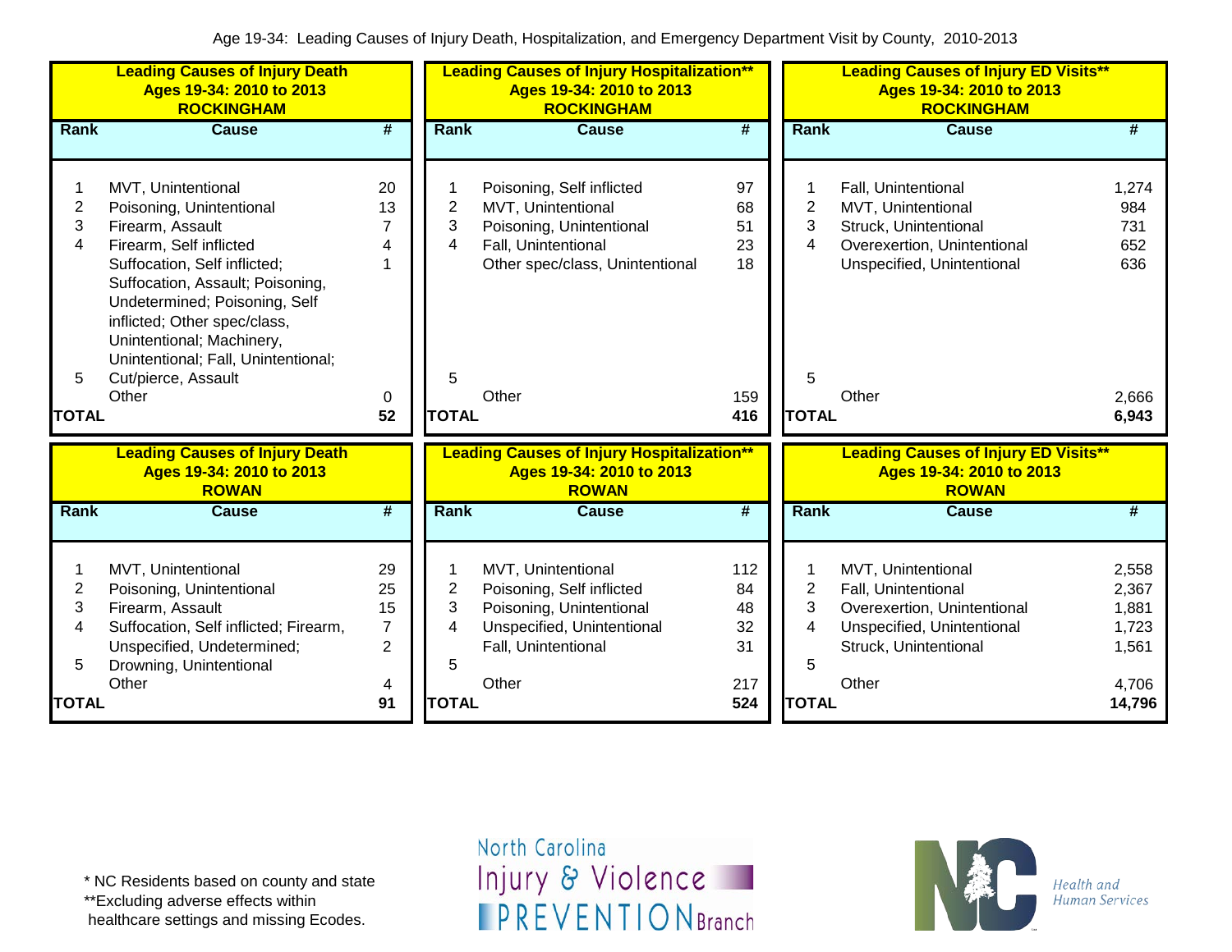Age 19-34: Leading Causes of Injury Death, Hospitalization, and Emergency Department Visit by County, 2010-2013

**Leading Causes of Injury Death**
**Ages 19-34: 2010 to 2013**
**ROCKINGHAM**

| Rank | Cause | # |
|---|---|---|
| 1 | MVT, Unintentional | 20 |
| 2 | Poisoning, Unintentional | 13 |
| 3 | Firearm, Assault | 7 |
| 4 | Firearm, Self inflicted | 4 |
| 5 | Suffocation, Self inflicted; Suffocation, Assault; Poisoning, Undetermined; Poisoning, Self inflicted; Other spec/class, Unintentional; Machinery, Unintentional; Fall, Unintentional; Cut/pierce, Assault | 1 |
| | Other | 0 |
| **TOTAL** | | **52** |

**Leading Causes of Injury Hospitalization****
**Ages 19-34: 2010 to 2013**
**ROCKINGHAM**

| Rank | Cause | # |
|---|---|---|
| 1 | Poisoning, Self inflicted | 97 |
| 2 | MVT, Unintentional | 68 |
| 3 | Poisoning, Unintentional | 51 |
| 4 | Fall, Unintentional | 23 |
| 5 | Other spec/class, Unintentional | 18 |
| | Other | 159 |
| **TOTAL** | | **416** |

**Leading Causes of Injury ED Visits****
**Ages 19-34: 2010 to 2013**
**ROCKINGHAM**

| Rank | Cause | # |
|---|---|---|
| 1 | Fall, Unintentional | 1,274 |
| 2 | MVT, Unintentional | 984 |
| 3 | Struck, Unintentional | 731 |
| 4 | Overexertion, Unintentional | 652 |
| 5 | Unspecified, Unintentional | 636 |
| | Other | 2,666 |
| **TOTAL** | | **6,943** |

**Leading Causes of Injury Death**
**Ages 19-34: 2010 to 2013**
**ROWAN**

| Rank | Cause | # |
|---|---|---|
| 1 | MVT, Unintentional | 29 |
| 2 | Poisoning, Unintentional | 25 |
| 3 | Firearm, Assault | 15 |
| 4 | Suffocation, Self inflicted; | 7 |
| 5 | Firearm, Unspecified, Undetermined; Drowning, Unintentional | 2 |
| | Other | 4 |
| **TOTAL** | | **91** |

**Leading Causes of Injury Hospitalization****
**Ages 19-34: 2010 to 2013**
**ROWAN**

| Rank | Cause | # |
|---|---|---|
| 1 | MVT, Unintentional | 112 |
| 2 | Poisoning, Self inflicted | 84 |
| 3 | Poisoning, Unintentional | 48 |
| 4 | Unspecified, Unintentional | 32 |
| 5 | Fall, Unintentional | 31 |
| | Other | 217 |
| **TOTAL** | | **524** |

**Leading Causes of Injury ED Visits****
**Ages 19-34: 2010 to 2013**
**ROWAN**

| Rank | Cause | # |
|---|---|---|
| 1 | MVT, Unintentional | 2,558 |
| 2 | Fall, Unintentional | 2,367 |
| 3 | Overexertion, Unintentional | 1,881 |
| 4 | Unspecified, Unintentional | 1,723 |
| 5 | Struck, Unintentional | 1,561 |
| | Other | 4,706 |
| **TOTAL** | | **14,796** |

* NC Residents based on county and state
**Excluding adverse effects within healthcare settings and missing Ecodes.

North Carolina Injury & Violence PREVENTION Branch

NC Health and Human Services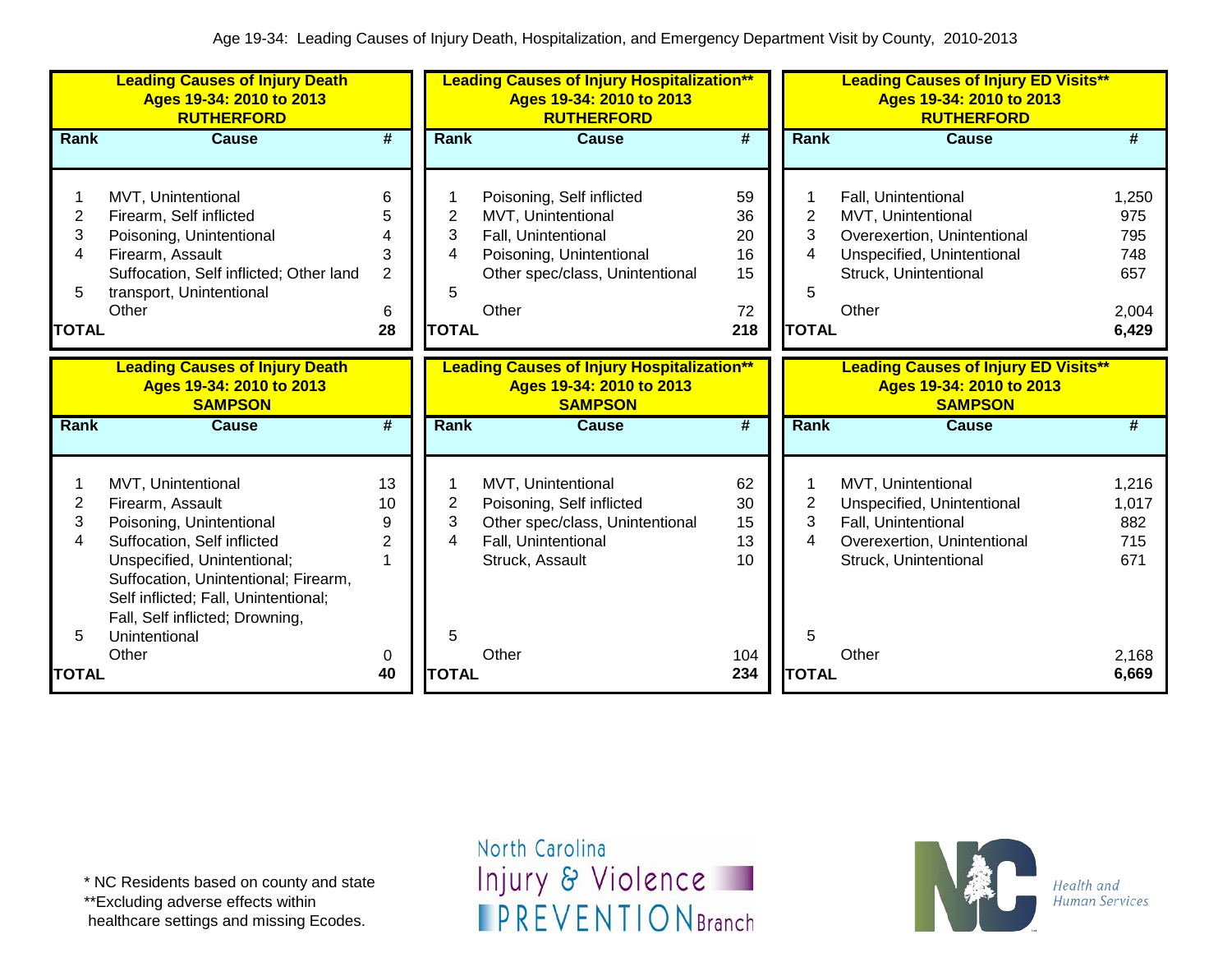Age 19-34: Leading Causes of Injury Death, Hospitalization, and Emergency Department Visit by County, 2010-2013

**Leading Causes of Injury Death**
**Ages 19-34: 2010 to 2013**
**RUTHERFORD**

| Rank | Cause | # |
|---|---|---|
| 1 | MVT, Unintentional | 6 |
| 2 | Firearm, Self inflicted | 5 |
| 3 | Poisoning, Unintentional | 4 |
| 4 | Firearm, Assault | 3 |
| 5 | Suffocation, Self inflicted; Other land transport, Unintentional | 2 |
| | Other | 6 |
| **TOTAL** | | **28** |

**Leading Causes of Injury Hospitalization****
**Ages 19-34: 2010 to 2013**
**RUTHERFORD**

| Rank | Cause | # |
|---|---|---|
| 1 | Poisoning, Self inflicted | 59 |
| 2 | MVT, Unintentional | 36 |
| 3 | Fall, Unintentional | 20 |
| 4 | Poisoning, Unintentional | 16 |
| 5 | Other spec/class, Unintentional | 15 |
| | Other | 72 |
| **TOTAL** | | **218** |

**Leading Causes of Injury ED Visits****
**Ages 19-34: 2010 to 2013**
**RUTHERFORD**

| Rank | Cause | # |
|---|---|---|
| 1 | Fall, Unintentional | 1,250 |
| 2 | MVT, Unintentional | 975 |
| 3 | Overexertion, Unintentional | 795 |
| 4 | Unspecified, Unintentional | 748 |
| 5 | Struck, Unintentional | 657 |
| | Other | 2,004 |
| **TOTAL** | | **6,429** |

**Leading Causes of Injury Death**
**Ages 19-34: 2010 to 2013**
**SAMPSON**

| Rank | Cause | # |
|---|---|---|
| 1 | MVT, Unintentional | 13 |
| 2 | Firearm, Assault | 10 |
| 3 | Poisoning, Unintentional | 9 |
| 4 | Suffocation, Self inflicted | 2 |
| 5 | Unspecified, Unintentional; Suffocation, Unintentional; Firearm, Self inflicted; Fall, Unintentional; Fall, Self inflicted; Drowning, Unintentional | 1 |
| | Other | 0 |
| **TOTAL** | | **40** |

**Leading Causes of Injury Hospitalization****
**Ages 19-34: 2010 to 2013**
**SAMPSON**

| Rank | Cause | # |
|---|---|---|
| 1 | MVT, Unintentional | 62 |
| 2 | Poisoning, Self inflicted | 30 |
| 3 | Other spec/class, Unintentional | 15 |
| 4 | Fall, Unintentional | 13 |
| 5 | Struck, Assault | 10 |
| | Other | 104 |
| **TOTAL** | | **234** |

**Leading Causes of Injury ED Visits****
**Ages 19-34: 2010 to 2013**
**SAMPSON**

| Rank | Cause | # |
|---|---|---|
| 1 | MVT, Unintentional | 1,216 |
| 2 | Unspecified, Unintentional | 1,017 |
| 3 | Fall, Unintentional | 882 |
| 4 | Overexertion, Unintentional | 715 |
| 5 | Struck, Unintentional | 671 |
| | Other | 2,168 |
| **TOTAL** | | **6,669** |

\* NC Residents based on county and state
** Excluding adverse effects within healthcare settings and missing Ecodes.

North Carolina Injury & Violence PREVENTION Branch

Health and Human Services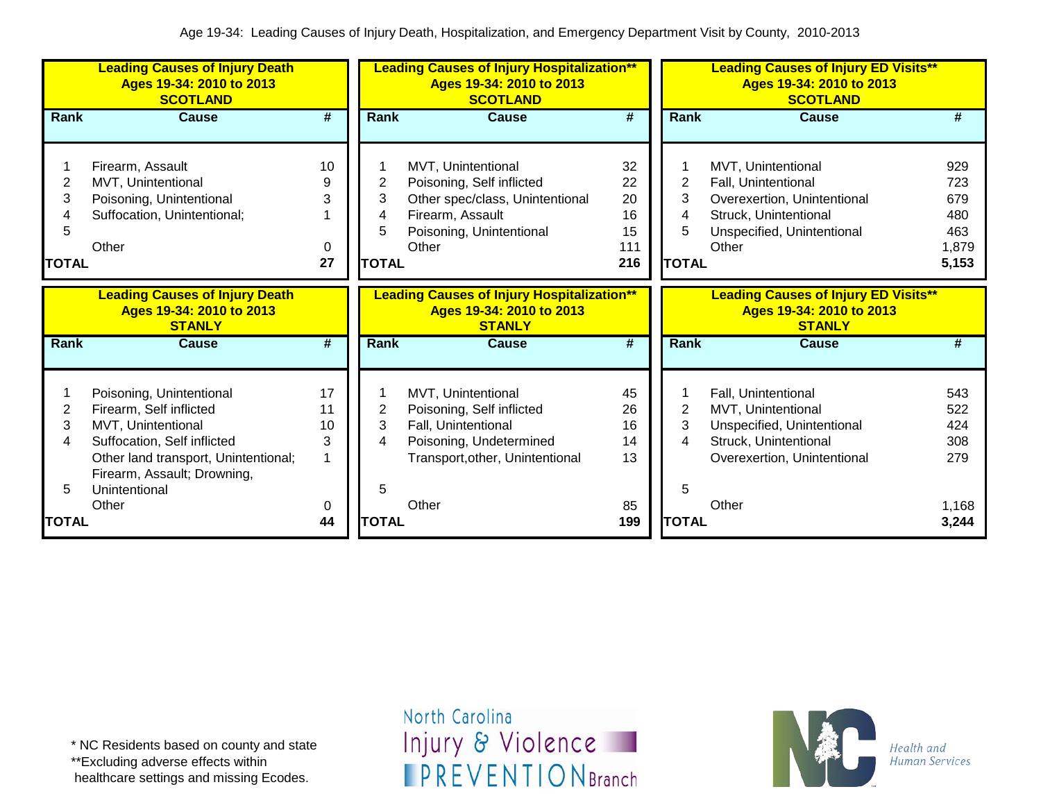Age 19-34: Leading Causes of Injury Death, Hospitalization, and Emergency Department Visit by County, 2010-2013

**Leading Causes of Injury Death Ages 19-34: 2010 to 2013 SCOTLAND**

| Rank | Cause | # |
|---|---|---|
| 1 | Firearm, Assault | 10 |
| 2 | MVT, Unintentional | 9 |
| 3 | Poisoning, Unintentional | 3 |
| 4 | Suffocation, Unintentional; | 1 |
| 5 | | |
| | Other | 0 |
| **TOTAL** | | **27** |

**Leading Causes of Injury Hospitalization\*\* Ages 19-34: 2010 to 2013 SCOTLAND**

| Rank | Cause | # |
|---|---|---|
| 1 | MVT, Unintentional | 32 |
| 2 | Poisoning, Self inflicted | 22 |
| 3 | Other spec/class, Unintentional | 20 |
| 4 | Firearm, Assault | 16 |
| 5 | Poisoning, Unintentional | 15 |
| | Other | 111 |
| **TOTAL** | | **216** |

**Leading Causes of Injury ED Visits\*\* Ages 19-34: 2010 to 2013 SCOTLAND**

| Rank | Cause | # |
|---|---|---|
| 1 | MVT, Unintentional | 929 |
| 2 | Fall, Unintentional | 723 |
| 3 | Overexertion, Unintentional | 679 |
| 4 | Struck, Unintentional | 480 |
| 5 | Unspecified, Unintentional | 463 |
| | Other | 1,879 |
| **TOTAL** | | **5,153** |

**Leading Causes of Injury Death Ages 19-34: 2010 to 2013 STANLY**

| Rank | Cause | # |
|---|---|---|
| 1 | Poisoning, Unintentional | 17 |
| 2 | Firearm, Self inflicted | 11 |
| 3 | MVT, Unintentional | 10 |
| 4 | Suffocation, Self inflicted | 3 |
| 5 | Other land transport, Unintentional; Firearm, Assault; Drowning, Unintentional | 1 |
| | Other | 0 |
| **TOTAL** | | **44** |

**Leading Causes of Injury Hospitalization\*\* Ages 19-34: 2010 to 2013 STANLY**

| Rank | Cause | # |
|---|---|---|
| 1 | MVT, Unintentional | 45 |
| 2 | Poisoning, Self inflicted | 26 |
| 3 | Fall, Unintentional | 16 |
| 4 | Poisoning, Undetermined | 14 |
| | Transport,other, Unintentional | 13 |
| 5 | | |
| | Other | 85 |
| **TOTAL** | | **199** |

**Leading Causes of Injury ED Visits\*\* Ages 19-34: 2010 to 2013 STANLY**

| Rank | Cause | # |
|---|---|---|
| 1 | Fall, Unintentional | 543 |
| 2 | MVT, Unintentional | 522 |
| 3 | Unspecified, Unintentional | 424 |
| 4 | Struck, Unintentional | 308 |
| | Overexertion, Unintentional | 279 |
| 5 | | |
| | Other | 1,168 |
| **TOTAL** | | **3,244** |

\* NC Residents based on county and state
\*\*Excluding adverse effects within healthcare settings and missing Ecodes.

North Carolina Injury & Violence PREVENTION Branch

NC Health and Human Services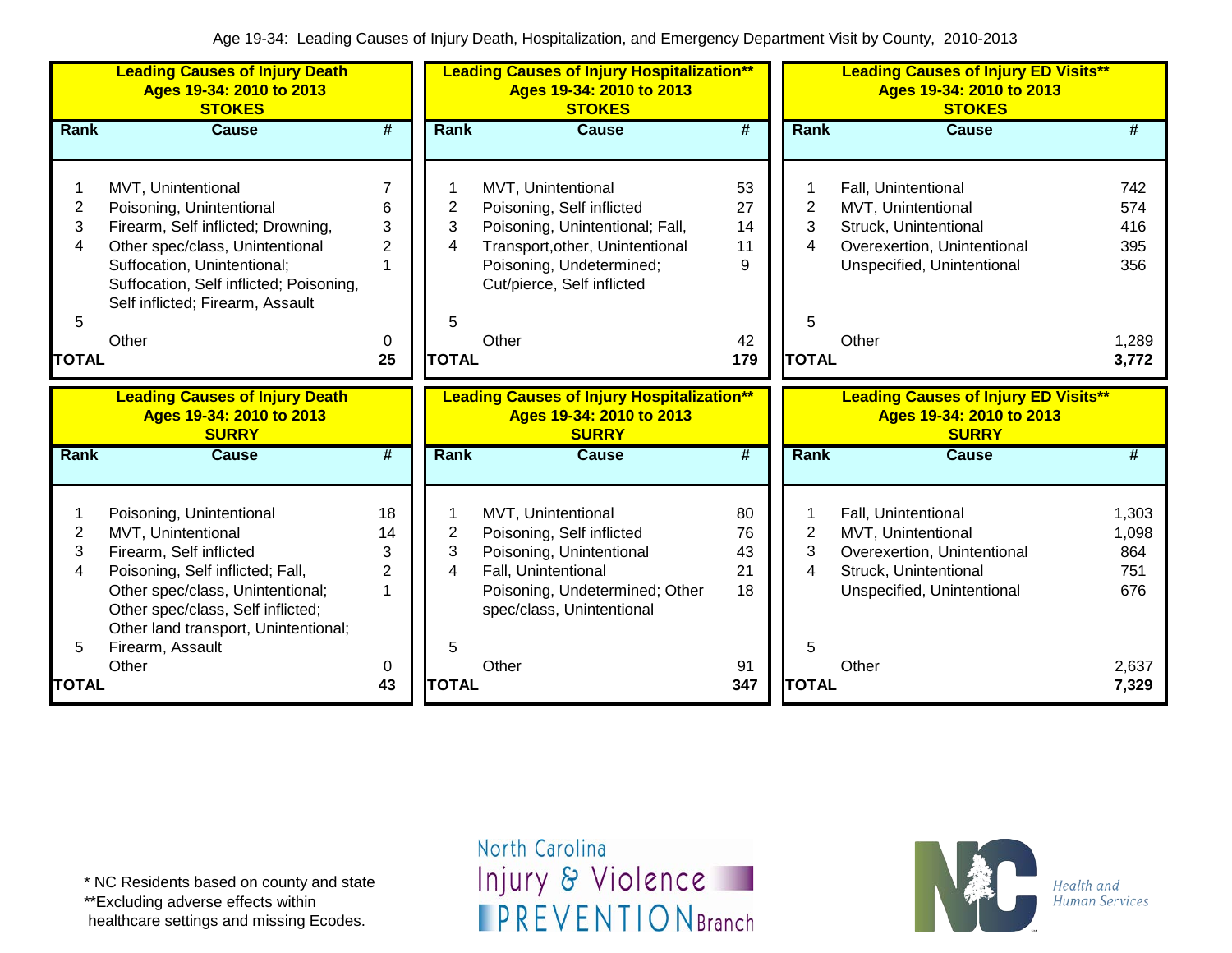Age 19-34: Leading Causes of Injury Death, Hospitalization, and Emergency Department Visit by County, 2010-2013

**Leading Causes of Injury Death**
**Ages 19-34: 2010 to 2013**
**STOKES**

| Rank | Cause | # |
|---|---|---|
| 1 | MVT, Unintentional | 7 |
| 2 | Poisoning, Unintentional | 6 |
| 3 | Firearm, Self inflicted; Drowning, | 3 |
| 4 | Other spec/class, Unintentional | 2 |
| 5 | Suffocation, Unintentional; Suffocation, Self inflicted; Poisoning, Self inflicted; Firearm, Assault | 1 |
| | Other | 0 |
| **TOTAL** | | **25** |

**Leading Causes of Injury Hospitalization****
**Ages 19-34: 2010 to 2013**
**STOKES**

| Rank | Cause | # |
|---|---|---|
| 1 | MVT, Unintentional | 53 |
| 2 | Poisoning, Self inflicted | 27 |
| 3 | Poisoning, Unintentional; Fall, | 14 |
| 4 | Transport,other, Unintentional | 11 |
| 5 | Poisoning, Undetermined; Cut/pierce, Self inflicted | 9 |
| | Other | 42 |
| **TOTAL** | | **179** |

**Leading Causes of Injury ED Visits****
**Ages 19-34: 2010 to 2013**
**STOKES**

| Rank | Cause | # |
|---|---|---|
| 1 | Fall, Unintentional | 742 |
| 2 | MVT, Unintentional | 574 |
| 3 | Struck, Unintentional | 416 |
| 4 | Overexertion, Unintentional | 395 |
| 5 | Unspecified, Unintentional | 356 |
| | Other | 1,289 |
| **TOTAL** | | **3,772** |

**Leading Causes of Injury Death**
**Ages 19-34: 2010 to 2013**
**SURRY**

| Rank | Cause | # |
|---|---|---|
| 1 | Poisoning, Unintentional | 18 |
| 2 | MVT, Unintentional | 14 |
| 3 | Firearm, Self inflicted | 3 |
| 4 | Poisoning, Self inflicted; Fall, | 2 |
| 5 | Other spec/class, Unintentional; Other spec/class, Self inflicted; Other land transport, Unintentional; Firearm, Assault | 1 |
| | Other | 0 |
| **TOTAL** | | **43** |

**Leading Causes of Injury Hospitalization****
**Ages 19-34: 2010 to 2013**
**SURRY**

| Rank | Cause | # |
|---|---|---|
| 1 | MVT, Unintentional | 80 |
| 2 | Poisoning, Self inflicted | 76 |
| 3 | Poisoning, Unintentional | 43 |
| 4 | Fall, Unintentional | 21 |
| 5 | Poisoning, Undetermined; Other spec/class, Unintentional | 18 |
| | Other | 91 |
| **TOTAL** | | **347** |

**Leading Causes of Injury ED Visits****
**Ages 19-34: 2010 to 2013**
**SURRY**

| Rank | Cause | # |
|---|---|---|
| 1 | Fall, Unintentional | 1,303 |
| 2 | MVT, Unintentional | 1,098 |
| 3 | Overexertion, Unintentional | 864 |
| 4 | Struck, Unintentional | 751 |
| 5 | Unspecified, Unintentional | 676 |
| | Other | 2,637 |
| **TOTAL** | | **7,329** |

\* NC Residents based on county and state
**Excluding adverse effects within healthcare settings and missing Ecodes.

North Carolina Injury & Violence PREVENTION Branch

Health and Human Services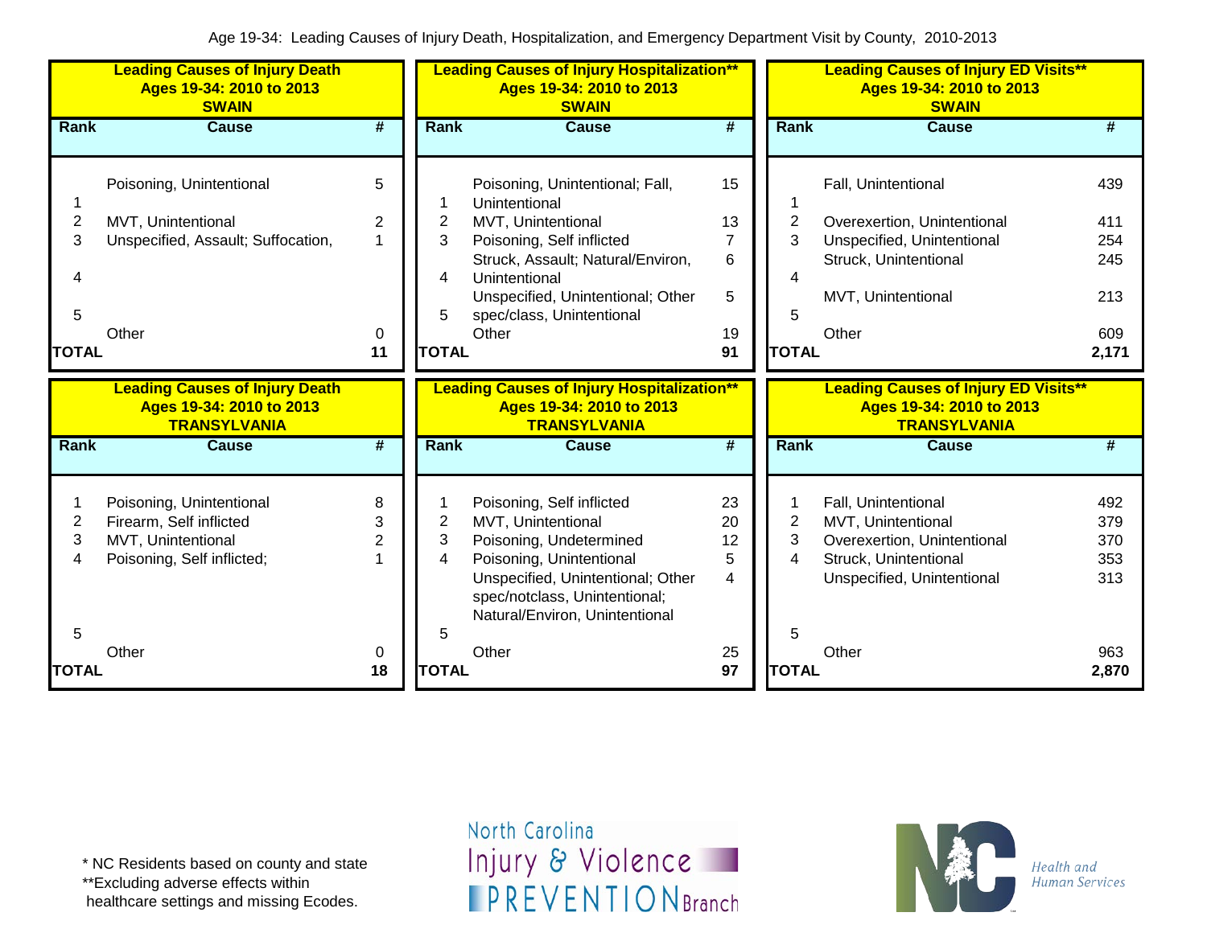Age 19-34: Leading Causes of Injury Death, Hospitalization, and Emergency Department Visit by County, 2010-2013

**Leading Causes of Injury Death
Ages 19-34: 2010 to 2013
SWAIN**

| Rank | Cause | # |
|---|---|---|
| 1 | Poisoning, Unintentional | 5 |
| 2 | MVT, Unintentional | 2 |
| 3 | Unspecified, Assault; Suffocation, | 1 |
| 4 | | |
| 5 | | |
| | Other | 0 |
| TOTAL | | 11 |

**Leading Causes of Injury Hospitalization**
Ages 19-34: 2010 to 2013
SWAIN**

| Rank | Cause | # |
|---|---|---|
| 1 | Poisoning, Unintentional; Fall, Unintentional | 15 |
| 2 | MVT, Unintentional | 13 |
| 3 | Poisoning, Self inflicted | 7 |
| 4 | Struck, Assault; Natural/Environ, Unintentional | 6 |
| 5 | Unspecified, Unintentional; Other spec/class, Unintentional | 5 |
| | Other | 19 |
| TOTAL | | 91 |

**Leading Causes of Injury ED Visits**
Ages 19-34: 2010 to 2013
SWAIN**

| Rank | Cause | # |
|---|---|---|
| 1 | Fall, Unintentional | 439 |
| 2 | Overexertion, Unintentional | 411 |
| 3 | Unspecified, Unintentional | 254 |
| 4 | Struck, Unintentional | 245 |
| 5 | MVT, Unintentional | 213 |
| | Other | 609 |
| TOTAL | | 2,171 |

**Leading Causes of Injury Death
Ages 19-34: 2010 to 2013
TRANSYLVANIA**

| Rank | Cause | # |
|---|---|---|
| 1 | Poisoning, Unintentional | 8 |
| 2 | Firearm, Self inflicted | 3 |
| 3 | MVT, Unintentional | 2 |
| 4 | Poisoning, Self inflicted; | 1 |
| 5 | | |
| | Other | 0 |
| TOTAL | | 18 |

**Leading Causes of Injury Hospitalization**
Ages 19-34: 2010 to 2013
TRANSYLVANIA**

| Rank | Cause | # |
|---|---|---|
| 1 | Poisoning, Self inflicted | 23 |
| 2 | MVT, Unintentional | 20 |
| 3 | Poisoning, Undetermined | 12 |
| 4 | Poisoning, Unintentional | 5 |
| 5 | Unspecified, Unintentional; Other spec/notclass, Unintentional; Natural/Environ, Unintentional | 4 |
| | Other | 25 |
| TOTAL | | 97 |

**Leading Causes of Injury ED Visits**
Ages 19-34: 2010 to 2013
TRANSYLVANIA**

| Rank | Cause | # |
|---|---|---|
| 1 | Fall, Unintentional | 492 |
| 2 | MVT, Unintentional | 379 |
| 3 | Overexertion, Unintentional | 370 |
| 4 | Struck, Unintentional | 353 |
| 5 | Unspecified, Unintentional | 313 |
| | Other | 963 |
| TOTAL | | 2,870 |

\* NC Residents based on county and state
\*\*Excluding adverse effects within healthcare settings and missing Ecodes.

North Carolina Injury & Violence PREVENTION Branch

NC Health and Human Services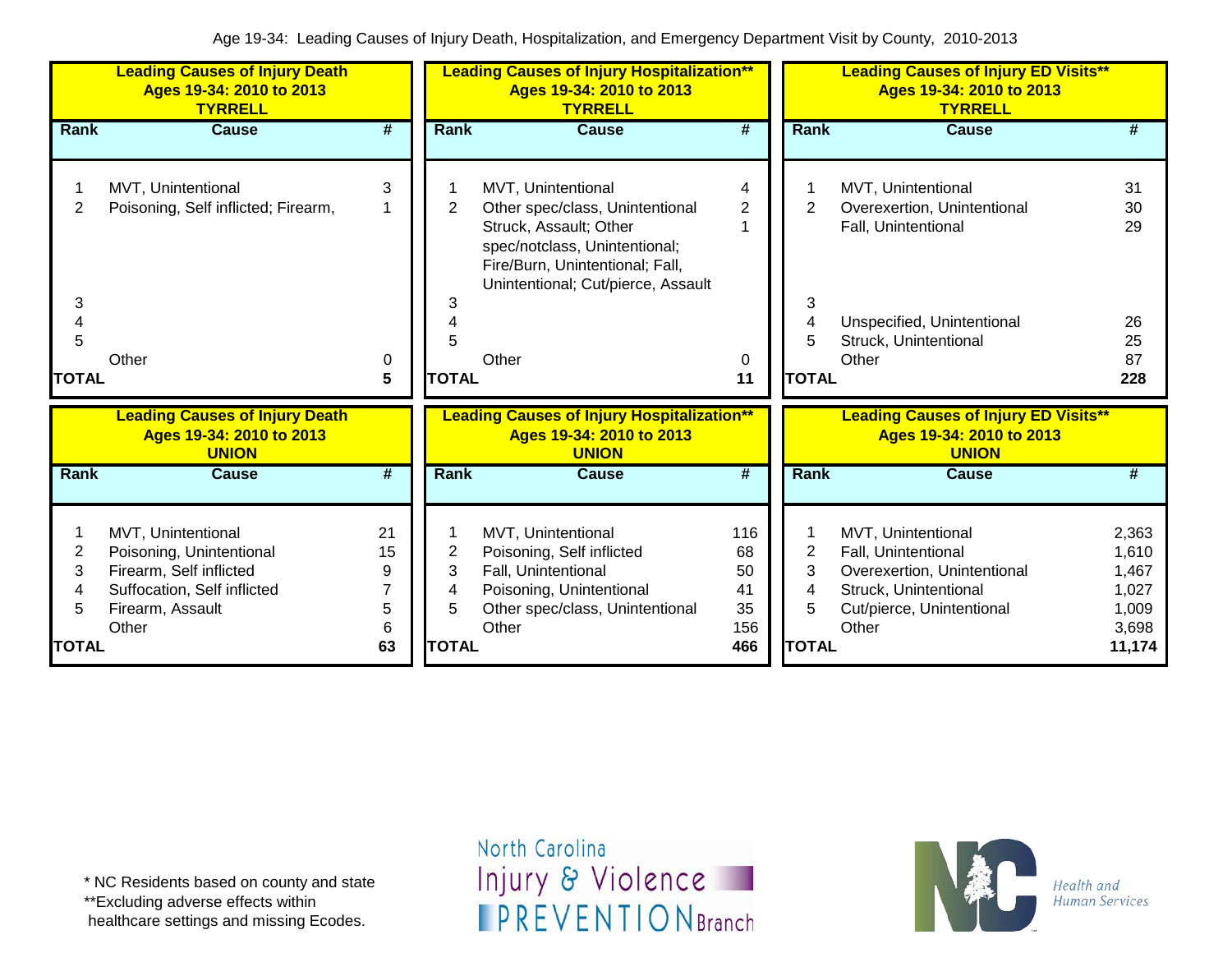Age 19-34: Leading Causes of Injury Death, Hospitalization, and Emergency Department Visit by County, 2010-2013

**Leading Causes of Injury Death Ages 19-34: 2010 to 2013 TYRRELL**

| Rank | Cause | # |
|---|---|---|
| 1 | MVT, Unintentional | 3 |
| 2 | Poisoning, Self inflicted; Firearm, | 1 |
| 3 | | |
| 4 | | |
| 5 | | |
| | Other | 0 |
| TOTAL | | 5 |

**Leading Causes of Injury Hospitalization** Ages 19-34: 2010 to 2013 TYRRELL**

| Rank | Cause | # |
|---|---|---|
| 1 | MVT, Unintentional | 4 |
| 2 | Other spec/class, Unintentional | 2 |
| | Struck, Assault; Other spec/notclass, Unintentional; Fire/Burn, Unintentional; Fall, Unintentional; Cut/pierce, Assault | 1 |
| 3 | | |
| 4 | | |
| 5 | | |
| | Other | 0 |
| TOTAL | | 11 |

**Leading Causes of Injury ED Visits** Ages 19-34: 2010 to 2013 TYRRELL**

| Rank | Cause | # |
|---|---|---|
| 1 | MVT, Unintentional | 31 |
| 2 | Overexertion, Unintentional | 30 |
| | Fall, Unintentional | 29 |
| 3 | | |
| 4 | Unspecified, Unintentional | 26 |
| 5 | Struck, Unintentional | 25 |
| | Other | 87 |
| TOTAL | | 228 |

**Leading Causes of Injury Death Ages 19-34: 2010 to 2013 UNION**

| Rank | Cause | # |
|---|---|---|
| 1 | MVT, Unintentional | 21 |
| 2 | Poisoning, Unintentional | 15 |
| 3 | Firearm, Self inflicted | 9 |
| 4 | Suffocation, Self inflicted | 7 |
| 5 | Firearm, Assault | 5 |
| | Other | 6 |
| TOTAL | | 63 |

**Leading Causes of Injury Hospitalization** Ages 19-34: 2010 to 2013 UNION**

| Rank | Cause | # |
|---|---|---|
| 1 | MVT, Unintentional | 116 |
| 2 | Poisoning, Self inflicted | 68 |
| 3 | Fall, Unintentional | 50 |
| 4 | Poisoning, Unintentional | 41 |
| 5 | Other spec/class, Unintentional | 35 |
| | Other | 156 |
| TOTAL | | 466 |

**Leading Causes of Injury ED Visits** Ages 19-34: 2010 to 2013 UNION**

| Rank | Cause | # |
|---|---|---|
| 1 | MVT, Unintentional | 2,363 |
| 2 | Fall, Unintentional | 1,610 |
| 3 | Overexertion, Unintentional | 1,467 |
| 4 | Struck, Unintentional | 1,027 |
| 5 | Cut/pierce, Unintentional | 1,009 |
| | Other | 3,698 |
| TOTAL | | 11,174 |

* NC Residents based on county and state
**Excluding adverse effects within healthcare settings and missing Ecodes.

North Carolina Injury & Violence PREVENTION Branch

Health and Human Services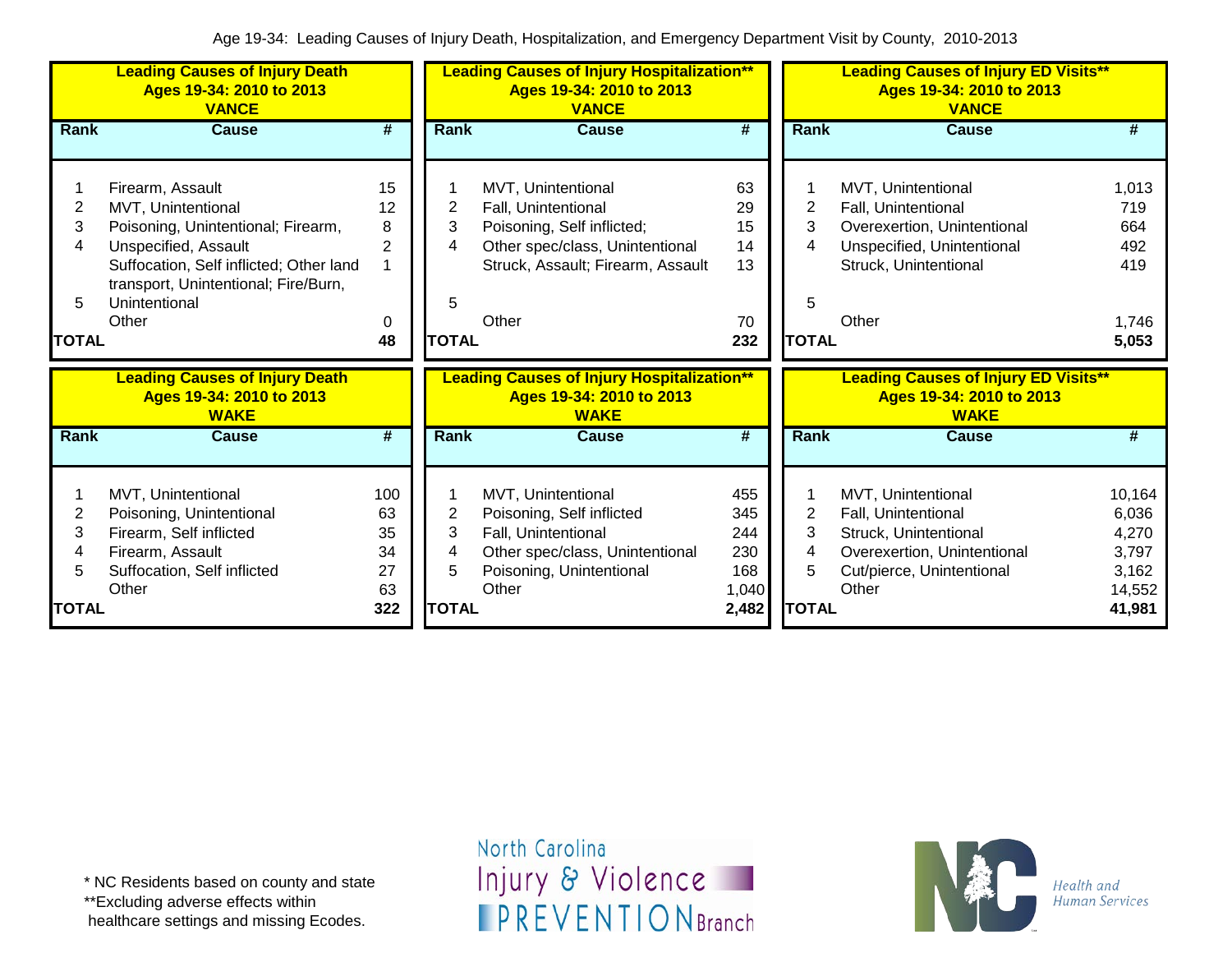Age 19-34: Leading Causes of Injury Death, Hospitalization, and Emergency Department Visit by County, 2010-2013

**Leading Causes of Injury Death Ages 19-34: 2010 to 2013 VANCE**

| Rank | Cause | # |
|---|---|---|
| 1 | Firearm, Assault | 15 |
| 2 | MVT, Unintentional | 12 |
| 3 | Poisoning, Unintentional; Firearm, | 8 |
| 4 | Unspecified, Assault | 2 |
| 5 | Suffocation, Self inflicted; Other land transport, Unintentional; Fire/Burn, Unintentional | 1 |
| | Other | 0 |
| TOTAL | | 48 |

**Leading Causes of Injury Hospitalization** Ages 19-34: 2010 to 2013 VANCE**

| Rank | Cause | # |
|---|---|---|
| 1 | MVT, Unintentional | 63 |
| 2 | Fall, Unintentional | 29 |
| 3 | Poisoning, Self inflicted; | 15 |
| 4 | Other spec/class, Unintentional | 14 |
| 5 | Struck, Assault; Firearm, Assault | 13 |
| | Other | 70 |
| TOTAL | | 232 |

**Leading Causes of Injury ED Visits** Ages 19-34: 2010 to 2013 VANCE**

| Rank | Cause | # |
|---|---|---|
| 1 | MVT, Unintentional | 1,013 |
| 2 | Fall, Unintentional | 719 |
| 3 | Overexertion, Unintentional | 664 |
| 4 | Unspecified, Unintentional | 492 |
| 5 | Struck, Unintentional | 419 |
| | Other | 1,746 |
| TOTAL | | 5,053 |

**Leading Causes of Injury Death Ages 19-34: 2010 to 2013 WAKE**

| Rank | Cause | # |
|---|---|---|
| 1 | MVT, Unintentional | 100 |
| 2 | Poisoning, Unintentional | 63 |
| 3 | Firearm, Self inflicted | 35 |
| 4 | Firearm, Assault | 34 |
| 5 | Suffocation, Self inflicted | 27 |
| | Other | 63 |
| TOTAL | | 322 |

**Leading Causes of Injury Hospitalization** Ages 19-34: 2010 to 2013 WAKE**

| Rank | Cause | # |
|---|---|---|
| 1 | MVT, Unintentional | 455 |
| 2 | Poisoning, Self inflicted | 345 |
| 3 | Fall, Unintentional | 244 |
| 4 | Other spec/class, Unintentional | 230 |
| 5 | Poisoning, Unintentional | 168 |
| | Other | 1,040 |
| TOTAL | | 2,482 |

**Leading Causes of Injury ED Visits** Ages 19-34: 2010 to 2013 WAKE**

| Rank | Cause | # |
|---|---|---|
| 1 | MVT, Unintentional | 10,164 |
| 2 | Fall, Unintentional | 6,036 |
| 3 | Struck, Unintentional | 4,270 |
| 4 | Overexertion, Unintentional | 3,797 |
| 5 | Cut/pierce, Unintentional | 3,162 |
| | Other | 14,552 |
| TOTAL | | 41,981 |

\* NC Residents based on county and state
\*\*Excluding adverse effects within healthcare settings and missing Ecodes.

North Carolina Injury & Violence PREVENTION Branch

Health and Human Services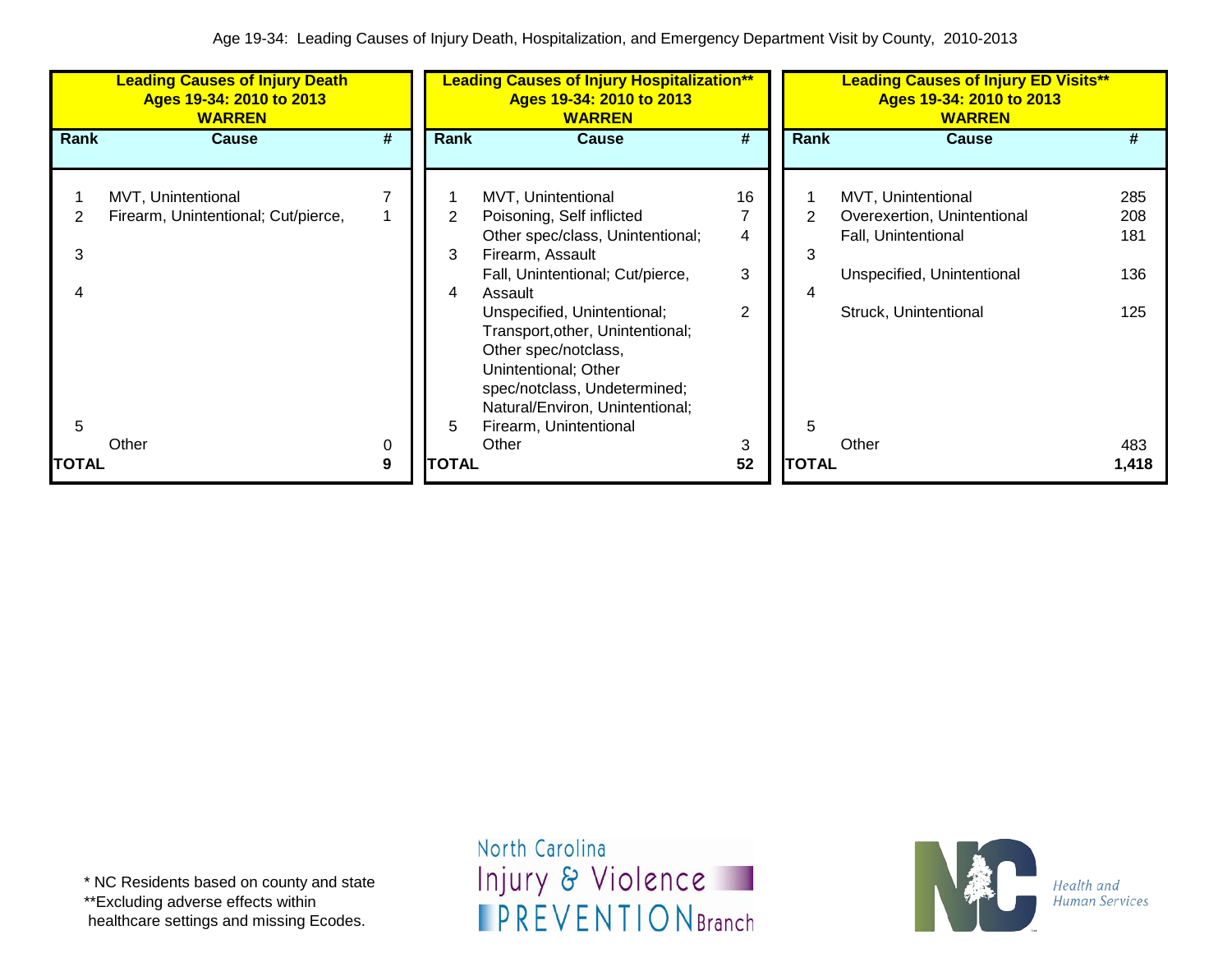Age 19-34: Leading Causes of Injury Death, Hospitalization, and Emergency Department Visit by County, 2010-2013

**Leading Causes of Injury Death**
**Ages 19-34: 2010 to 2013**
**WARREN**

| Rank | Cause | # |
|---|---|---|
| 1 | MVT, Unintentional | 7 |
| 2 | Firearm, Unintentional; Cut/pierce, | 1 |
| 3 | | |
| 4 | | |
| 5 | | |
| | Other | 0 |
| **TOTAL** | | **9** |

**Leading Causes of Injury Hospitalization\*\***
**Ages 19-34: 2010 to 2013**
**WARREN**

| Rank | Cause | # |
|---|---|---|
| 1 | MVT, Unintentional | 16 |
| 2 | Poisoning, Self inflicted | 7 |
| 3 | Other spec/class, Unintentional; Firearm, Assault | 4 |
| 4 | Fall, Unintentional; Cut/pierce, Assault | 3 |
| 5 | Unspecified, Unintentional; Transport,other, Unintentional; Other spec/notclass, Unintentional; Other spec/notclass, Undetermined; Natural/Environ, Unintentional; Firearm, Unintentional | 2 |
| | Other | 3 |
| **TOTAL** | | **52** |

**Leading Causes of Injury ED Visits\*\***
**Ages 19-34: 2010 to 2013**
**WARREN**

| Rank | Cause | # |
|---|---|---|
| 1 | MVT, Unintentional | 285 |
| 2 | Overexertion, Unintentional | 208 |
| 3 | Fall, Unintentional | 181 |
| 4 | Unspecified, Unintentional | 136 |
| 5 | Struck, Unintentional | 125 |
| | Other | 483 |
| **TOTAL** | | **1,418** |

\* NC Residents based on county and state
\*\*Excluding adverse effects within healthcare settings and missing Ecodes.

North Carolina Injury & Violence PREVENTION Branch

NC Health and Human Services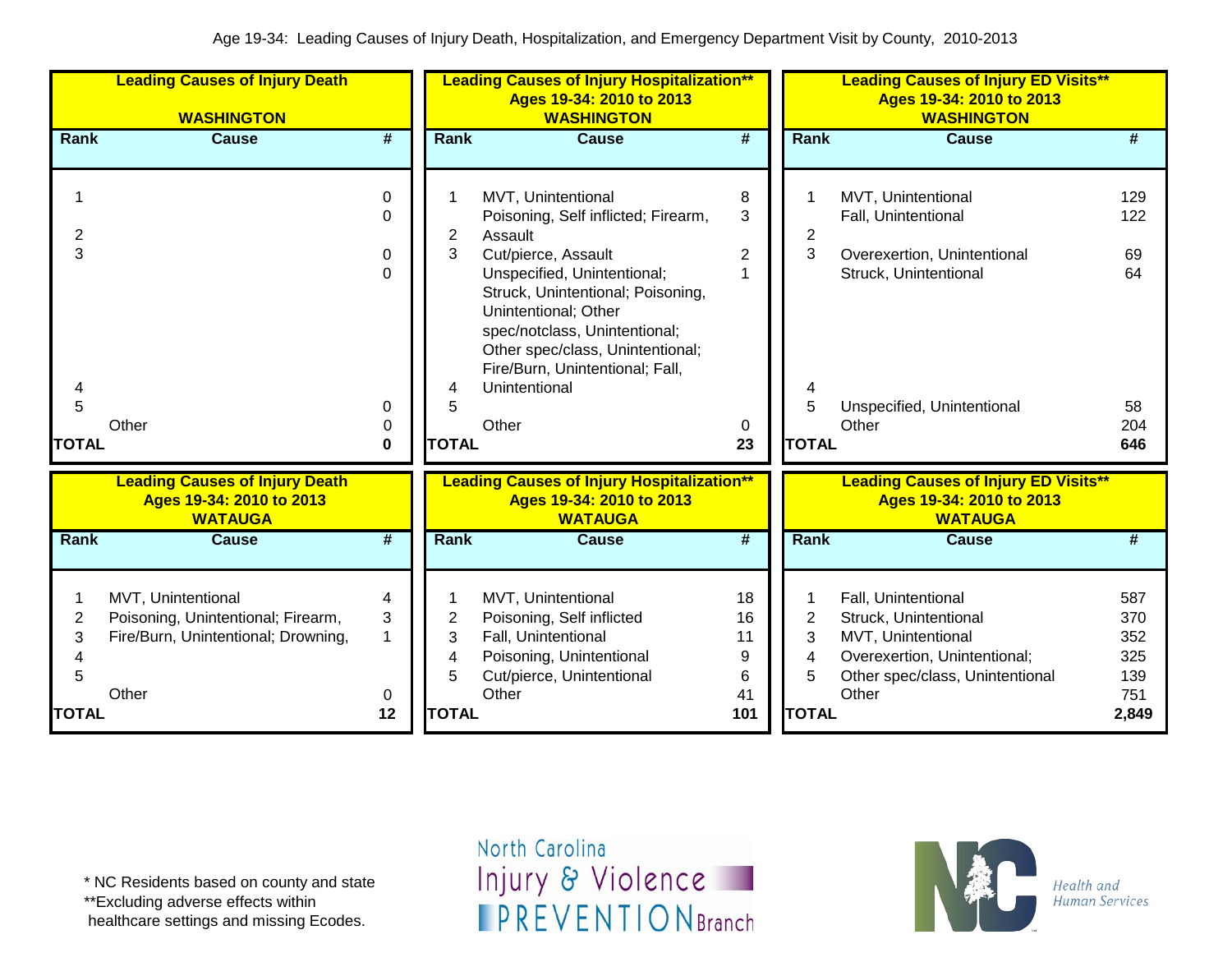Age 19-34: Leading Causes of Injury Death, Hospitalization, and Emergency Department Visit by County, 2010-2013

**Leading Causes of Injury Death**
**WASHINGTON**

| Rank | Cause | # |
|---|---|---|
| 1 | | 0 |
| | | 0 |
| 2 | | |
| 3 | | 0 |
| | | 0 |
| 4 | | |
| 5 | | 0 |
| | Other | 0 |
| **TOTAL** | | **0** |

**Leading Causes of Injury Hospitalization****
**Ages 19-34: 2010 to 2013**
**WASHINGTON**

| Rank | Cause | # |
|---|---|---|
| 1 | MVT, Unintentional | 8 |
| | Poisoning, Self inflicted; Firearm, | 3 |
| 2 | Assault | |
| 3 | Cut/pierce, Assault | 2 |
| | Unspecified, Unintentional; Struck, Unintentional; Poisoning, Unintentional; Other spec/notclass, Unintentional; Other spec/class, Unintentional; Fire/Burn, Unintentional; Fall, | 1 |
| 4 | Unintentional | |
| 5 | | |
| | Other | 0 |
| **TOTAL** | | **23** |

**Leading Causes of Injury ED Visits****
**Ages 19-34: 2010 to 2013**
**WASHINGTON**

| Rank | Cause | # |
|---|---|---|
| 1 | MVT, Unintentional | 129 |
| | Fall, Unintentional | 122 |
| 2 | | |
| 3 | Overexertion, Unintentional | 69 |
| | Struck, Unintentional | 64 |
| 4 | | |
| 5 | Unspecified, Unintentional | 58 |
| | Other | 204 |
| **TOTAL** | | **646** |

**Leading Causes of Injury Death**
**Ages 19-34: 2010 to 2013**
**WATAUGA**

| Rank | Cause | # |
|---|---|---|
| 1 | MVT, Unintentional | 4 |
| 2 | Poisoning, Unintentional; Firearm, | 3 |
| 3 | Fire/Burn, Unintentional; Drowning, | 1 |
| 4 | | |
| 5 | | |
| | Other | 0 |
| **TOTAL** | | **12** |

**Leading Causes of Injury Hospitalization****
**Ages 19-34: 2010 to 2013**
**WATAUGA**

| Rank | Cause | # |
|---|---|---|
| 1 | MVT, Unintentional | 18 |
| 2 | Poisoning, Self inflicted | 16 |
| 3 | Fall, Unintentional | 11 |
| 4 | Poisoning, Unintentional | 9 |
| 5 | Cut/pierce, Unintentional | 6 |
| | Other | 41 |
| **TOTAL** | | **101** |

**Leading Causes of Injury ED Visits****
**Ages 19-34: 2010 to 2013**
**WATAUGA**

| Rank | Cause | # |
|---|---|---|
| 1 | Fall, Unintentional | 587 |
| 2 | Struck, Unintentional | 370 |
| 3 | MVT, Unintentional | 352 |
| 4 | Overexertion, Unintentional; | 325 |
| 5 | Other spec/class, Unintentional | 139 |
| | Other | 751 |
| **TOTAL** | | **2,849** |

* NC Residents based on county and state
**Excluding adverse effects within healthcare settings and missing Ecodes.

North Carolina Injury & Violence PREVENTION Branch

Health and Human Services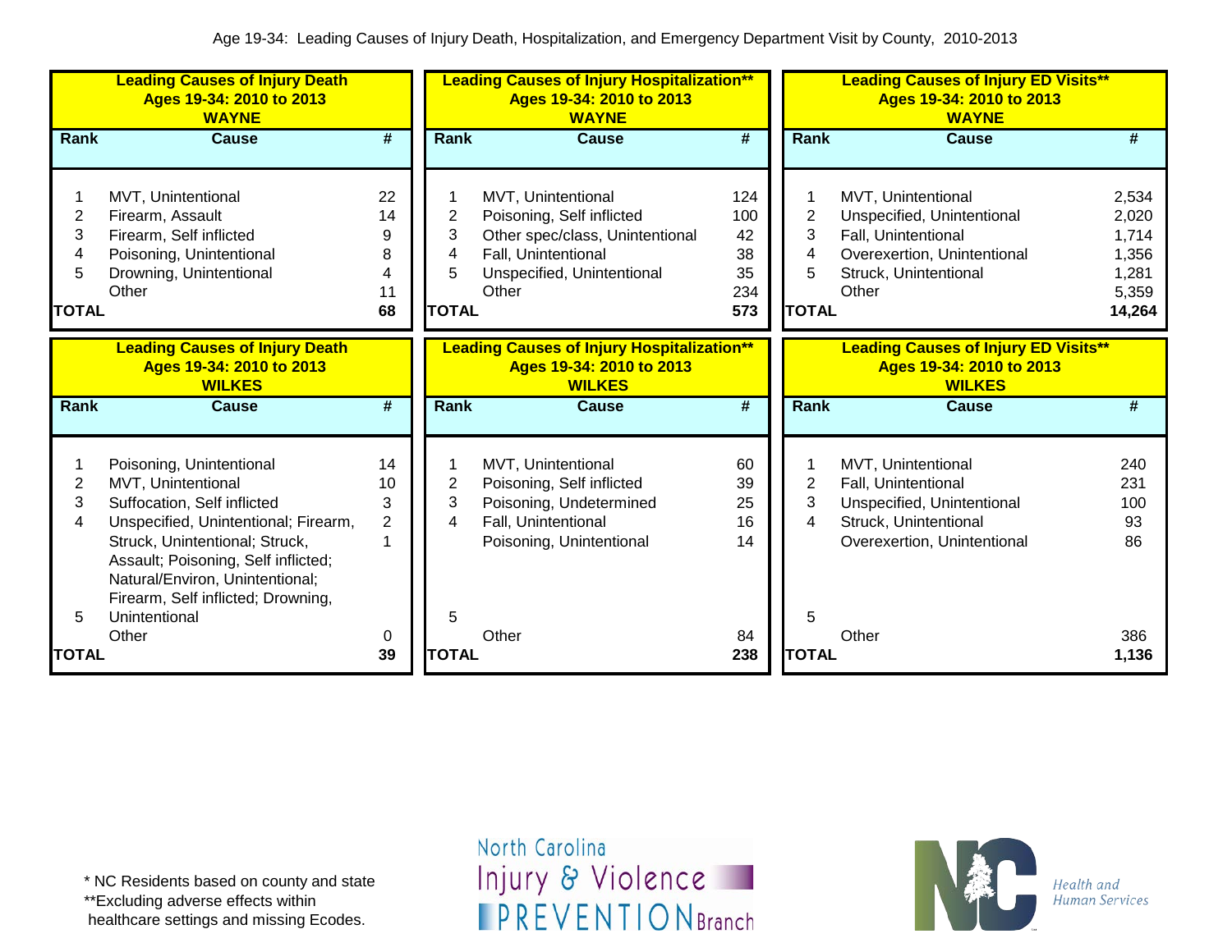Age 19-34: Leading Causes of Injury Death, Hospitalization, and Emergency Department Visit by County, 2010-2013

**Leading Causes of Injury Death**
**Ages 19-34: 2010 to 2013**
**WAYNE**

| Rank | Cause | # |
|---|---|---|
| 1 | MVT, Unintentional | 22 |
| 2 | Firearm, Assault | 14 |
| 3 | Firearm, Self inflicted | 9 |
| 4 | Poisoning, Unintentional | 8 |
| 5 | Drowning, Unintentional | 4 |
| | Other | 11 |
| **TOTAL** | | **68** |

**Leading Causes of Injury Hospitalization****
**Ages 19-34: 2010 to 2013**
**WAYNE**

| Rank | Cause | # |
|---|---|---|
| 1 | MVT, Unintentional | 124 |
| 2 | Poisoning, Self inflicted | 100 |
| 3 | Other spec/class, Unintentional | 42 |
| 4 | Fall, Unintentional | 38 |
| 5 | Unspecified, Unintentional | 35 |
| | Other | 234 |
| **TOTAL** | | **573** |

**Leading Causes of Injury ED Visits****
**Ages 19-34: 2010 to 2013**
**WAYNE**

| Rank | Cause | # |
|---|---|---|
| 1 | MVT, Unintentional | 2,534 |
| 2 | Unspecified, Unintentional | 2,020 |
| 3 | Fall, Unintentional | 1,714 |
| 4 | Overexertion, Unintentional | 1,356 |
| 5 | Struck, Unintentional | 1,281 |
| | Other | 5,359 |
| **TOTAL** | | **14,264** |

**Leading Causes of Injury Death**
**Ages 19-34: 2010 to 2013**
**WILKES**

| Rank | Cause | # |
|---|---|---|
| 1 | Poisoning, Unintentional | 14 |
| 2 | MVT, Unintentional | 10 |
| 3 | Suffocation, Self inflicted | 3 |
| 4 | Unspecified, Unintentional; Firearm, | 2 |
| | Struck, Unintentional; Struck, Assault; Poisoning, Self inflicted; Natural/Environ, Unintentional; Firearm, Self inflicted; Drowning, | 1 |
| 5 | Unintentional | |
| | Other | 0 |
| **TOTAL** | | **39** |

**Leading Causes of Injury Hospitalization****
**Ages 19-34: 2010 to 2013**
**WILKES**

| Rank | Cause | # |
|---|---|---|
| 1 | MVT, Unintentional | 60 |
| 2 | Poisoning, Self inflicted | 39 |
| 3 | Poisoning, Undetermined | 25 |
| 4 | Fall, Unintentional | 16 |
| | Poisoning, Unintentional | 14 |
| 5 | | |
| | Other | 84 |
| **TOTAL** | | **238** |

**Leading Causes of Injury ED Visits****
**Ages 19-34: 2010 to 2013**
**WILKES**

| Rank | Cause | # |
|---|---|---|
| 1 | MVT, Unintentional | 240 |
| 2 | Fall, Unintentional | 231 |
| 3 | Unspecified, Unintentional | 100 |
| 4 | Struck, Unintentional | 93 |
| | Overexertion, Unintentional | 86 |
| 5 | | |
| | Other | 386 |
| **TOTAL** | | **1,136** |

\* NC Residents based on county and state
**Excluding adverse effects within healthcare settings and missing Ecodes.

North Carolina Injury & Violence PREVENTION Branch

Health and Human Services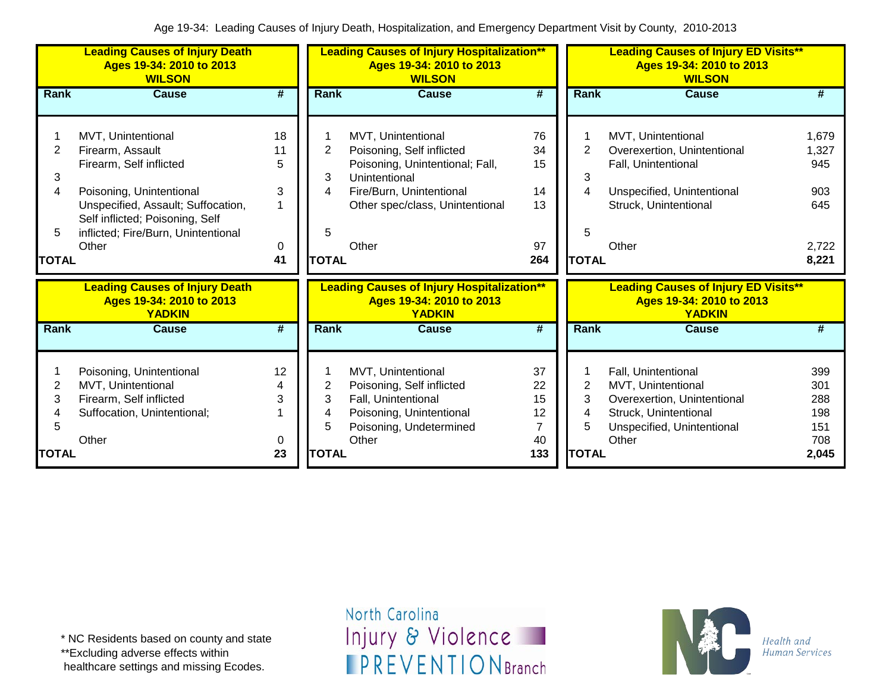Age 19-34: Leading Causes of Injury Death, Hospitalization, and Emergency Department Visit by County, 2010-2013

**Leading Causes of Injury Death
Ages 19-34: 2010 to 2013
WILSON**

| Rank | Cause | # |
|---|---|---|
| 1 | MVT, Unintentional | 18 |
| 2 | Firearm, Assault | 11 |
| 3 | Firearm, Self inflicted | 5 |
| 4 | Poisoning, Unintentional | 3 |
| 5 | Unspecified, Assault; Suffocation, Self inflicted; Poisoning, Self inflicted; Fire/Burn, Unintentional | 1 |
| | Other | 0 |
| TOTAL | | 41 |

**Leading Causes of Injury Hospitalization**
Ages 19-34: 2010 to 2013
WILSON**

| Rank | Cause | # |
|---|---|---|
| 1 | MVT, Unintentional | 76 |
| 2 | Poisoning, Self inflicted | 34 |
| 3 | Poisoning, Unintentional; Fall, Unintentional | 15 |
| 4 | Fire/Burn, Unintentional | 14 |
| 5 | Other spec/class, Unintentional | 13 |
| | Other | 97 |
| TOTAL | | 264 |

**Leading Causes of Injury ED Visits**
Ages 19-34: 2010 to 2013
WILSON**

| Rank | Cause | # |
|---|---|---|
| 1 | MVT, Unintentional | 1,679 |
| 2 | Overexertion, Unintentional | 1,327 |
| 3 | Fall, Unintentional | 945 |
| 4 | Unspecified, Unintentional | 903 |
| 5 | Struck, Unintentional | 645 |
| | Other | 2,722 |
| TOTAL | | 8,221 |

**Leading Causes of Injury Death
Ages 19-34: 2010 to 2013
YADKIN**

| Rank | Cause | # |
|---|---|---|
| 1 | Poisoning, Unintentional | 12 |
| 2 | MVT, Unintentional | 4 |
| 3 | Firearm, Self inflicted | 3 |
| 4 | Suffocation, Unintentional; | 1 |
| 5 | | |
| | Other | 0 |
| TOTAL | | 23 |

**Leading Causes of Injury Hospitalization**
Ages 19-34: 2010 to 2013
YADKIN**

| Rank | Cause | # |
|---|---|---|
| 1 | MVT, Unintentional | 37 |
| 2 | Poisoning, Self inflicted | 22 |
| 3 | Fall, Unintentional | 15 |
| 4 | Poisoning, Unintentional | 12 |
| 5 | Poisoning, Undetermined | 7 |
| | Other | 40 |
| TOTAL | | 133 |

**Leading Causes of Injury ED Visits**
Ages 19-34: 2010 to 2013
YADKIN**

| Rank | Cause | # |
|---|---|---|
| 1 | Fall, Unintentional | 399 |
| 2 | MVT, Unintentional | 301 |
| 3 | Overexertion, Unintentional | 288 |
| 4 | Struck, Unintentional | 198 |
| 5 | Unspecified, Unintentional | 151 |
| | Other | 708 |
| TOTAL | | 2,045 |

* NC Residents based on county and state
**Excluding adverse effects within healthcare settings and missing Ecodes.

North Carolina Injury & Violence PREVENTION Branch

NC Health and Human Services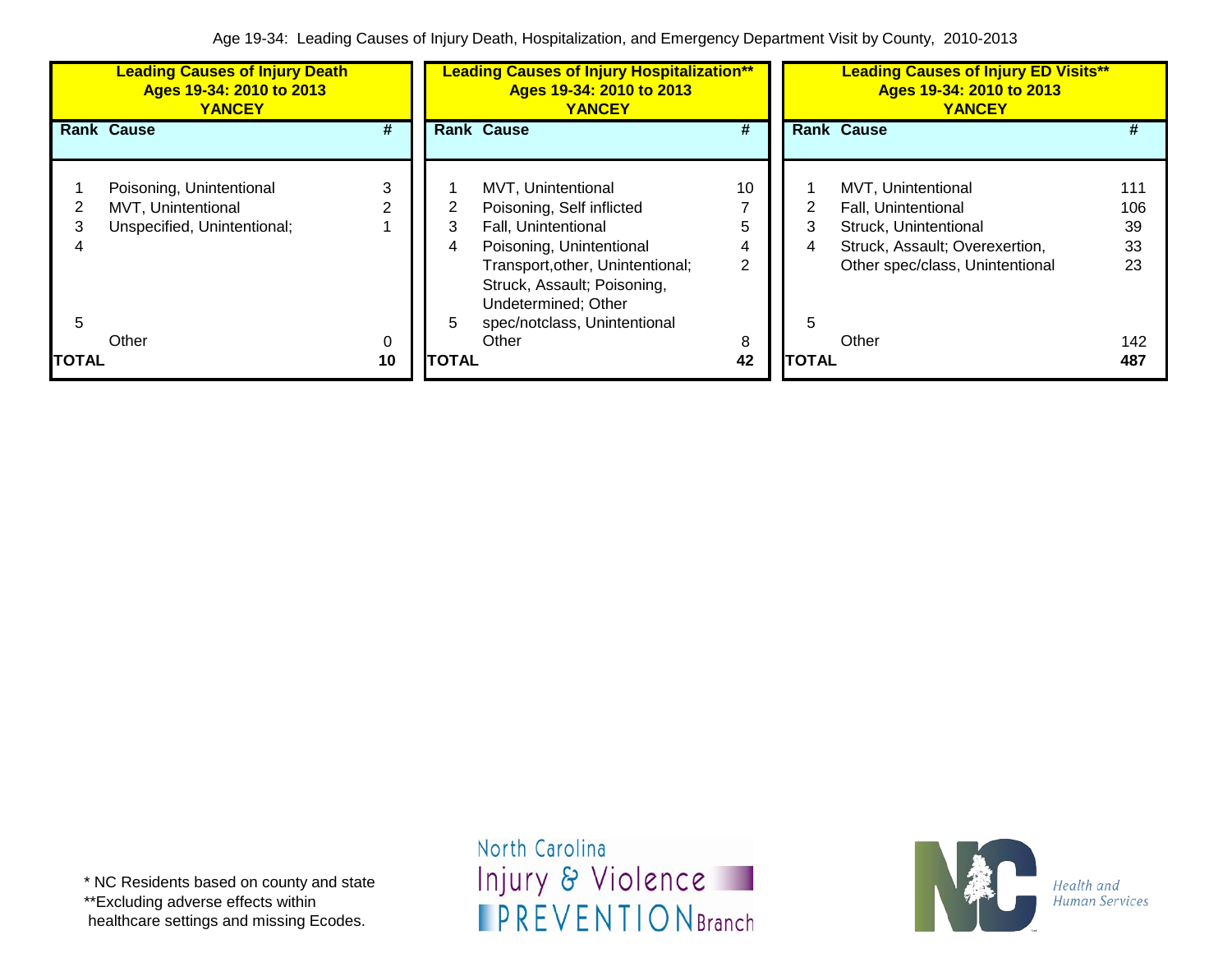Age 19-34: Leading Causes of Injury Death, Hospitalization, and Emergency Department Visit by County, 2010-2013

**Leading Causes of Injury Death**
**Ages 19-34: 2010 to 2013**
**YANCEY**

| Rank | Cause | # |
|---|---|---|
| 1 | Poisoning, Unintentional | 3 |
| 2 | MVT, Unintentional | 2 |
| 3 | Unspecified, Unintentional; | 1 |
| 4 | | |
| 5 | | |
| | Other | 0 |
| **TOTAL** | | **10** |

**Leading Causes of Injury Hospitalization****
**Ages 19-34: 2010 to 2013**
**YANCEY**

| Rank | Cause | # |
|---|---|---|
| 1 | MVT, Unintentional | 10 |
| 2 | Poisoning, Self inflicted | 7 |
| 3 | Fall, Unintentional | 5 |
| 4 | Poisoning, Unintentional | 4 |
| 5 | Transport,other, Unintentional; Struck, Assault; Poisoning, Undetermined; Other spec/notclass, Unintentional | 2 |
| | Other | 8 |
| **TOTAL** | | **42** |

**Leading Causes of Injury ED Visits****
**Ages 19-34: 2010 to 2013**
**YANCEY**

| Rank | Cause | # |
|---|---|---|
| 1 | MVT, Unintentional | 111 |
| 2 | Fall, Unintentional | 106 |
| 3 | Struck, Unintentional | 39 |
| 4 | Struck, Assault; Overexertion, | 33 |
| 5 | Other spec/class, Unintentional | 23 |
| | Other | 142 |
| **TOTAL** | | **487** |

\* NC Residents based on county and state
**Excluding adverse effects within healthcare settings and missing Ecodes.

North Carolina Injury & Violence PREVENTION Branch

NC Health and Human Services